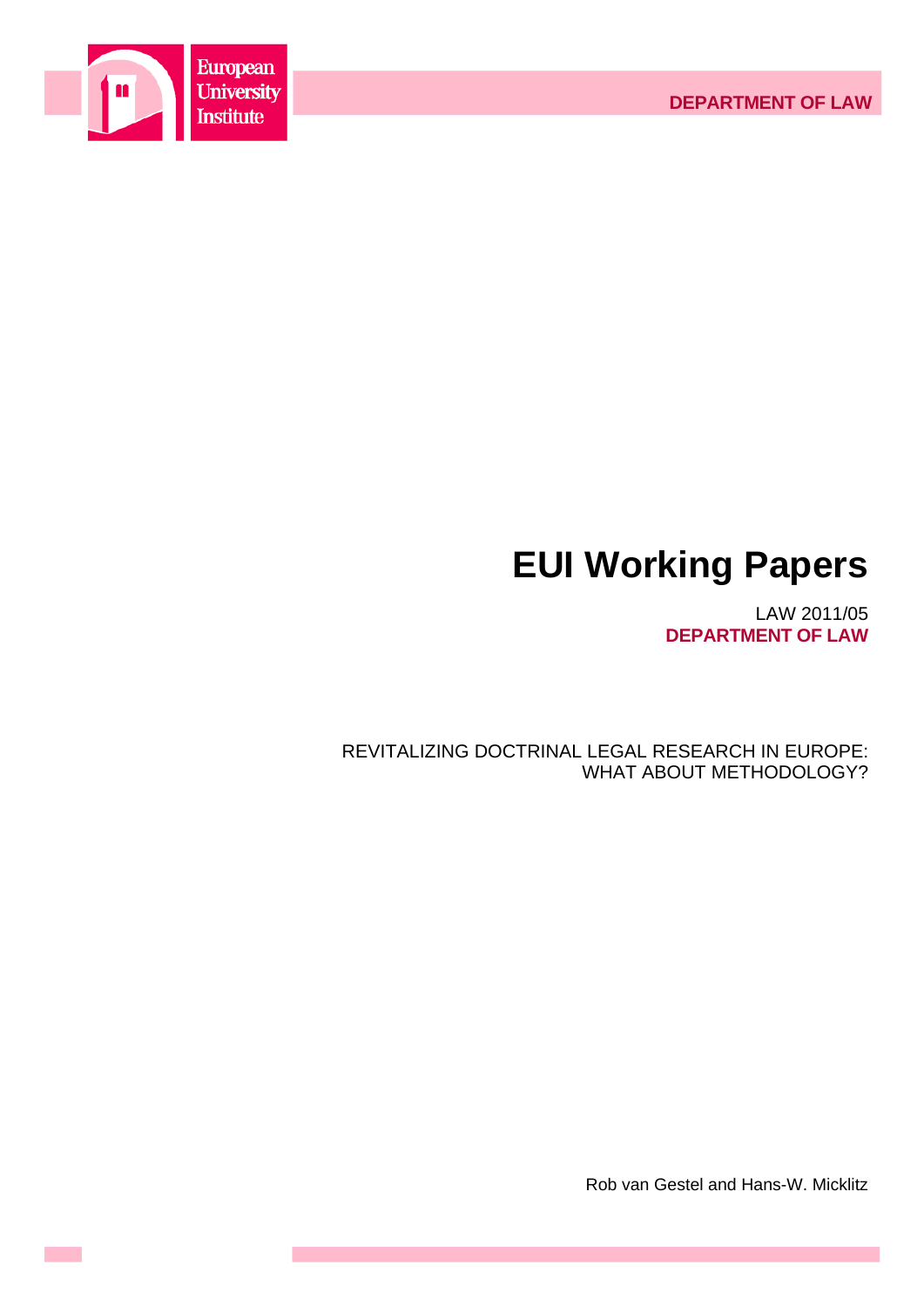European University Institute

DEPARTMENT OF LAW

# EUI Working Papers

LAW 2011/05
**DEPARTMENT OF LAW**

REVITALIZING DOCTRINAL LEGAL RESEARCH IN EUROPE: WHAT ABOUT METHODOLOGY?

Rob van Gestel and Hans-W. Micklitz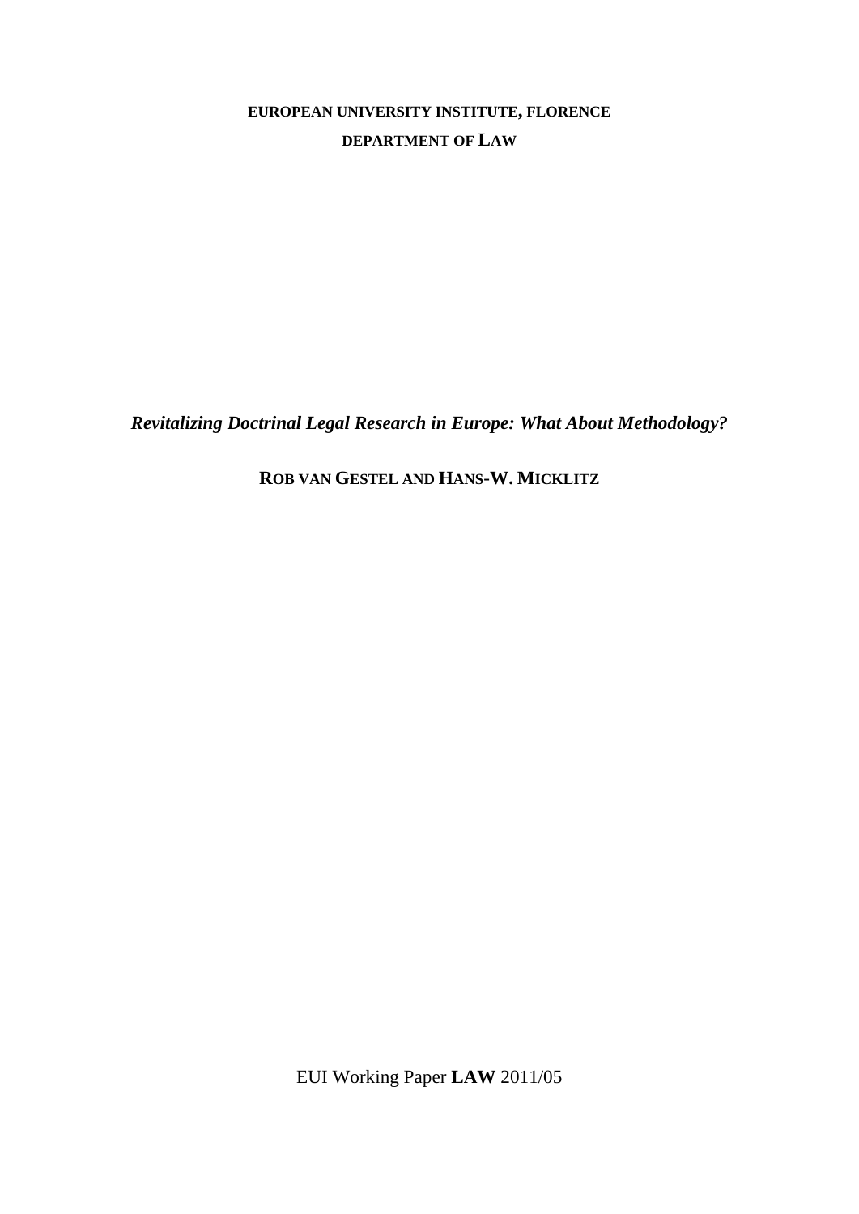**EUROPEAN UNIVERSITY INSTITUTE, FLORENCE**

**DEPARTMENT OF LAW**

***Revitalizing Doctrinal Legal Research in Europe: What About Methodology?***

**ROB VAN GESTEL AND HANS-W. MICKLITZ**

EUI Working Paper **LAW** 2011/05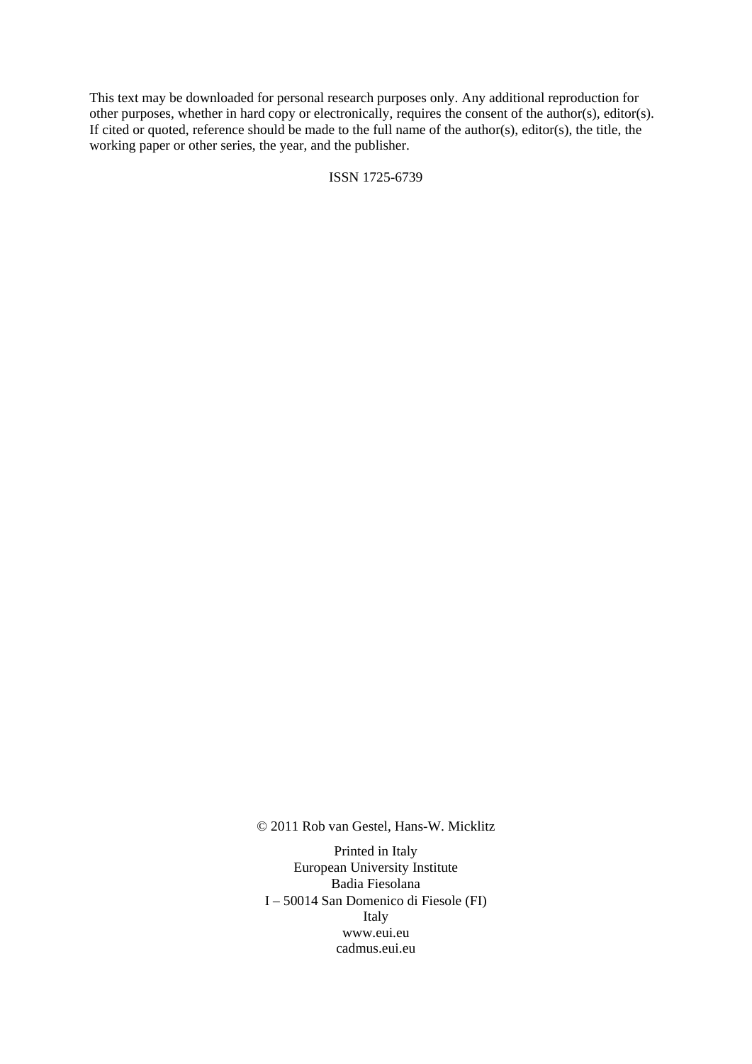This text may be downloaded for personal research purposes only. Any additional reproduction for other purposes, whether in hard copy or electronically, requires the consent of the author(s), editor(s). If cited or quoted, reference should be made to the full name of the author(s), editor(s), the title, the working paper or other series, the year, and the publisher.

ISSN 1725-6739

© 2011 Rob van Gestel, Hans-W. Micklitz

Printed in Italy
European University Institute
Badia Fiesolana
I – 50014 San Domenico di Fiesole (FI)
Italy
www.eui.eu
cadmus.eui.eu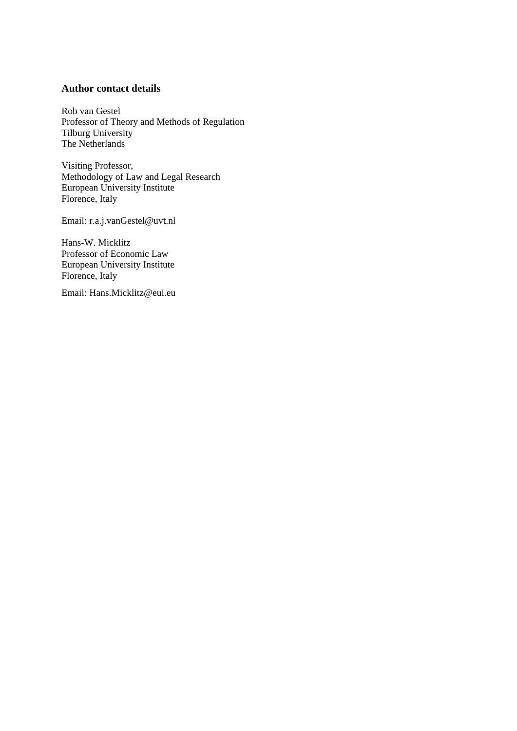## Author contact details

Rob van Gestel
Professor of Theory and Methods of Regulation
Tilburg University
The Netherlands

Visiting Professor,
Methodology of Law and Legal Research
European University Institute
Florence, Italy

Email: r.a.j.vanGestel@uvt.nl

Hans-W. Micklitz
Professor of Economic Law
European University Institute
Florence, Italy

Email: Hans.Micklitz@eui.eu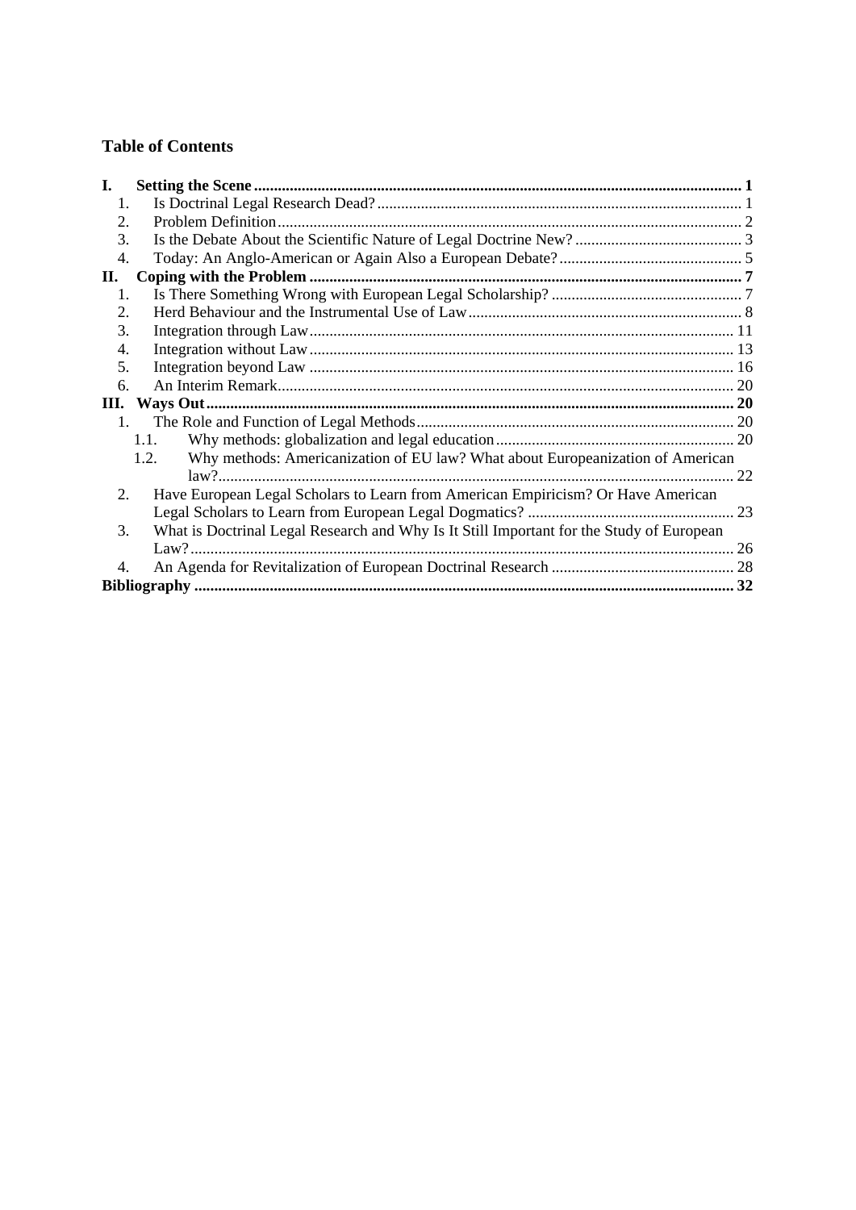## Table of Contents

**I. Setting the Scene** .......... **1**
1. Is Doctrinal Legal Research Dead? .......... 1
2. Problem Definition .......... 2
3. Is the Debate About the Scientific Nature of Legal Doctrine New? .......... 3
4. Today: An Anglo-American or Again Also a European Debate? .......... 5

**II. Coping with the Problem** .......... **7**
1. Is There Something Wrong with European Legal Scholarship? .......... 7
2. Herd Behaviour and the Instrumental Use of Law .......... 8
3. Integration through Law .......... 11
4. Integration without Law .......... 13
5. Integration beyond Law .......... 16
6. An Interim Remark .......... 20

**III. Ways Out** .......... **20**
1. The Role and Function of Legal Methods .......... 20
   - 1.1. Why methods: globalization and legal education .......... 20
   - 1.2. Why methods: Americanization of EU law? What about Europeanization of American law? .......... 22
2. Have European Legal Scholars to Learn from American Empiricism? Or Have American Legal Scholars to Learn from European Legal Dogmatics? .......... 23
3. What is Doctrinal Legal Research and Why Is It Still Important for the Study of European Law? .......... 26
4. An Agenda for Revitalization of European Doctrinal Research .......... 28

**Bibliography** .......... **32**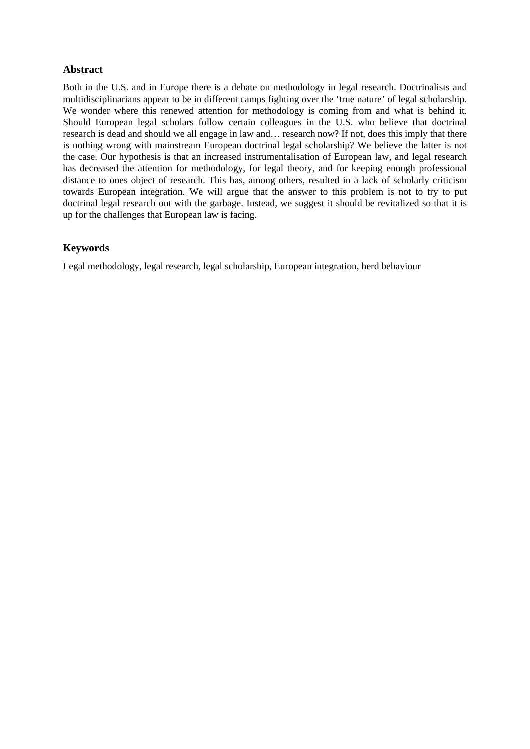## Abstract

Both in the U.S. and in Europe there is a debate on methodology in legal research. Doctrinalists and multidisciplinarians appear to be in different camps fighting over the 'true nature' of legal scholarship. We wonder where this renewed attention for methodology is coming from and what is behind it. Should European legal scholars follow certain colleagues in the U.S. who believe that doctrinal research is dead and should we all engage in law and… research now? If not, does this imply that there is nothing wrong with mainstream European doctrinal legal scholarship? We believe the latter is not the case. Our hypothesis is that an increased instrumentalisation of European law, and legal research has decreased the attention for methodology, for legal theory, and for keeping enough professional distance to ones object of research. This has, among others, resulted in a lack of scholarly criticism towards European integration. We will argue that the answer to this problem is not to try to put doctrinal legal research out with the garbage. Instead, we suggest it should be revitalized so that it is up for the challenges that European law is facing.

## Keywords

Legal methodology, legal research, legal scholarship, European integration, herd behaviour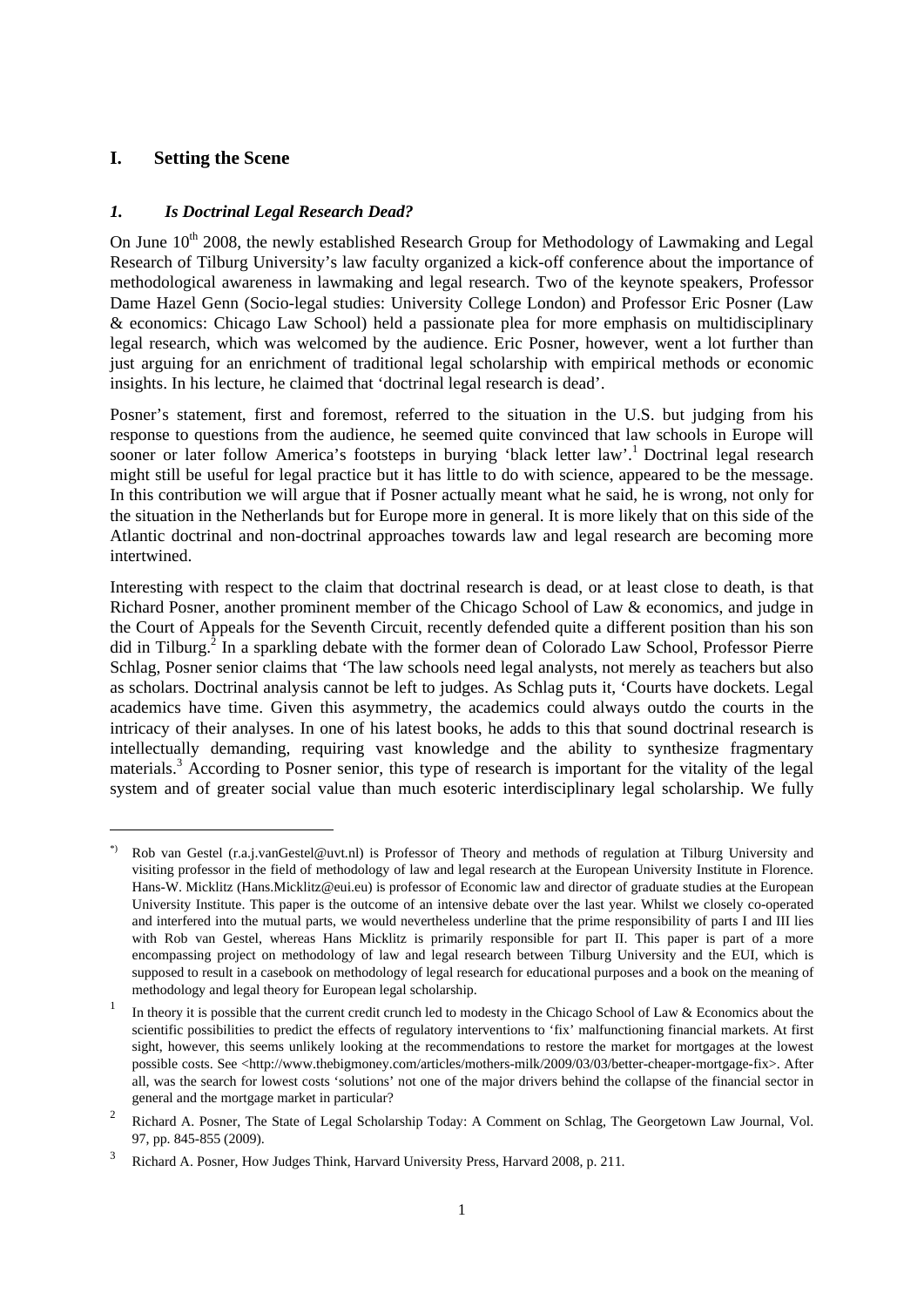## I. Setting the Scene

### *1. Is Doctrinal Legal Research Dead?*

On June 10th 2008, the newly established Research Group for Methodology of Lawmaking and Legal Research of Tilburg University's law faculty organized a kick-off conference about the importance of methodological awareness in lawmaking and legal research. Two of the keynote speakers, Professor Dame Hazel Genn (Socio-legal studies: University College London) and Professor Eric Posner (Law & economics: Chicago Law School) held a passionate plea for more emphasis on multidisciplinary legal research, which was welcomed by the audience. Eric Posner, however, went a lot further than just arguing for an enrichment of traditional legal scholarship with empirical methods or economic insights. In his lecture, he claimed that 'doctrinal legal research is dead'.

Posner's statement, first and foremost, referred to the situation in the U.S. but judging from his response to questions from the audience, he seemed quite convinced that law schools in Europe will sooner or later follow America's footsteps in burying 'black letter law'.[1] Doctrinal legal research might still be useful for legal practice but it has little to do with science, appeared to be the message. In this contribution we will argue that if Posner actually meant what he said, he is wrong, not only for the situation in the Netherlands but for Europe more in general. It is more likely that on this side of the Atlantic doctrinal and non-doctrinal approaches towards law and legal research are becoming more intertwined.

Interesting with respect to the claim that doctrinal research is dead, or at least close to death, is that Richard Posner, another prominent member of the Chicago School of Law & economics, and judge in the Court of Appeals for the Seventh Circuit, recently defended quite a different position than his son did in Tilburg.[2] In a sparkling debate with the former dean of Colorado Law School, Professor Pierre Schlag, Posner senior claims that 'The law schools need legal analysts, not merely as teachers but also as scholars. Doctrinal analysis cannot be left to judges. As Schlag puts it, 'Courts have dockets. Legal academics have time. Given this asymmetry, the academics could always outdo the courts in the intricacy of their analyses. In one of his latest books, he adds to this that sound doctrinal research is intellectually demanding, requiring vast knowledge and the ability to synthesize fragmentary materials.[3] According to Posner senior, this type of research is important for the vitality of the legal system and of greater social value than much esoteric interdisciplinary legal scholarship. We fully

---

*) Rob van Gestel (r.a.j.vanGestel@uvt.nl) is Professor of Theory and methods of regulation at Tilburg University and visiting professor in the field of methodology of law and legal research at the European University Institute in Florence. Hans-W. Micklitz (Hans.Micklitz@eui.eu) is professor of Economic law and director of graduate studies at the European University Institute. This paper is the outcome of an intensive debate over the last year. Whilst we closely co-operated and interfered into the mutual parts, we would nevertheless underline that the prime responsibility of parts I and III lies with Rob van Gestel, whereas Hans Micklitz is primarily responsible for part II. This paper is part of a more encompassing project on methodology of law and legal research between Tilburg University and the EUI, which is supposed to result in a casebook on methodology of legal research for educational purposes and a book on the meaning of methodology and legal theory for European legal scholarship.

1 In theory it is possible that the current credit crunch led to modesty in the Chicago School of Law & Economics about the scientific possibilities to predict the effects of regulatory interventions to 'fix' malfunctioning financial markets. At first sight, however, this seems unlikely looking at the recommendations to restore the market for mortgages at the lowest possible costs. See <http://www.thebigmoney.com/articles/mothers-milk/2009/03/03/better-cheaper-mortgage-fix>. After all, was the search for lowest costs 'solutions' not one of the major drivers behind the collapse of the financial sector in general and the mortgage market in particular?

2 Richard A. Posner, The State of Legal Scholarship Today: A Comment on Schlag, The Georgetown Law Journal, Vol. 97, pp. 845-855 (2009).

3 Richard A. Posner, How Judges Think, Harvard University Press, Harvard 2008, p. 211.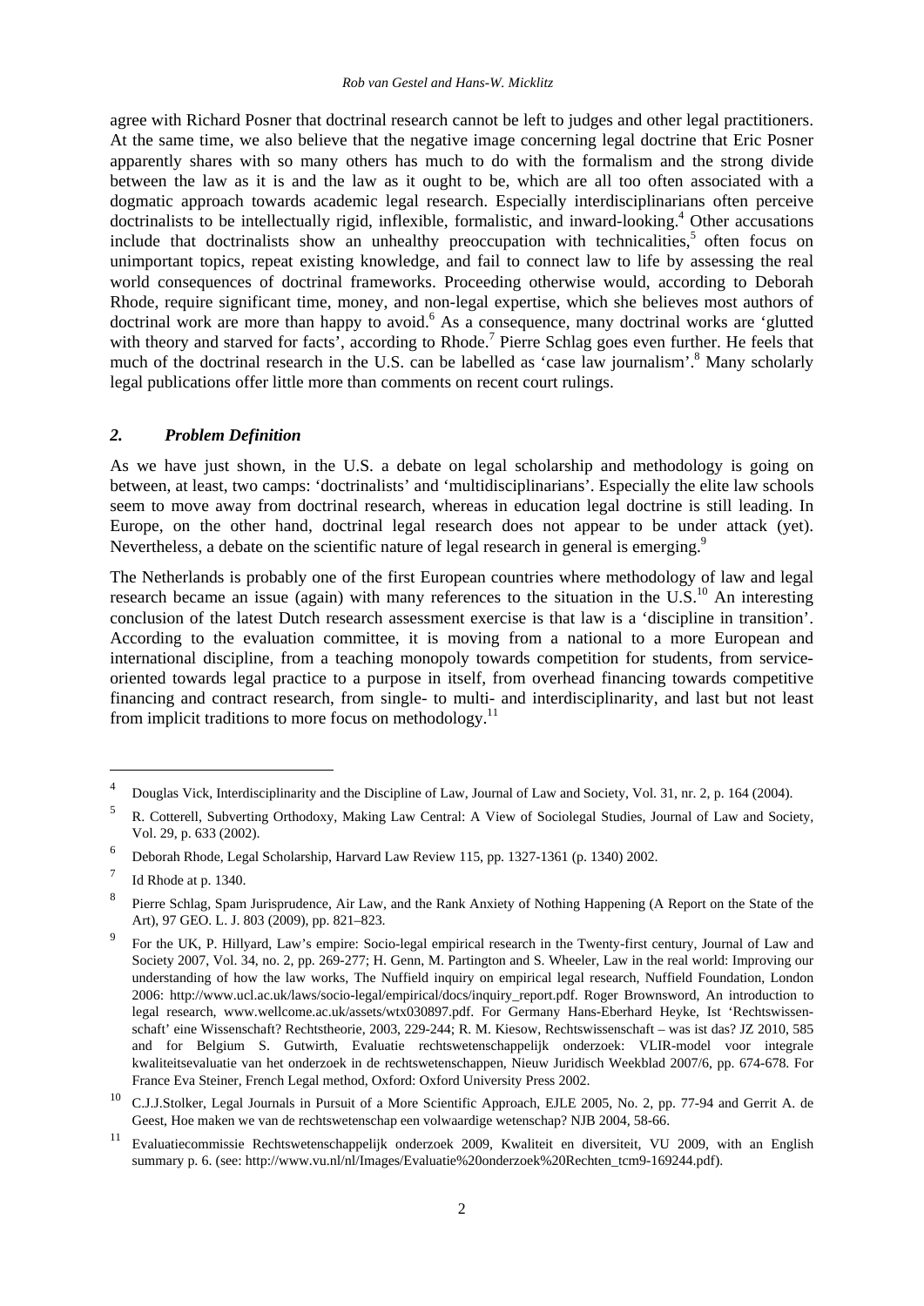agree with Richard Posner that doctrinal research cannot be left to judges and other legal practitioners. At the same time, we also believe that the negative image concerning legal doctrine that Eric Posner apparently shares with so many others has much to do with the formalism and the strong divide between the law as it is and the law as it ought to be, which are all too often associated with a dogmatic approach towards academic legal research. Especially interdisciplinarians often perceive doctrinalists to be intellectually rigid, inflexible, formalistic, and inward-looking.[4] Other accusations include that doctrinalists show an unhealthy preoccupation with technicalities,[5] often focus on unimportant topics, repeat existing knowledge, and fail to connect law to life by assessing the real world consequences of doctrinal frameworks. Proceeding otherwise would, according to Deborah Rhode, require significant time, money, and non-legal expertise, which she believes most authors of doctrinal work are more than happy to avoid.[6] As a consequence, many doctrinal works are 'glutted with theory and starved for facts', according to Rhode.[7] Pierre Schlag goes even further. He feels that much of the doctrinal research in the U.S. can be labelled as 'case law journalism'.[8] Many scholarly legal publications offer little more than comments on recent court rulings.

## *2. Problem Definition*

As we have just shown, in the U.S. a debate on legal scholarship and methodology is going on between, at least, two camps: 'doctrinalists' and 'multidisciplinarians'. Especially the elite law schools seem to move away from doctrinal research, whereas in education legal doctrine is still leading. In Europe, on the other hand, doctrinal legal research does not appear to be under attack (yet). Nevertheless, a debate on the scientific nature of legal research in general is emerging.[9]

The Netherlands is probably one of the first European countries where methodology of law and legal research became an issue (again) with many references to the situation in the U.S.[10] An interesting conclusion of the latest Dutch research assessment exercise is that law is a 'discipline in transition'. According to the evaluation committee, it is moving from a national to a more European and international discipline, from a teaching monopoly towards competition for students, from service-oriented towards legal practice to a purpose in itself, from overhead financing towards competitive financing and contract research, from single- to multi- and interdisciplinarity, and last but not least from implicit traditions to more focus on methodology.[11]

---

[4] Douglas Vick, Interdisciplinarity and the Discipline of Law, Journal of Law and Society, Vol. 31, nr. 2, p. 164 (2004).

[5] R. Cotterell, Subverting Orthodoxy, Making Law Central: A View of Sociolegal Studies, Journal of Law and Society, Vol. 29, p. 633 (2002).

[6] Deborah Rhode, Legal Scholarship, Harvard Law Review 115, pp. 1327-1361 (p. 1340) 2002.

[7] Id Rhode at p. 1340.

[8] Pierre Schlag, Spam Jurisprudence, Air Law, and the Rank Anxiety of Nothing Happening (A Report on the State of the Art), 97 GEO. L. J. 803 (2009), pp. 821–823.

[9] For the UK, P. Hillyard, Law's empire: Socio-legal empirical research in the Twenty-first century, Journal of Law and Society 2007, Vol. 34, no. 2, pp. 269-277; H. Genn, M. Partington and S. Wheeler, Law in the real world: Improving our understanding of how the law works, The Nuffield inquiry on empirical legal research, Nuffield Foundation, London 2006: http://www.ucl.ac.uk/laws/socio-legal/empirical/docs/inquiry_report.pdf. Roger Brownsword, An introduction to legal research, www.wellcome.ac.uk/assets/wtx030897.pdf. For Germany Hans-Eberhard Heyke, Ist 'Rechtswissenschaft' eine Wissenschaft? Rechtstheorie, 2003, 229-244; R. M. Kiesow, Rechtswissenschaft – was ist das? JZ 2010, 585 and for Belgium S. Gutwirth, Evaluatie rechtswetenschappelijk onderzoek: VLIR-model voor integrale kwaliteitsevaluatie van het onderzoek in de rechtswetenschappen, Nieuw Juridisch Weekblad 2007/6, pp. 674-678. For France Eva Steiner, French Legal method, Oxford: Oxford University Press 2002.

[10] C.J.J.Stolker, Legal Journals in Pursuit of a More Scientific Approach, EJLE 2005, No. 2, pp. 77-94 and Gerrit A. de Geest, Hoe maken we van de rechtswetenschap een volwaardige wetenschap? NJB 2004, 58-66.

[11] Evaluatiecommissie Rechtswetenschappelijk onderzoek 2009, Kwaliteit en diversiteit, VU 2009, with an English summary p. 6. (see: http://www.vu.nl/nl/Images/Evaluatie%20onderzoek%20Rechten_tcm9-169244.pdf).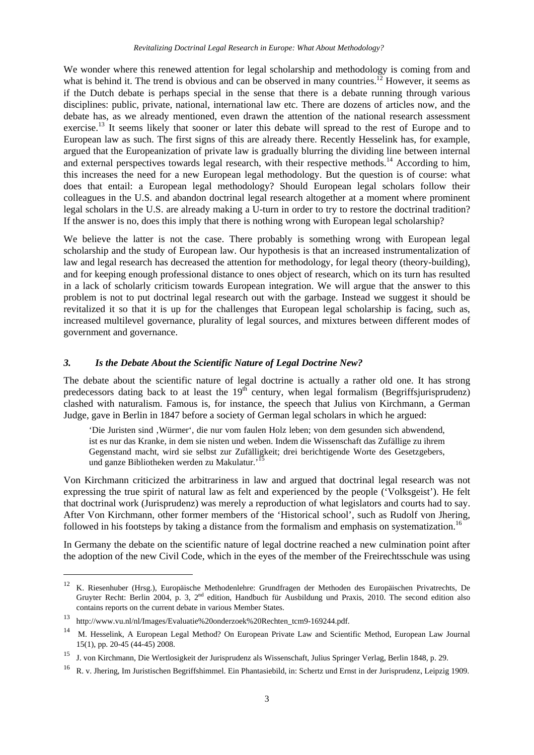We wonder where this renewed attention for legal scholarship and methodology is coming from and what is behind it. The trend is obvious and can be observed in many countries.[12] However, it seems as if the Dutch debate is perhaps special in the sense that there is a debate running through various disciplines: public, private, national, international law etc. There are dozens of articles now, and the debate has, as we already mentioned, even drawn the attention of the national research assessment exercise.[13] It seems likely that sooner or later this debate will spread to the rest of Europe and to European law as such. The first signs of this are already there. Recently Hesselink has, for example, argued that the Europeanization of private law is gradually blurring the dividing line between internal and external perspectives towards legal research, with their respective methods.[14] According to him, this increases the need for a new European legal methodology. But the question is of course: what does that entail: a European legal methodology? Should European legal scholars follow their colleagues in the U.S. and abandon doctrinal legal research altogether at a moment where prominent legal scholars in the U.S. are already making a U-turn in order to try to restore the doctrinal tradition? If the answer is no, does this imply that there is nothing wrong with European legal scholarship?

We believe the latter is not the case. There probably is something wrong with European legal scholarship and the study of European law. Our hypothesis is that an increased instrumentalization of law and legal research has decreased the attention for methodology, for legal theory (theory-building), and for keeping enough professional distance to ones object of research, which on its turn has resulted in a lack of scholarly criticism towards European integration. We will argue that the answer to this problem is not to put doctrinal legal research out with the garbage. Instead we suggest it should be revitalized it so that it is up for the challenges that European legal scholarship is facing, such as, increased multilevel governance, plurality of legal sources, and mixtures between different modes of government and governance.

### *3. Is the Debate About the Scientific Nature of Legal Doctrine New?*

The debate about the scientific nature of legal doctrine is actually a rather old one. It has strong predecessors dating back to at least the 19th century, when legal formalism (Begriffsjurisprudenz) clashed with naturalism. Famous is, for instance, the speech that Julius von Kirchmann, a German Judge, gave in Berlin in 1847 before a society of German legal scholars in which he argued:

> 'Die Juristen sind ‚Würmer', die nur vom faulen Holz leben; von dem gesunden sich abwendend, ist es nur das Kranke, in dem sie nisten und weben. Indem die Wissenschaft das Zufällige zu ihrem Gegenstand macht, wird sie selbst zur Zufälligkeit; drei berichtigende Worte des Gesetzgebers, und ganze Bibliotheken werden zu Makulatur.'[15]

Von Kirchmann criticized the arbitrariness in law and argued that doctrinal legal research was not expressing the true spirit of natural law as felt and experienced by the people ('Volksgeist'). He felt that doctrinal work (Jurisprudenz) was merely a reproduction of what legislators and courts had to say. After Von Kirchmann, other former members of the 'Historical school', such as Rudolf von Jhering, followed in his footsteps by taking a distance from the formalism and emphasis on systematization.[16]

In Germany the debate on the scientific nature of legal doctrine reached a new culmination point after the adoption of the new Civil Code, which in the eyes of the member of the Freirechtsschule was using

---

[12] K. Riesenhuber (Hrsg.), Europäische Methodenlehre: Grundfragen der Methoden des Europäischen Privatrechts, De Gruyter Recht: Berlin 2004, p. 3, 2nd edition, Handbuch für Ausbildung und Praxis, 2010. The second edition also contains reports on the current debate in various Member States.

[13] http://www.vu.nl/nl/Images/Evaluatie%20onderzoek%20Rechten_tcm9-169244.pdf.

[14] M. Hesselink, A European Legal Method? On European Private Law and Scientific Method, European Law Journal 15(1), pp. 20-45 (44-45) 2008.

[15] J. von Kirchmann, Die Wertlosigkeit der Jurisprudenz als Wissenschaft, Julius Springer Verlag, Berlin 1848, p. 29.

[16] R. v. Jhering, Im Juristischen Begriffshimmel. Ein Phantasiebild, in: Schertz und Ernst in der Jurisprudenz, Leipzig 1909.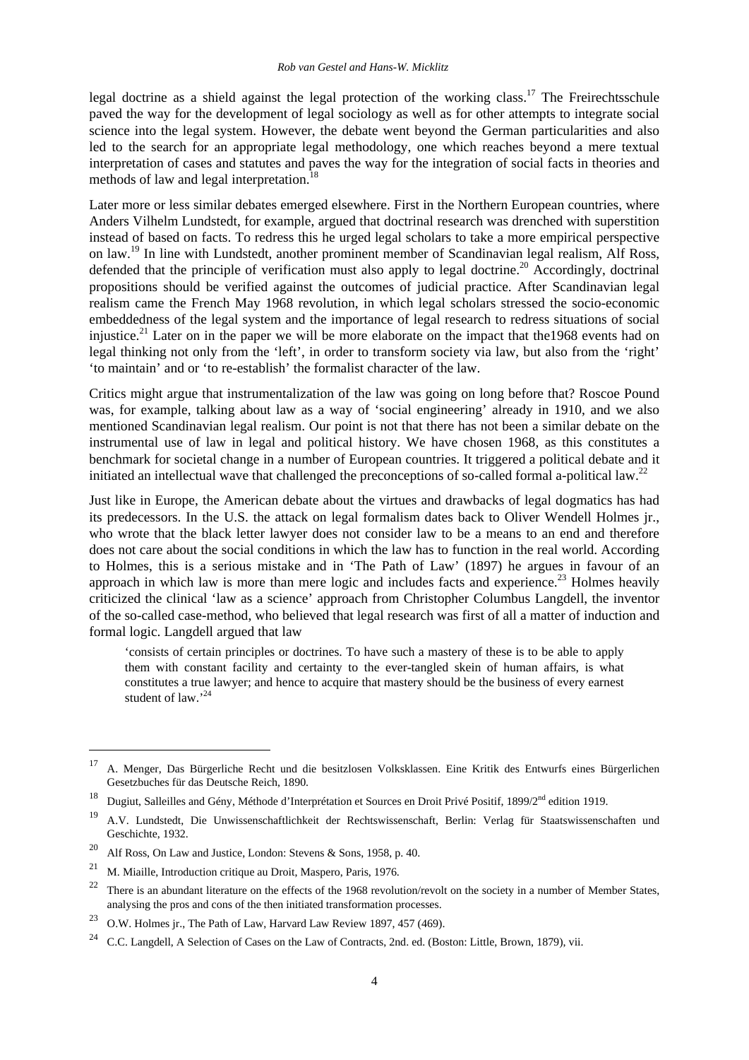legal doctrine as a shield against the legal protection of the working class.[17] The Freirechtsschule paved the way for the development of legal sociology as well as for other attempts to integrate social science into the legal system. However, the debate went beyond the German particularities and also led to the search for an appropriate legal methodology, one which reaches beyond a mere textual interpretation of cases and statutes and paves the way for the integration of social facts in theories and methods of law and legal interpretation.[18]

Later more or less similar debates emerged elsewhere. First in the Northern European countries, where Anders Vilhelm Lundstedt, for example, argued that doctrinal research was drenched with superstition instead of based on facts. To redress this he urged legal scholars to take a more empirical perspective on law.[19] In line with Lundstedt, another prominent member of Scandinavian legal realism, Alf Ross, defended that the principle of verification must also apply to legal doctrine.[20] Accordingly, doctrinal propositions should be verified against the outcomes of judicial practice. After Scandinavian legal realism came the French May 1968 revolution, in which legal scholars stressed the socio-economic embeddedness of the legal system and the importance of legal research to redress situations of social injustice.[21] Later on in the paper we will be more elaborate on the impact that the1968 events had on legal thinking not only from the 'left', in order to transform society via law, but also from the 'right' 'to maintain' and or 'to re-establish' the formalist character of the law.

Critics might argue that instrumentalization of the law was going on long before that? Roscoe Pound was, for example, talking about law as a way of 'social engineering' already in 1910, and we also mentioned Scandinavian legal realism. Our point is not that there has not been a similar debate on the instrumental use of law in legal and political history. We have chosen 1968, as this constitutes a benchmark for societal change in a number of European countries. It triggered a political debate and it initiated an intellectual wave that challenged the preconceptions of so-called formal a-political law.[22]

Just like in Europe, the American debate about the virtues and drawbacks of legal dogmatics has had its predecessors. In the U.S. the attack on legal formalism dates back to Oliver Wendell Holmes jr., who wrote that the black letter lawyer does not consider law to be a means to an end and therefore does not care about the social conditions in which the law has to function in the real world. According to Holmes, this is a serious mistake and in 'The Path of Law' (1897) he argues in favour of an approach in which law is more than mere logic and includes facts and experience.[23] Holmes heavily criticized the clinical 'law as a science' approach from Christopher Columbus Langdell, the inventor of the so-called case-method, who believed that legal research was first of all a matter of induction and formal logic. Langdell argued that law

> 'consists of certain principles or doctrines. To have such a mastery of these is to be able to apply them with constant facility and certainty to the ever-tangled skein of human affairs, is what constitutes a true lawyer; and hence to acquire that mastery should be the business of every earnest student of law.'[24]

---

[17] A. Menger, Das Bürgerliche Recht und die besitzlosen Volksklassen. Eine Kritik des Entwurfs eines Bürgerlichen Gesetzbuches für das Deutsche Reich, 1890.

[18] Dugiut, Salleilles and Gény, Méthode d'Interprétation et Sources en Droit Privé Positif, 1899/2nd edition 1919.

[19] A.V. Lundstedt, Die Unwissenschaftlichkeit der Rechtswissenschaft, Berlin: Verlag für Staatswissenschaften und Geschichte, 1932.

[20] Alf Ross, On Law and Justice, London: Stevens & Sons, 1958, p. 40.

[21] M. Miaille, Introduction critique au Droit, Maspero, Paris, 1976.

[22] There is an abundant literature on the effects of the 1968 revolution/revolt on the society in a number of Member States, analysing the pros and cons of the then initiated transformation processes.

[23] O.W. Holmes jr., The Path of Law, Harvard Law Review 1897, 457 (469).

[24] C.C. Langdell, A Selection of Cases on the Law of Contracts, 2nd. ed. (Boston: Little, Brown, 1879), vii.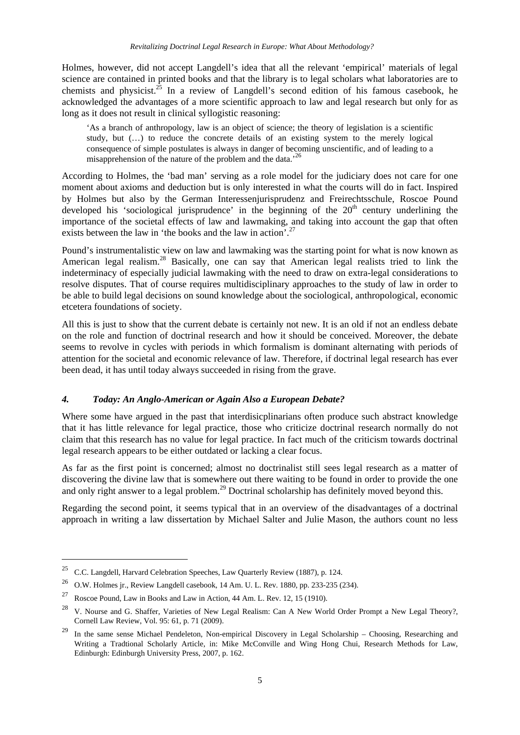Holmes, however, did not accept Langdell's idea that all the relevant 'empirical' materials of legal science are contained in printed books and that the library is to legal scholars what laboratories are to chemists and physicist.[25] In a review of Langdell's second edition of his famous casebook, he acknowledged the advantages of a more scientific approach to law and legal research but only for as long as it does not result in clinical syllogistic reasoning:

> 'As a branch of anthropology, law is an object of science; the theory of legislation is a scientific study, but (…) to reduce the concrete details of an existing system to the merely logical consequence of simple postulates is always in danger of becoming unscientific, and of leading to a misapprehension of the nature of the problem and the data.'[26]

According to Holmes, the 'bad man' serving as a role model for the judiciary does not care for one moment about axioms and deduction but is only interested in what the courts will do in fact. Inspired by Holmes but also by the German Interessenjurisprudenz and Freirechtsschule, Roscoe Pound developed his 'sociological jurisprudence' in the beginning of the 20th century underlining the importance of the societal effects of law and lawmaking, and taking into account the gap that often exists between the law in 'the books and the law in action'.[27]

Pound's instrumentalistic view on law and lawmaking was the starting point for what is now known as American legal realism.[28] Basically, one can say that American legal realists tried to link the indeterminacy of especially judicial lawmaking with the need to draw on extra-legal considerations to resolve disputes. That of course requires multidisciplinary approaches to the study of law in order to be able to build legal decisions on sound knowledge about the sociological, anthropological, economic etcetera foundations of society.

All this is just to show that the current debate is certainly not new. It is an old if not an endless debate on the role and function of doctrinal research and how it should be conceived. Moreover, the debate seems to revolve in cycles with periods in which formalism is dominant alternating with periods of attention for the societal and economic relevance of law. Therefore, if doctrinal legal research has ever been dead, it has until today always succeeded in rising from the grave.

### *4. Today: An Anglo-American or Again Also a European Debate?*

Where some have argued in the past that interdisicplinarians often produce such abstract knowledge that it has little relevance for legal practice, those who criticize doctrinal research normally do not claim that this research has no value for legal practice. In fact much of the criticism towards doctrinal legal research appears to be either outdated or lacking a clear focus.

As far as the first point is concerned; almost no doctrinalist still sees legal research as a matter of discovering the divine law that is somewhere out there waiting to be found in order to provide the one and only right answer to a legal problem.[29] Doctrinal scholarship has definitely moved beyond this.

Regarding the second point, it seems typical that in an overview of the disadvantages of a doctrinal approach in writing a law dissertation by Michael Salter and Julie Mason, the authors count no less

---

[25] C.C. Langdell, Harvard Celebration Speeches, Law Quarterly Review (1887), p. 124.

[26] O.W. Holmes jr., Review Langdell casebook, 14 Am. U. L. Rev. 1880, pp. 233-235 (234).

[27] Roscoe Pound, Law in Books and Law in Action, 44 Am. L. Rev. 12, 15 (1910).

[28] V. Nourse and G. Shaffer, Varieties of New Legal Realism: Can A New World Order Prompt a New Legal Theory?, Cornell Law Review, Vol. 95: 61, p. 71 (2009).

[29] In the same sense Michael Pendeleton, Non-empirical Discovery in Legal Scholarship – Choosing, Researching and Writing a Tradtional Scholarly Article, in: Mike McConville and Wing Hong Chui, Research Methods for Law, Edinburgh: Edinburgh University Press, 2007, p. 162.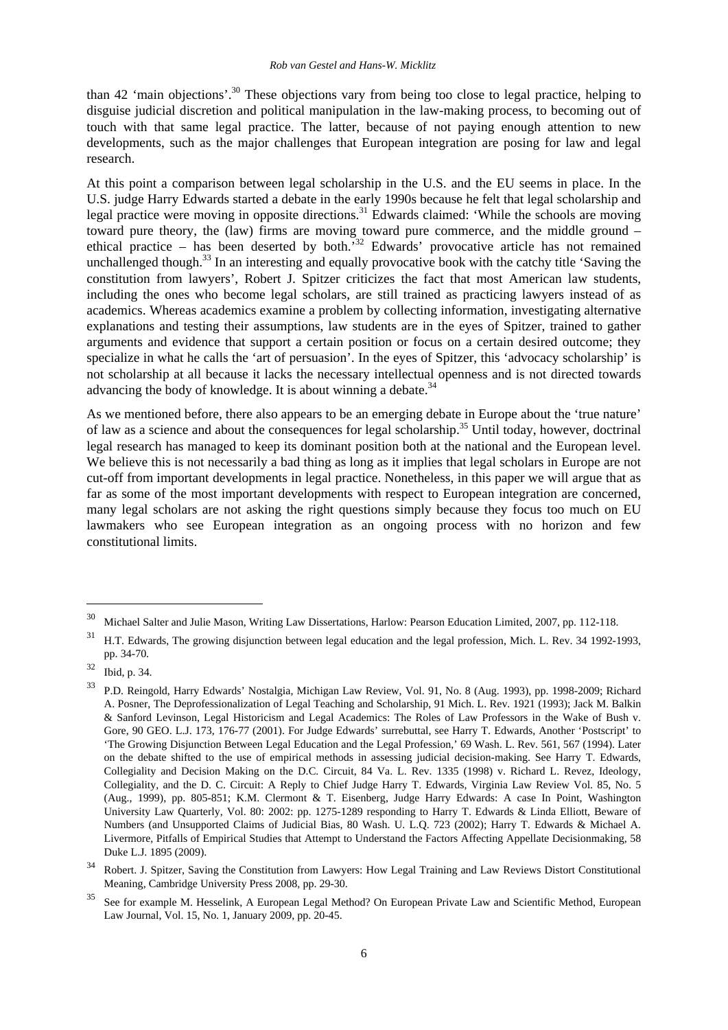than 42 'main objections'.[30] These objections vary from being too close to legal practice, helping to disguise judicial discretion and political manipulation in the law-making process, to becoming out of touch with that same legal practice. The latter, because of not paying enough attention to new developments, such as the major challenges that European integration are posing for law and legal research.

At this point a comparison between legal scholarship in the U.S. and the EU seems in place. In the U.S. judge Harry Edwards started a debate in the early 1990s because he felt that legal scholarship and legal practice were moving in opposite directions.[31] Edwards claimed: 'While the schools are moving toward pure theory, the (law) firms are moving toward pure commerce, and the middle ground – ethical practice – has been deserted by both.'[32] Edwards' provocative article has not remained unchallenged though.[33] In an interesting and equally provocative book with the catchy title 'Saving the constitution from lawyers', Robert J. Spitzer criticizes the fact that most American law students, including the ones who become legal scholars, are still trained as practicing lawyers instead of as academics. Whereas academics examine a problem by collecting information, investigating alternative explanations and testing their assumptions, law students are in the eyes of Spitzer, trained to gather arguments and evidence that support a certain position or focus on a certain desired outcome; they specialize in what he calls the 'art of persuasion'. In the eyes of Spitzer, this 'advocacy scholarship' is not scholarship at all because it lacks the necessary intellectual openness and is not directed towards advancing the body of knowledge. It is about winning a debate.[34]

As we mentioned before, there also appears to be an emerging debate in Europe about the 'true nature' of law as a science and about the consequences for legal scholarship.[35] Until today, however, doctrinal legal research has managed to keep its dominant position both at the national and the European level. We believe this is not necessarily a bad thing as long as it implies that legal scholars in Europe are not cut-off from important developments in legal practice. Nonetheless, in this paper we will argue that as far as some of the most important developments with respect to European integration are concerned, many legal scholars are not asking the right questions simply because they focus too much on EU lawmakers who see European integration as an ongoing process with no horizon and few constitutional limits.

---

[30] Michael Salter and Julie Mason, Writing Law Dissertations, Harlow: Pearson Education Limited, 2007, pp. 112-118.

[31] H.T. Edwards, The growing disjunction between legal education and the legal profession, Mich. L. Rev. 34 1992-1993, pp. 34-70.

[32] Ibid, p. 34.

[33] P.D. Reingold, Harry Edwards' Nostalgia, Michigan Law Review, Vol. 91, No. 8 (Aug. 1993), pp. 1998-2009; Richard A. Posner, The Deprofessionalization of Legal Teaching and Scholarship, 91 Mich. L. Rev. 1921 (1993); Jack M. Balkin & Sanford Levinson, Legal Historicism and Legal Academics: The Roles of Law Professors in the Wake of Bush v. Gore, 90 GEO. L.J. 173, 176-77 (2001). For Judge Edwards' surrebuttal, see Harry T. Edwards, Another 'Postscript' to 'The Growing Disjunction Between Legal Education and the Legal Profession,' 69 Wash. L. Rev. 561, 567 (1994). Later on the debate shifted to the use of empirical methods in assessing judicial decision-making. See Harry T. Edwards, Collegiality and Decision Making on the D.C. Circuit, 84 Va. L. Rev. 1335 (1998) v. Richard L. Revez, Ideology, Collegiality, and the D. C. Circuit: A Reply to Chief Judge Harry T. Edwards, Virginia Law Review Vol. 85, No. 5 (Aug., 1999), pp. 805-851; K.M. Clermont & T. Eisenberg, Judge Harry Edwards: A case In Point, Washington University Law Quarterly, Vol. 80: 2002: pp. 1275-1289 responding to Harry T. Edwards & Linda Elliott, Beware of Numbers (and Unsupported Claims of Judicial Bias, 80 Wash. U. L.Q. 723 (2002); Harry T. Edwards & Michael A. Livermore, Pitfalls of Empirical Studies that Attempt to Understand the Factors Affecting Appellate Decisionmaking, 58 Duke L.J. 1895 (2009).

[34] Robert. J. Spitzer, Saving the Constitution from Lawyers: How Legal Training and Law Reviews Distort Constitutional Meaning, Cambridge University Press 2008, pp. 29-30.

[35] See for example M. Hesselink, A European Legal Method? On European Private Law and Scientific Method, European Law Journal, Vol. 15, No. 1, January 2009, pp. 20-45.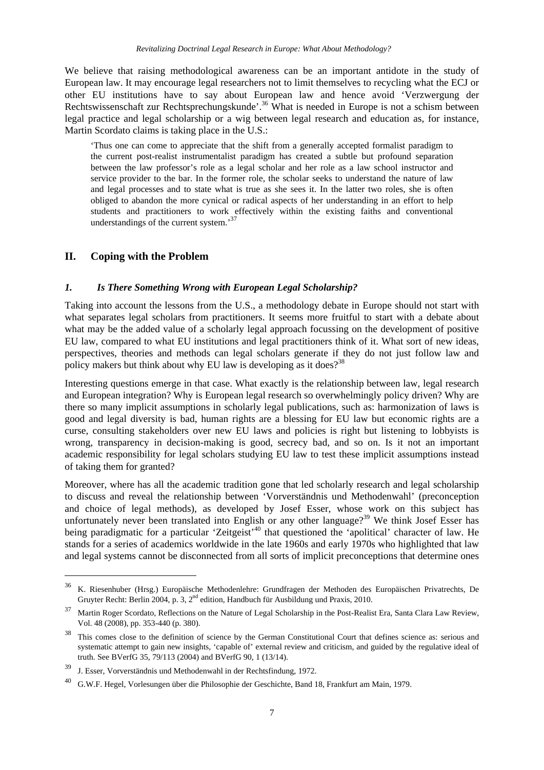We believe that raising methodological awareness can be an important antidote in the study of European law. It may encourage legal researchers not to limit themselves to recycling what the ECJ or other EU institutions have to say about European law and hence avoid 'Verzwergung der Rechtswissenschaft zur Rechtsprechungskunde'.[36] What is needed in Europe is not a schism between legal practice and legal scholarship or a wig between legal research and education as, for instance, Martin Scordato claims is taking place in the U.S.:

> 'Thus one can come to appreciate that the shift from a generally accepted formalist paradigm to the current post-realist instrumentalist paradigm has created a subtle but profound separation between the law professor's role as a legal scholar and her role as a law school instructor and service provider to the bar. In the former role, the scholar seeks to understand the nature of law and legal processes and to state what is true as she sees it. In the latter two roles, she is often obliged to abandon the more cynical or radical aspects of her understanding in an effort to help students and practitioners to work effectively within the existing faiths and conventional understandings of the current system.'[37]

## II. Coping with the Problem

### *1. Is There Something Wrong with European Legal Scholarship?*

Taking into account the lessons from the U.S., a methodology debate in Europe should not start with what separates legal scholars from practitioners. It seems more fruitful to start with a debate about what may be the added value of a scholarly legal approach focussing on the development of positive EU law, compared to what EU institutions and legal practitioners think of it. What sort of new ideas, perspectives, theories and methods can legal scholars generate if they do not just follow law and policy makers but think about why EU law is developing as it does?[38]

Interesting questions emerge in that case. What exactly is the relationship between law, legal research and European integration? Why is European legal research so overwhelmingly policy driven? Why are there so many implicit assumptions in scholarly legal publications, such as: harmonization of laws is good and legal diversity is bad, human rights are a blessing for EU law but economic rights are a curse, consulting stakeholders over new EU laws and policies is right but listening to lobbyists is wrong, transparency in decision-making is good, secrecy bad, and so on. Is it not an important academic responsibility for legal scholars studying EU law to test these implicit assumptions instead of taking them for granted?

Moreover, where has all the academic tradition gone that led scholarly research and legal scholarship to discuss and reveal the relationship between 'Vorverständnis und Methodenwahl' (preconception and choice of legal methods), as developed by Josef Esser, whose work on this subject has unfortunately never been translated into English or any other language?[39] We think Josef Esser has being paradigmatic for a particular 'Zeitgeist'[40] that questioned the 'apolitical' character of law. He stands for a series of academics worldwide in the late 1960s and early 1970s who highlighted that law and legal systems cannot be disconnected from all sorts of implicit preconceptions that determine ones

---

[36] K. Riesenhuber (Hrsg.) Europäische Methodenlehre: Grundfragen der Methoden des Europäischen Privatrechts, De Gruyter Recht: Berlin 2004, p. 3, 2nd edition, Handbuch für Ausbildung und Praxis, 2010.

[37] Martin Roger Scordato, Reflections on the Nature of Legal Scholarship in the Post-Realist Era, Santa Clara Law Review, Vol. 48 (2008), pp. 353-440 (p. 380).

[38] This comes close to the definition of science by the German Constitutional Court that defines science as: serious and systematic attempt to gain new insights, 'capable of' external review and criticism, and guided by the regulative ideal of truth. See BVerfG 35, 79/113 (2004) and BVerfG 90, 1 (13/14).

[39] J. Esser, Vorverständnis und Methodenwahl in der Rechtsfindung, 1972.

[40] G.W.F. Hegel, Vorlesungen über die Philosophie der Geschichte, Band 18, Frankfurt am Main, 1979.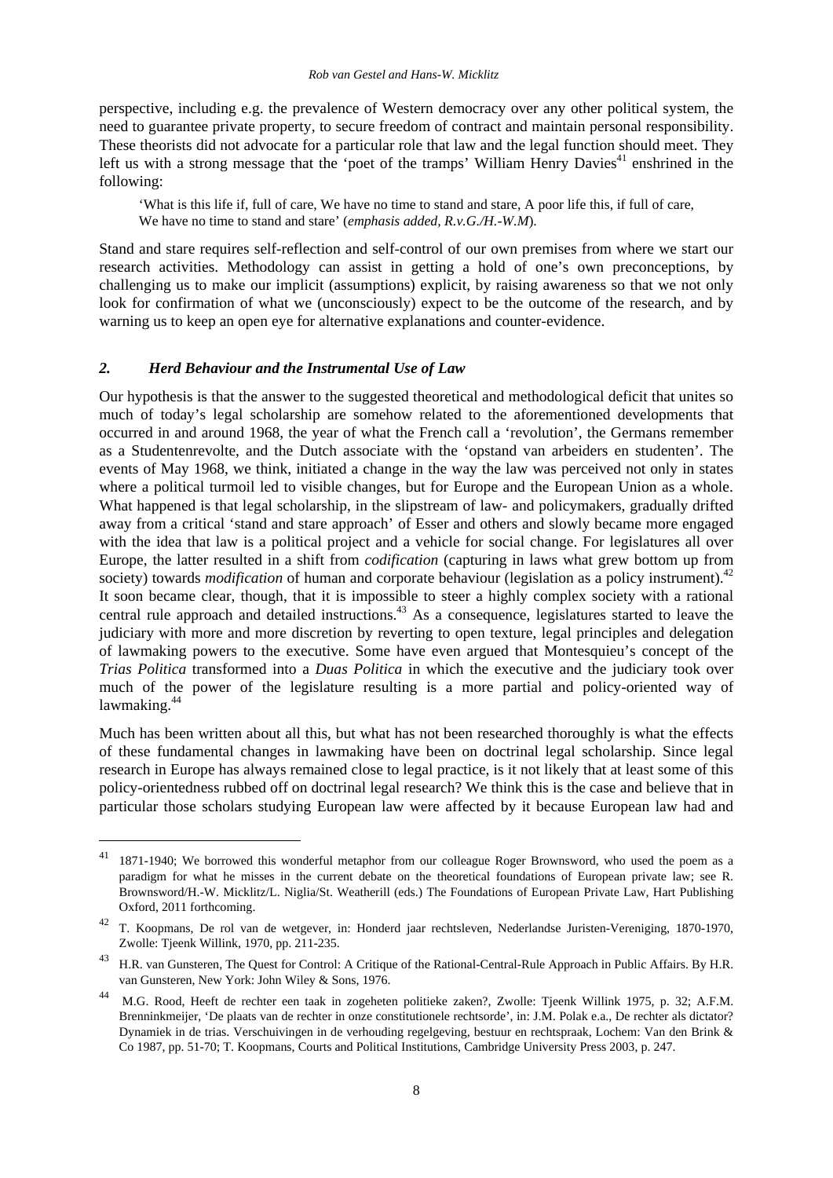perspective, including e.g. the prevalence of Western democracy over any other political system, the need to guarantee private property, to secure freedom of contract and maintain personal responsibility. These theorists did not advocate for a particular role that law and the legal function should meet. They left us with a strong message that the 'poet of the tramps' William Henry Davies[41] enshrined in the following:

> 'What is this life if, full of care, We have no time to stand and stare, A poor life this, if full of care, We have no time to stand and stare' (*emphasis added, R.v.G./H.-W.M*).

Stand and stare requires self-reflection and self-control of our own premises from where we start our research activities. Methodology can assist in getting a hold of one's own preconceptions, by challenging us to make our implicit (assumptions) explicit, by raising awareness so that we not only look for confirmation of what we (unconsciously) expect to be the outcome of the research, and by warning us to keep an open eye for alternative explanations and counter-evidence.

## *2. Herd Behaviour and the Instrumental Use of Law*

Our hypothesis is that the answer to the suggested theoretical and methodological deficit that unites so much of today's legal scholarship are somehow related to the aforementioned developments that occurred in and around 1968, the year of what the French call a 'revolution', the Germans remember as a Studentenrevolte, and the Dutch associate with the 'opstand van arbeiders en studenten'. The events of May 1968, we think, initiated a change in the way the law was perceived not only in states where a political turmoil led to visible changes, but for Europe and the European Union as a whole. What happened is that legal scholarship, in the slipstream of law- and policymakers, gradually drifted away from a critical 'stand and stare approach' of Esser and others and slowly became more engaged with the idea that law is a political project and a vehicle for social change. For legislatures all over Europe, the latter resulted in a shift from *codification* (capturing in laws what grew bottom up from society) towards *modification* of human and corporate behaviour (legislation as a policy instrument).[42] It soon became clear, though, that it is impossible to steer a highly complex society with a rational central rule approach and detailed instructions.[43] As a consequence, legislatures started to leave the judiciary with more and more discretion by reverting to open texture, legal principles and delegation of lawmaking powers to the executive. Some have even argued that Montesquieu's concept of the *Trias Politica* transformed into a *Duas Politica* in which the executive and the judiciary took over much of the power of the legislature resulting is a more partial and policy-oriented way of lawmaking.[44]

Much has been written about all this, but what has not been researched thoroughly is what the effects of these fundamental changes in lawmaking have been on doctrinal legal scholarship. Since legal research in Europe has always remained close to legal practice, is it not likely that at least some of this policy-orientedness rubbed off on doctrinal legal research? We think this is the case and believe that in particular those scholars studying European law were affected by it because European law had and

---

[41] 1871-1940; We borrowed this wonderful metaphor from our colleague Roger Brownsword, who used the poem as a paradigm for what he misses in the current debate on the theoretical foundations of European private law; see R. Brownsword/H.-W. Micklitz/L. Niglia/St. Weatherill (eds.) The Foundations of European Private Law, Hart Publishing Oxford, 2011 forthcoming.

[42] T. Koopmans, De rol van de wetgever, in: Honderd jaar rechtsleven, Nederlandse Juristen-Vereniging, 1870-1970, Zwolle: Tjeenk Willink, 1970, pp. 211-235.

[43] H.R. van Gunsteren, The Quest for Control: A Critique of the Rational-Central-Rule Approach in Public Affairs. By H.R. van Gunsteren, New York: John Wiley & Sons, 1976.

[44] M.G. Rood, Heeft de rechter een taak in zogeheten politieke zaken?, Zwolle: Tjeenk Willink 1975, p. 32; A.F.M. Brenninkmeijer, 'De plaats van de rechter in onze constitutionele rechtsorde', in: J.M. Polak e.a., De rechter als dictator? Dynamiek in de trias. Verschuivingen in de verhouding regelgeving, bestuur en rechtspraak, Lochem: Van den Brink & Co 1987, pp. 51-70; T. Koopmans, Courts and Political Institutions, Cambridge University Press 2003, p. 247.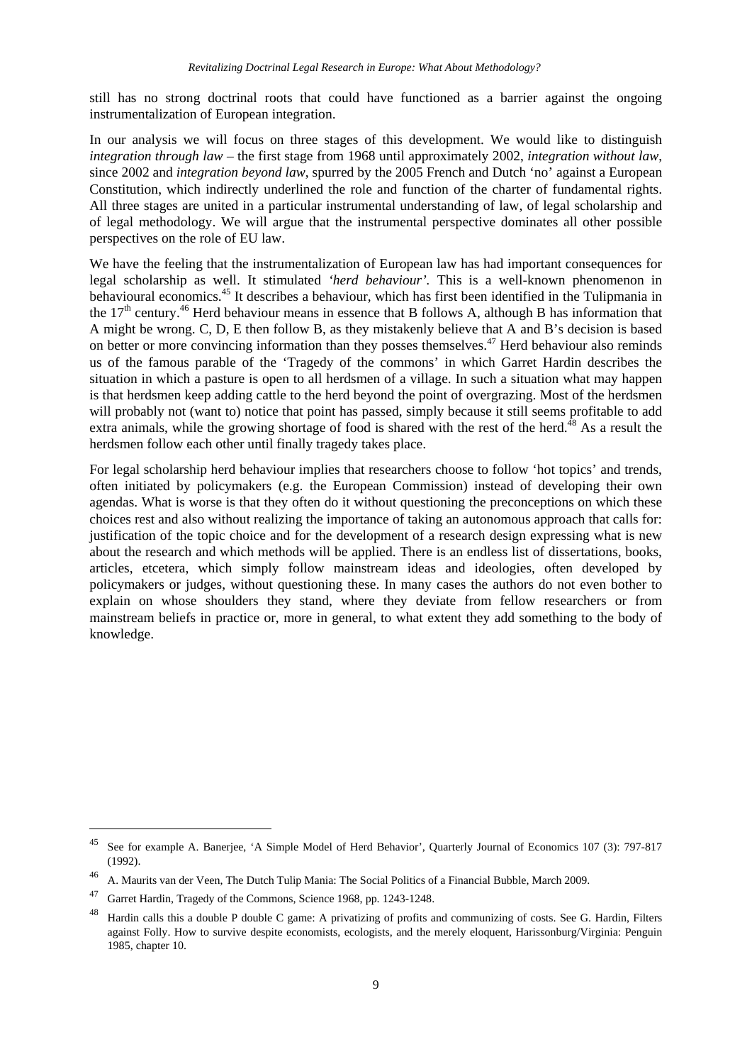still has no strong doctrinal roots that could have functioned as a barrier against the ongoing instrumentalization of European integration.

In our analysis we will focus on three stages of this development. We would like to distinguish *integration through law* – the first stage from 1968 until approximately 2002, *integration without law*, since 2002 and *integration beyond law*, spurred by the 2005 French and Dutch 'no' against a European Constitution, which indirectly underlined the role and function of the charter of fundamental rights. All three stages are united in a particular instrumental understanding of law, of legal scholarship and of legal methodology. We will argue that the instrumental perspective dominates all other possible perspectives on the role of EU law.

We have the feeling that the instrumentalization of European law has had important consequences for legal scholarship as well. It stimulated *'herd behaviour'*. This is a well-known phenomenon in behavioural economics.[45] It describes a behaviour, which has first been identified in the Tulipmania in the 17th century.[46] Herd behaviour means in essence that B follows A, although B has information that A might be wrong. C, D, E then follow B, as they mistakenly believe that A and B's decision is based on better or more convincing information than they posses themselves.[47] Herd behaviour also reminds us of the famous parable of the 'Tragedy of the commons' in which Garret Hardin describes the situation in which a pasture is open to all herdsmen of a village. In such a situation what may happen is that herdsmen keep adding cattle to the herd beyond the point of overgrazing. Most of the herdsmen will probably not (want to) notice that point has passed, simply because it still seems profitable to add extra animals, while the growing shortage of food is shared with the rest of the herd.[48] As a result the herdsmen follow each other until finally tragedy takes place.

For legal scholarship herd behaviour implies that researchers choose to follow 'hot topics' and trends, often initiated by policymakers (e.g. the European Commission) instead of developing their own agendas. What is worse is that they often do it without questioning the preconceptions on which these choices rest and also without realizing the importance of taking an autonomous approach that calls for: justification of the topic choice and for the development of a research design expressing what is new about the research and which methods will be applied. There is an endless list of dissertations, books, articles, etcetera, which simply follow mainstream ideas and ideologies, often developed by policymakers or judges, without questioning these. In many cases the authors do not even bother to explain on whose shoulders they stand, where they deviate from fellow researchers or from mainstream beliefs in practice or, more in general, to what extent they add something to the body of knowledge.

---

[45] See for example A. Banerjee, 'A Simple Model of Herd Behavior', Quarterly Journal of Economics 107 (3): 797-817 (1992).

[46] A. Maurits van der Veen, The Dutch Tulip Mania: The Social Politics of a Financial Bubble, March 2009.

[47] Garret Hardin, Tragedy of the Commons, Science 1968, pp. 1243-1248.

[48] Hardin calls this a double P double C game: A privatizing of profits and communizing of costs. See G. Hardin, Filters against Folly. How to survive despite economists, ecologists, and the merely eloquent, Harissonburg/Virginia: Penguin 1985, chapter 10.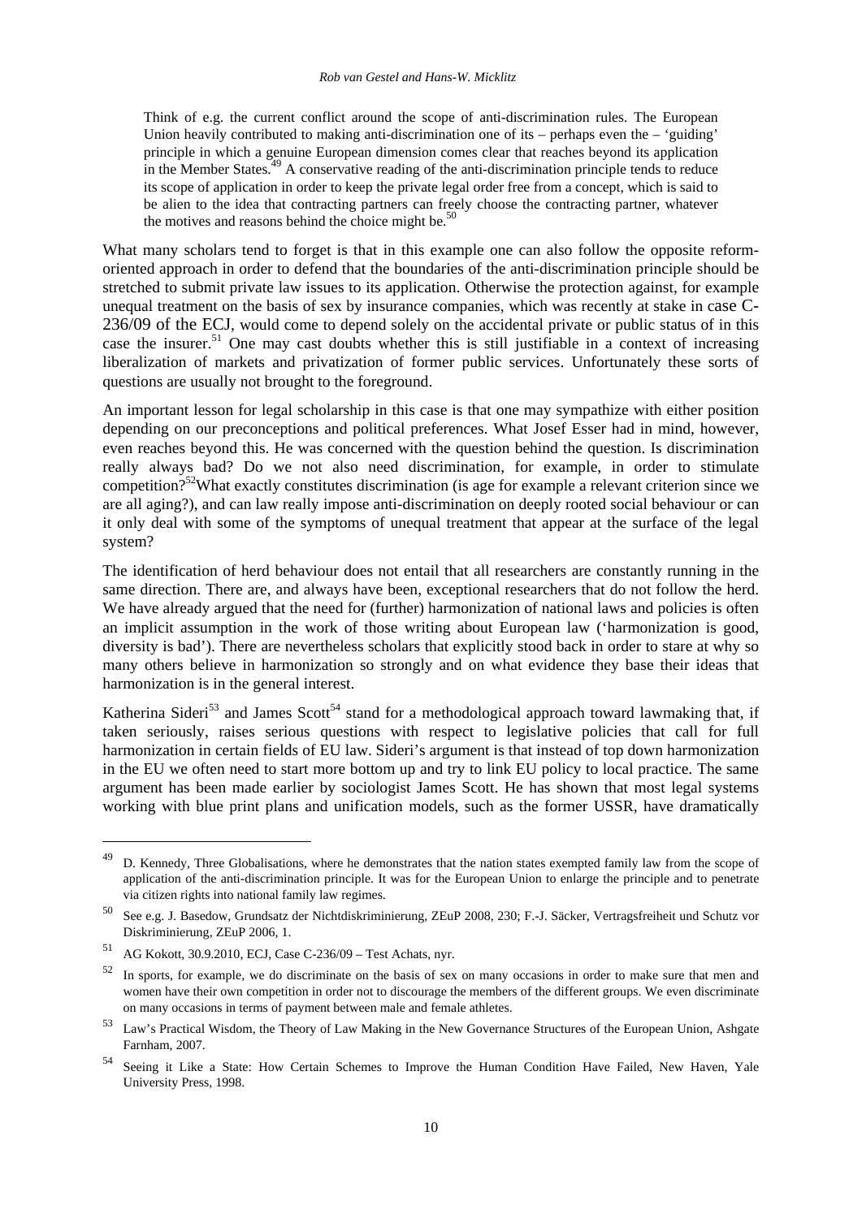> Think of e.g. the current conflict around the scope of anti-discrimination rules. The European Union heavily contributed to making anti-discrimination one of its – perhaps even the – 'guiding' principle in which a genuine European dimension comes clear that reaches beyond its application in the Member States.[49] A conservative reading of the anti-discrimination principle tends to reduce its scope of application in order to keep the private legal order free from a concept, which is said to be alien to the idea that contracting partners can freely choose the contracting partner, whatever the motives and reasons behind the choice might be.[50]

What many scholars tend to forget is that in this example one can also follow the opposite reform-oriented approach in order to defend that the boundaries of the anti-discrimination principle should be stretched to submit private law issues to its application. Otherwise the protection against, for example unequal treatment on the basis of sex by insurance companies, which was recently at stake in case C-236/09 of the ECJ, would come to depend solely on the accidental private or public status of in this case the insurer.[51] One may cast doubts whether this is still justifiable in a context of increasing liberalization of markets and privatization of former public services. Unfortunately these sorts of questions are usually not brought to the foreground.

An important lesson for legal scholarship in this case is that one may sympathize with either position depending on our preconceptions and political preferences. What Josef Esser had in mind, however, even reaches beyond this. He was concerned with the question behind the question. Is discrimination really always bad? Do we not also need discrimination, for example, in order to stimulate competition?[52]What exactly constitutes discrimination (is age for example a relevant criterion since we are all aging?), and can law really impose anti-discrimination on deeply rooted social behaviour or can it only deal with some of the symptoms of unequal treatment that appear at the surface of the legal system?

The identification of herd behaviour does not entail that all researchers are constantly running in the same direction. There are, and always have been, exceptional researchers that do not follow the herd. We have already argued that the need for (further) harmonization of national laws and policies is often an implicit assumption in the work of those writing about European law ('harmonization is good, diversity is bad'). There are nevertheless scholars that explicitly stood back in order to stare at why so many others believe in harmonization so strongly and on what evidence they base their ideas that harmonization is in the general interest.

Katherina Sideri[53] and James Scott[54] stand for a methodological approach toward lawmaking that, if taken seriously, raises serious questions with respect to legislative policies that call for full harmonization in certain fields of EU law. Sideri's argument is that instead of top down harmonization in the EU we often need to start more bottom up and try to link EU policy to local practice. The same argument has been made earlier by sociologist James Scott. He has shown that most legal systems working with blue print plans and unification models, such as the former USSR, have dramatically

---

[49] D. Kennedy, Three Globalisations, where he demonstrates that the nation states exempted family law from the scope of application of the anti-discrimination principle. It was for the European Union to enlarge the principle and to penetrate via citizen rights into national family law regimes.

[50] See e.g. J. Basedow, Grundsatz der Nichtdiskriminierung, ZEuP 2008, 230; F.-J. Säcker, Vertragsfreiheit und Schutz vor Diskriminierung, ZEuP 2006, 1.

[51] AG Kokott, 30.9.2010, ECJ, Case C-236/09 – Test Achats, nyr.

[52] In sports, for example, we do discriminate on the basis of sex on many occasions in order to make sure that men and women have their own competition in order not to discourage the members of the different groups. We even discriminate on many occasions in terms of payment between male and female athletes.

[53] Law's Practical Wisdom, the Theory of Law Making in the New Governance Structures of the European Union, Ashgate Farnham, 2007.

[54] Seeing it Like a State: How Certain Schemes to Improve the Human Condition Have Failed, New Haven, Yale University Press, 1998.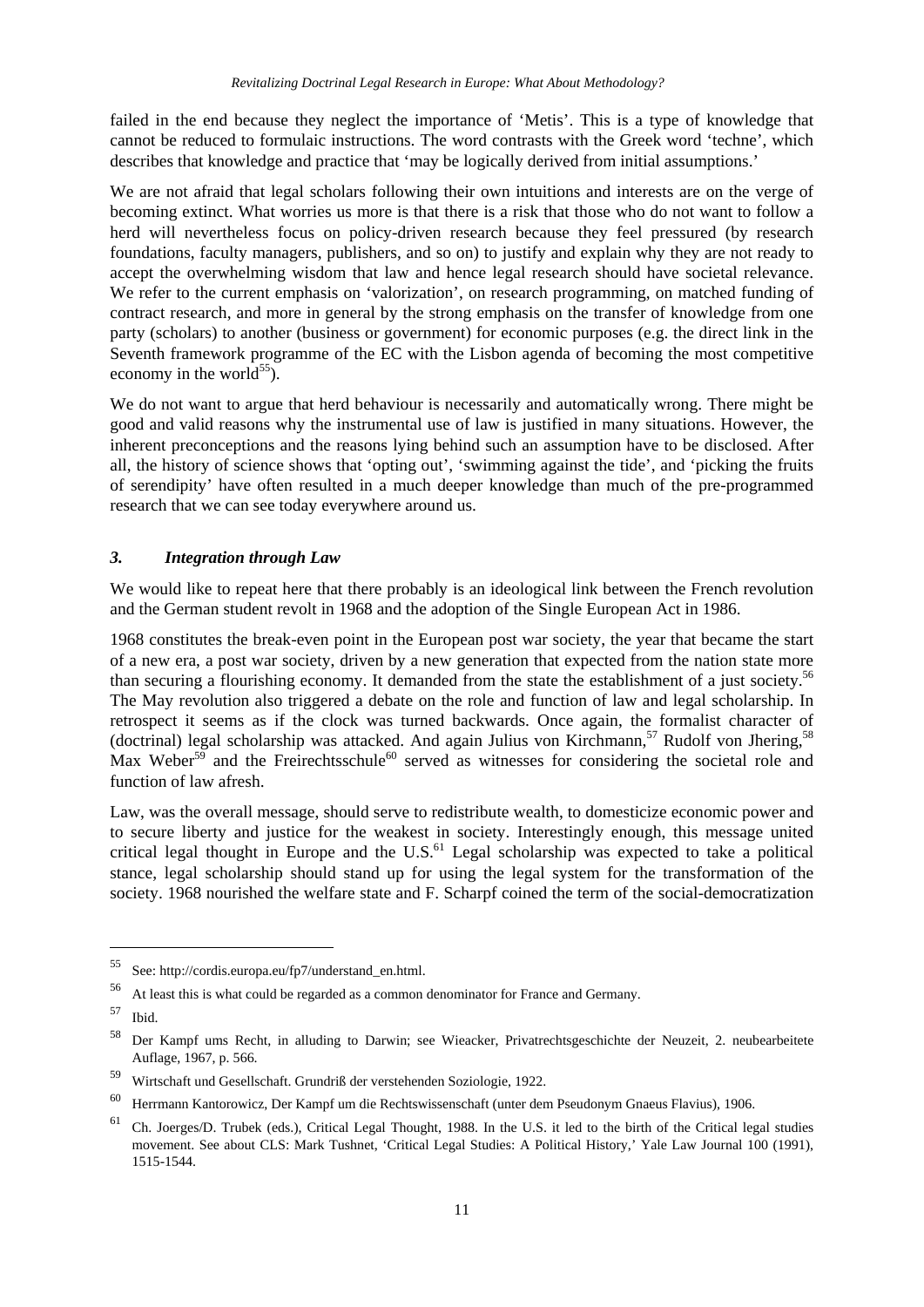failed in the end because they neglect the importance of 'Metis'. This is a type of knowledge that cannot be reduced to formulaic instructions. The word contrasts with the Greek word 'techne', which describes that knowledge and practice that 'may be logically derived from initial assumptions.'

We are not afraid that legal scholars following their own intuitions and interests are on the verge of becoming extinct. What worries us more is that there is a risk that those who do not want to follow a herd will nevertheless focus on policy-driven research because they feel pressured (by research foundations, faculty managers, publishers, and so on) to justify and explain why they are not ready to accept the overwhelming wisdom that law and hence legal research should have societal relevance. We refer to the current emphasis on 'valorization', on research programming, on matched funding of contract research, and more in general by the strong emphasis on the transfer of knowledge from one party (scholars) to another (business or government) for economic purposes (e.g. the direct link in the Seventh framework programme of the EC with the Lisbon agenda of becoming the most competitive economy in the world[55]).

We do not want to argue that herd behaviour is necessarily and automatically wrong. There might be good and valid reasons why the instrumental use of law is justified in many situations. However, the inherent preconceptions and the reasons lying behind such an assumption have to be disclosed. After all, the history of science shows that 'opting out', 'swimming against the tide', and 'picking the fruits of serendipity' have often resulted in a much deeper knowledge than much of the pre-programmed research that we can see today everywhere around us.

### *3. Integration through Law*

We would like to repeat here that there probably is an ideological link between the French revolution and the German student revolt in 1968 and the adoption of the Single European Act in 1986.

1968 constitutes the break-even point in the European post war society, the year that became the start of a new era, a post war society, driven by a new generation that expected from the nation state more than securing a flourishing economy. It demanded from the state the establishment of a just society.[56] The May revolution also triggered a debate on the role and function of law and legal scholarship. In retrospect it seems as if the clock was turned backwards. Once again, the formalist character of (doctrinal) legal scholarship was attacked. And again Julius von Kirchmann,[57] Rudolf von Jhering,[58] Max Weber[59] and the Freirechtsschule[60] served as witnesses for considering the societal role and function of law afresh.

Law, was the overall message, should serve to redistribute wealth, to domesticize economic power and to secure liberty and justice for the weakest in society. Interestingly enough, this message united critical legal thought in Europe and the U.S.[61] Legal scholarship was expected to take a political stance, legal scholarship should stand up for using the legal system for the transformation of the society. 1968 nourished the welfare state and F. Scharpf coined the term of the social-democratization

---

[55] See: http://cordis.europa.eu/fp7/understand_en.html.

[56] At least this is what could be regarded as a common denominator for France and Germany.

[57] Ibid.

[58] Der Kampf ums Recht, in alluding to Darwin; see Wieacker, Privatrechtsgeschichte der Neuzeit, 2. neubearbeitete Auflage, 1967, p. 566.

[59] Wirtschaft und Gesellschaft. Grundriß der verstehenden Soziologie, 1922.

[60] Herrmann Kantorowicz, Der Kampf um die Rechtswissenschaft (unter dem Pseudonym Gnaeus Flavius), 1906.

[61] Ch. Joerges/D. Trubek (eds.), Critical Legal Thought, 1988. In the U.S. it led to the birth of the Critical legal studies movement. See about CLS: Mark Tushnet, 'Critical Legal Studies: A Political History,' Yale Law Journal 100 (1991), 1515-1544.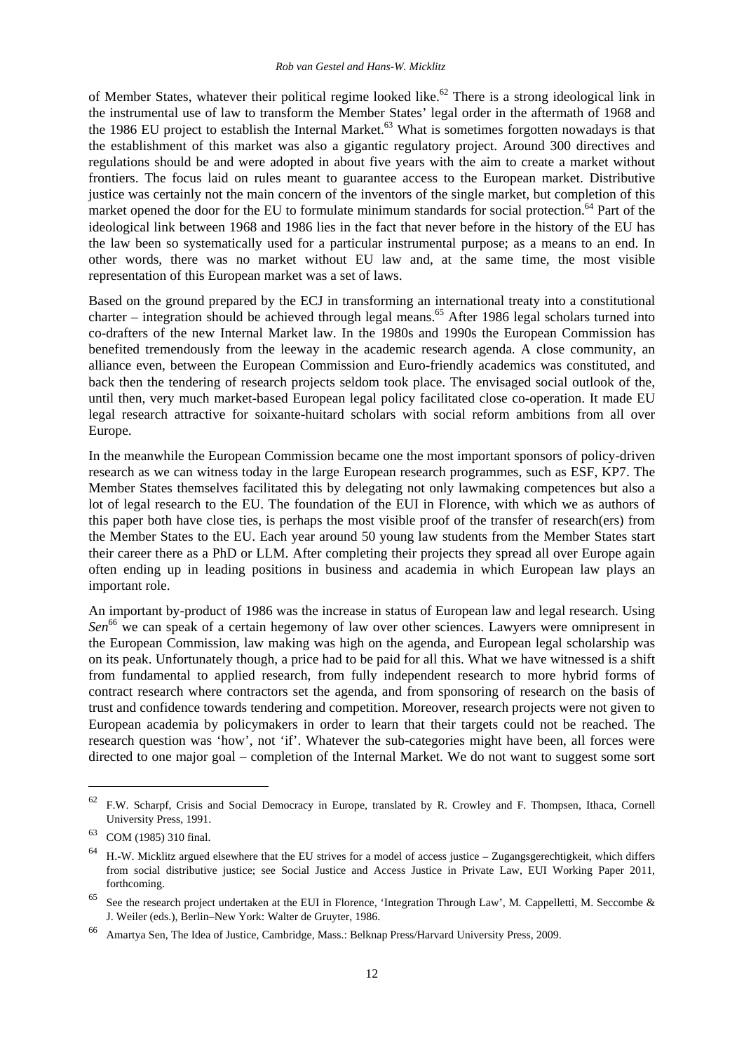of Member States, whatever their political regime looked like.[62] There is a strong ideological link in the instrumental use of law to transform the Member States' legal order in the aftermath of 1968 and the 1986 EU project to establish the Internal Market.[63] What is sometimes forgotten nowadays is that the establishment of this market was also a gigantic regulatory project. Around 300 directives and regulations should be and were adopted in about five years with the aim to create a market without frontiers. The focus laid on rules meant to guarantee access to the European market. Distributive justice was certainly not the main concern of the inventors of the single market, but completion of this market opened the door for the EU to formulate minimum standards for social protection.[64] Part of the ideological link between 1968 and 1986 lies in the fact that never before in the history of the EU has the law been so systematically used for a particular instrumental purpose; as a means to an end. In other words, there was no market without EU law and, at the same time, the most visible representation of this European market was a set of laws.

Based on the ground prepared by the ECJ in transforming an international treaty into a constitutional charter – integration should be achieved through legal means.[65] After 1986 legal scholars turned into co-drafters of the new Internal Market law. In the 1980s and 1990s the European Commission has benefited tremendously from the leeway in the academic research agenda. A close community, an alliance even, between the European Commission and Euro-friendly academics was constituted, and back then the tendering of research projects seldom took place. The envisaged social outlook of the, until then, very much market-based European legal policy facilitated close co-operation. It made EU legal research attractive for soixante-huitard scholars with social reform ambitions from all over Europe.

In the meanwhile the European Commission became one the most important sponsors of policy-driven research as we can witness today in the large European research programmes, such as ESF, KP7. The Member States themselves facilitated this by delegating not only lawmaking competences but also a lot of legal research to the EU. The foundation of the EUI in Florence, with which we as authors of this paper both have close ties, is perhaps the most visible proof of the transfer of research(ers) from the Member States to the EU. Each year around 50 young law students from the Member States start their career there as a PhD or LLM. After completing their projects they spread all over Europe again often ending up in leading positions in business and academia in which European law plays an important role.

An important by-product of 1986 was the increase in status of European law and legal research. Using *Sen*[66] we can speak of a certain hegemony of law over other sciences. Lawyers were omnipresent in the European Commission, law making was high on the agenda, and European legal scholarship was on its peak. Unfortunately though, a price had to be paid for all this. What we have witnessed is a shift from fundamental to applied research, from fully independent research to more hybrid forms of contract research where contractors set the agenda, and from sponsoring of research on the basis of trust and confidence towards tendering and competition. Moreover, research projects were not given to European academia by policymakers in order to learn that their targets could not be reached. The research question was 'how', not 'if'. Whatever the sub-categories might have been, all forces were directed to one major goal – completion of the Internal Market. We do not want to suggest some sort

---

[62] F.W. Scharpf, Crisis and Social Democracy in Europe, translated by R. Crowley and F. Thompsen, Ithaca, Cornell University Press, 1991.

[63] COM (1985) 310 final.

[64] H.-W. Micklitz argued elsewhere that the EU strives for a model of access justice – Zugangsgerechtigkeit, which differs from social distributive justice; see Social Justice and Access Justice in Private Law, EUI Working Paper 2011, forthcoming.

[65] See the research project undertaken at the EUI in Florence, 'Integration Through Law', M. Cappelletti, M. Seccombe & J. Weiler (eds.), Berlin–New York: Walter de Gruyter, 1986.

[66] Amartya Sen, The Idea of Justice, Cambridge, Mass.: Belknap Press/Harvard University Press, 2009.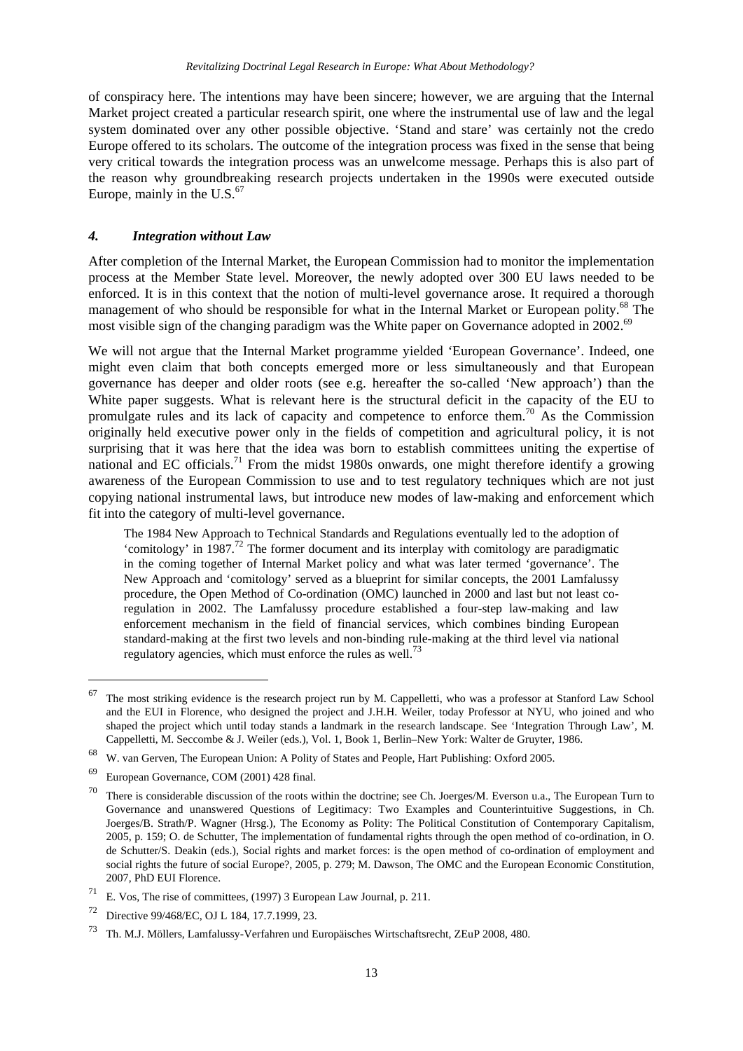of conspiracy here. The intentions may have been sincere; however, we are arguing that the Internal Market project created a particular research spirit, one where the instrumental use of law and the legal system dominated over any other possible objective. 'Stand and stare' was certainly not the credo Europe offered to its scholars. The outcome of the integration process was fixed in the sense that being very critical towards the integration process was an unwelcome message. Perhaps this is also part of the reason why groundbreaking research projects undertaken in the 1990s were executed outside Europe, mainly in the U.S.[67]

### *4. Integration without Law*

After completion of the Internal Market, the European Commission had to monitor the implementation process at the Member State level. Moreover, the newly adopted over 300 EU laws needed to be enforced. It is in this context that the notion of multi-level governance arose. It required a thorough management of who should be responsible for what in the Internal Market or European polity.[68] The most visible sign of the changing paradigm was the White paper on Governance adopted in 2002.[69]

We will not argue that the Internal Market programme yielded 'European Governance'. Indeed, one might even claim that both concepts emerged more or less simultaneously and that European governance has deeper and older roots (see e.g. hereafter the so-called 'New approach') than the White paper suggests. What is relevant here is the structural deficit in the capacity of the EU to promulgate rules and its lack of capacity and competence to enforce them.[70] As the Commission originally held executive power only in the fields of competition and agricultural policy, it is not surprising that it was here that the idea was born to establish committees uniting the expertise of national and EC officials.[71] From the midst 1980s onwards, one might therefore identify a growing awareness of the European Commission to use and to test regulatory techniques which are not just copying national instrumental laws, but introduce new modes of law-making and enforcement which fit into the category of multi-level governance.

> The 1984 New Approach to Technical Standards and Regulations eventually led to the adoption of 'comitology' in 1987.[72] The former document and its interplay with comitology are paradigmatic in the coming together of Internal Market policy and what was later termed 'governance'. The New Approach and 'comitology' served as a blueprint for similar concepts, the 2001 Lamfalussy procedure, the Open Method of Co-ordination (OMC) launched in 2000 and last but not least co-regulation in 2002. The Lamfalussy procedure established a four-step law-making and law enforcement mechanism in the field of financial services, which combines binding European standard-making at the first two levels and non-binding rule-making at the third level via national regulatory agencies, which must enforce the rules as well.[73]

---

[67] The most striking evidence is the research project run by M. Cappelletti, who was a professor at Stanford Law School and the EUI in Florence, who designed the project and J.H.H. Weiler, today Professor at NYU, who joined and who shaped the project which until today stands a landmark in the research landscape. See 'Integration Through Law', M. Cappelletti, M. Seccombe & J. Weiler (eds.), Vol. 1, Book 1, Berlin–New York: Walter de Gruyter, 1986.

[68] W. van Gerven, The European Union: A Polity of States and People, Hart Publishing: Oxford 2005.

[69] European Governance, COM (2001) 428 final.

[70] There is considerable discussion of the roots within the doctrine; see Ch. Joerges/M. Everson u.a., The European Turn to Governance and unanswered Questions of Legitimacy: Two Examples and Counterintuitive Suggestions, in Ch. Joerges/B. Strath/P. Wagner (Hrsg.), The Economy as Polity: The Political Constitution of Contemporary Capitalism, 2005, p. 159; O. de Schutter, The implementation of fundamental rights through the open method of co-ordination, in O. de Schutter/S. Deakin (eds.), Social rights and market forces: is the open method of co-ordination of employment and social rights the future of social Europe?, 2005, p. 279; M. Dawson, The OMC and the European Economic Constitution, 2007, PhD EUI Florence.

[71] E. Vos, The rise of committees, (1997) 3 European Law Journal, p. 211.

[72] Directive 99/468/EC, OJ L 184, 17.7.1999, 23.

[73] Th. M.J. Möllers, Lamfalussy-Verfahren und Europäisches Wirtschaftsrecht, ZEuP 2008, 480.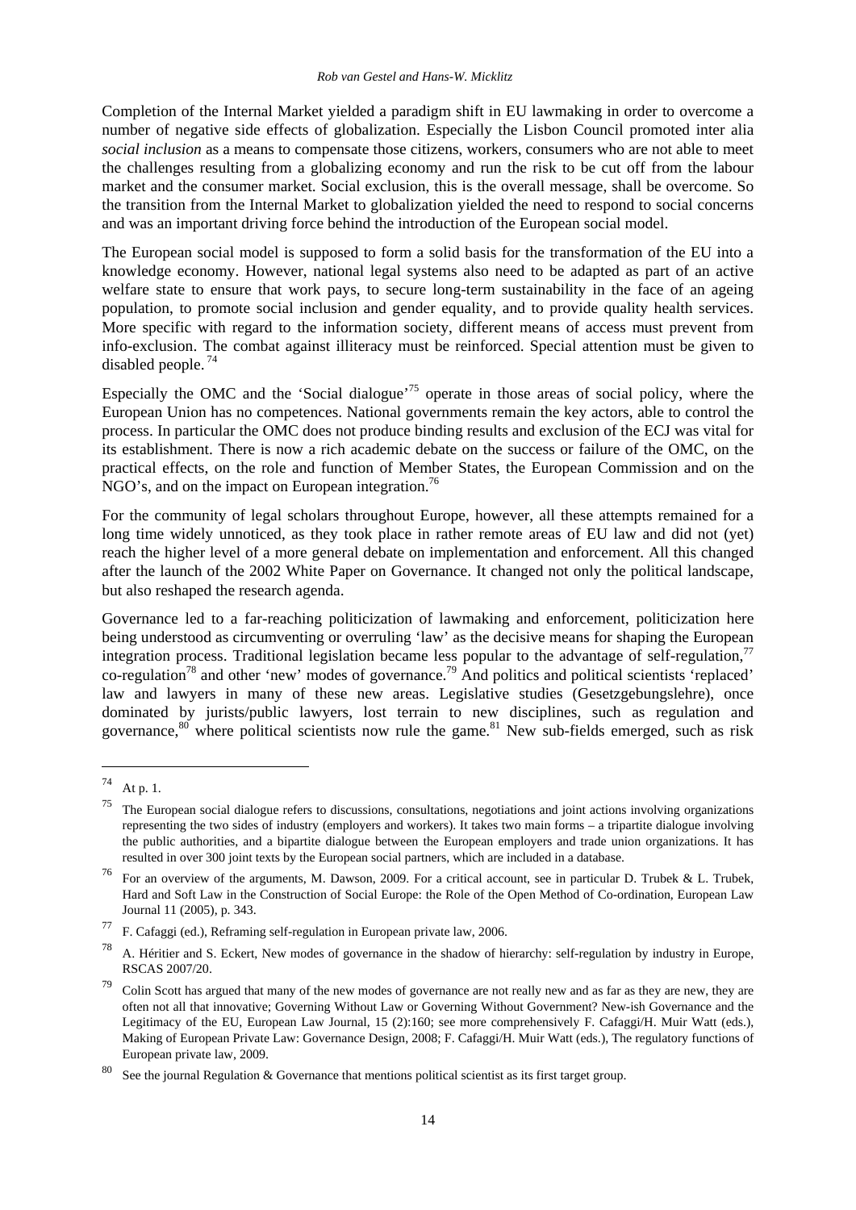Completion of the Internal Market yielded a paradigm shift in EU lawmaking in order to overcome a number of negative side effects of globalization. Especially the Lisbon Council promoted inter alia *social inclusion* as a means to compensate those citizens, workers, consumers who are not able to meet the challenges resulting from a globalizing economy and run the risk to be cut off from the labour market and the consumer market. Social exclusion, this is the overall message, shall be overcome. So the transition from the Internal Market to globalization yielded the need to respond to social concerns and was an important driving force behind the introduction of the European social model.

The European social model is supposed to form a solid basis for the transformation of the EU into a knowledge economy. However, national legal systems also need to be adapted as part of an active welfare state to ensure that work pays, to secure long-term sustainability in the face of an ageing population, to promote social inclusion and gender equality, and to provide quality health services. More specific with regard to the information society, different means of access must prevent from info-exclusion. The combat against illiteracy must be reinforced. Special attention must be given to disabled people. [74]

Especially the OMC and the 'Social dialogue'[75] operate in those areas of social policy, where the European Union has no competences. National governments remain the key actors, able to control the process. In particular the OMC does not produce binding results and exclusion of the ECJ was vital for its establishment. There is now a rich academic debate on the success or failure of the OMC, on the practical effects, on the role and function of Member States, the European Commission and on the NGO's, and on the impact on European integration.[76]

For the community of legal scholars throughout Europe, however, all these attempts remained for a long time widely unnoticed, as they took place in rather remote areas of EU law and did not (yet) reach the higher level of a more general debate on implementation and enforcement. All this changed after the launch of the 2002 White Paper on Governance. It changed not only the political landscape, but also reshaped the research agenda.

Governance led to a far-reaching politicization of lawmaking and enforcement, politicization here being understood as circumventing or overruling 'law' as the decisive means for shaping the European integration process. Traditional legislation became less popular to the advantage of self-regulation,[77] co-regulation[78] and other 'new' modes of governance.[79] And politics and political scientists 'replaced' law and lawyers in many of these new areas. Legislative studies (Gesetzgebungslehre), once dominated by jurists/public lawyers, lost terrain to new disciplines, such as regulation and governance,[80] where political scientists now rule the game.[81] New sub-fields emerged, such as risk

---

[74] At p. 1.

[75] The European social dialogue refers to discussions, consultations, negotiations and joint actions involving organizations representing the two sides of industry (employers and workers). It takes two main forms – a tripartite dialogue involving the public authorities, and a bipartite dialogue between the European employers and trade union organizations. It has resulted in over 300 joint texts by the European social partners, which are included in a database.

[76] For an overview of the arguments, M. Dawson, 2009. For a critical account, see in particular D. Trubek & L. Trubek, Hard and Soft Law in the Construction of Social Europe: the Role of the Open Method of Co-ordination, European Law Journal 11 (2005), p. 343.

[77] F. Cafaggi (ed.), Reframing self-regulation in European private law, 2006.

[78] A. Héritier and S. Eckert, New modes of governance in the shadow of hierarchy: self-regulation by industry in Europe, RSCAS 2007/20.

[79] Colin Scott has argued that many of the new modes of governance are not really new and as far as they are new, they are often not all that innovative; Governing Without Law or Governing Without Government? New-ish Governance and the Legitimacy of the EU, European Law Journal, 15 (2):160; see more comprehensively F. Cafaggi/H. Muir Watt (eds.), Making of European Private Law: Governance Design, 2008; F. Cafaggi/H. Muir Watt (eds.), The regulatory functions of European private law, 2009.

[80] See the journal Regulation & Governance that mentions political scientist as its first target group.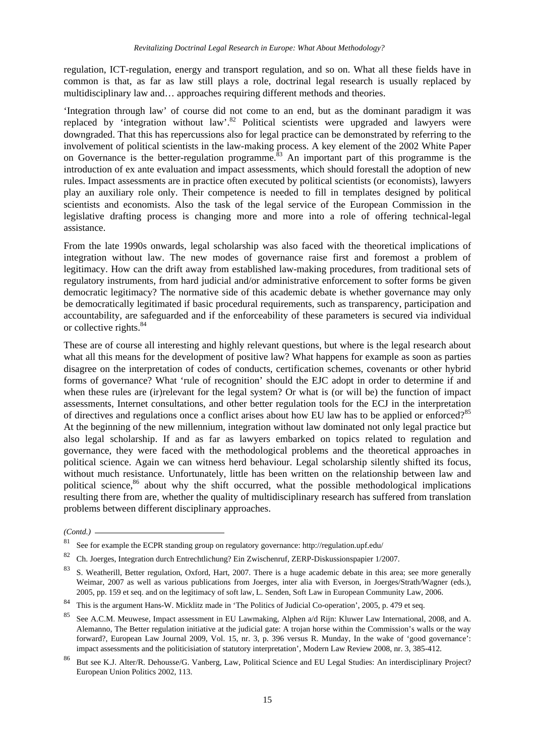regulation, ICT-regulation, energy and transport regulation, and so on. What all these fields have in common is that, as far as law still plays a role, doctrinal legal research is usually replaced by multidisciplinary law and… approaches requiring different methods and theories.

'Integration through law' of course did not come to an end, but as the dominant paradigm it was replaced by 'integration without law'.[82] Political scientists were upgraded and lawyers were downgraded. That this has repercussions also for legal practice can be demonstrated by referring to the involvement of political scientists in the law-making process. A key element of the 2002 White Paper on Governance is the better-regulation programme.[83] An important part of this programme is the introduction of ex ante evaluation and impact assessments, which should forestall the adoption of new rules. Impact assessments are in practice often executed by political scientists (or economists), lawyers play an auxiliary role only. Their competence is needed to fill in templates designed by political scientists and economists. Also the task of the legal service of the European Commission in the legislative drafting process is changing more and more into a role of offering technical-legal assistance.

From the late 1990s onwards, legal scholarship was also faced with the theoretical implications of integration without law. The new modes of governance raise first and foremost a problem of legitimacy. How can the drift away from established law-making procedures, from traditional sets of regulatory instruments, from hard judicial and/or administrative enforcement to softer forms be given democratic legitimacy? The normative side of this academic debate is whether governance may only be democratically legitimated if basic procedural requirements, such as transparency, participation and accountability, are safeguarded and if the enforceability of these parameters is secured via individual or collective rights.[84]

These are of course all interesting and highly relevant questions, but where is the legal research about what all this means for the development of positive law? What happens for example as soon as parties disagree on the interpretation of codes of conducts, certification schemes, covenants or other hybrid forms of governance? What 'rule of recognition' should the EJC adopt in order to determine if and when these rules are (ir)relevant for the legal system? Or what is (or will be) the function of impact assessments, Internet consultations, and other better regulation tools for the ECJ in the interpretation of directives and regulations once a conflict arises about how EU law has to be applied or enforced?[85] At the beginning of the new millennium, integration without law dominated not only legal practice but also legal scholarship. If and as far as lawyers embarked on topics related to regulation and governance, they were faced with the methodological problems and the theoretical approaches in political science. Again we can witness herd behaviour. Legal scholarship silently shifted its focus, without much resistance. Unfortunately, little has been written on the relationship between law and political science,[86] about why the shift occurred, what the possible methodological implications resulting there from are, whether the quality of multidisciplinary research has suffered from translation problems between different disciplinary approaches.

*(Contd.)*

[81] See for example the ECPR standing group on regulatory governance: http://regulation.upf.edu/

[82] Ch. Joerges, Integration durch Entrechtlichung? Ein Zwischenruf, ZERP-Diskussionspapier 1/2007.

[83] S. Weatherill, Better regulation, Oxford, Hart, 2007. There is a huge academic debate in this area; see more generally Weimar, 2007 as well as various publications from Joerges, inter alia with Everson, in Joerges/Strath/Wagner (eds.), 2005, pp. 159 et seq. and on the legitimacy of soft law, L. Senden, Soft Law in European Community Law, 2006.

[84] This is the argument Hans-W. Micklitz made in 'The Politics of Judicial Co-operation', 2005, p. 479 et seq.

[85] See A.C.M. Meuwese, Impact assessment in EU Lawmaking, Alphen a/d Rijn: Kluwer Law International, 2008, and A. Alemanno, The Better regulation initiative at the judicial gate: A trojan horse within the Commission's walls or the way forward?, European Law Journal 2009, Vol. 15, nr. 3, p. 396 versus R. Munday, In the wake of 'good governance': impact assessments and the politicisiation of statutory interpretation', Modern Law Review 2008, nr. 3, 385-412.

[86] But see K.J. Alter/R. Dehousse/G. Vanberg, Law, Political Science and EU Legal Studies: An interdisciplinary Project? European Union Politics 2002, 113.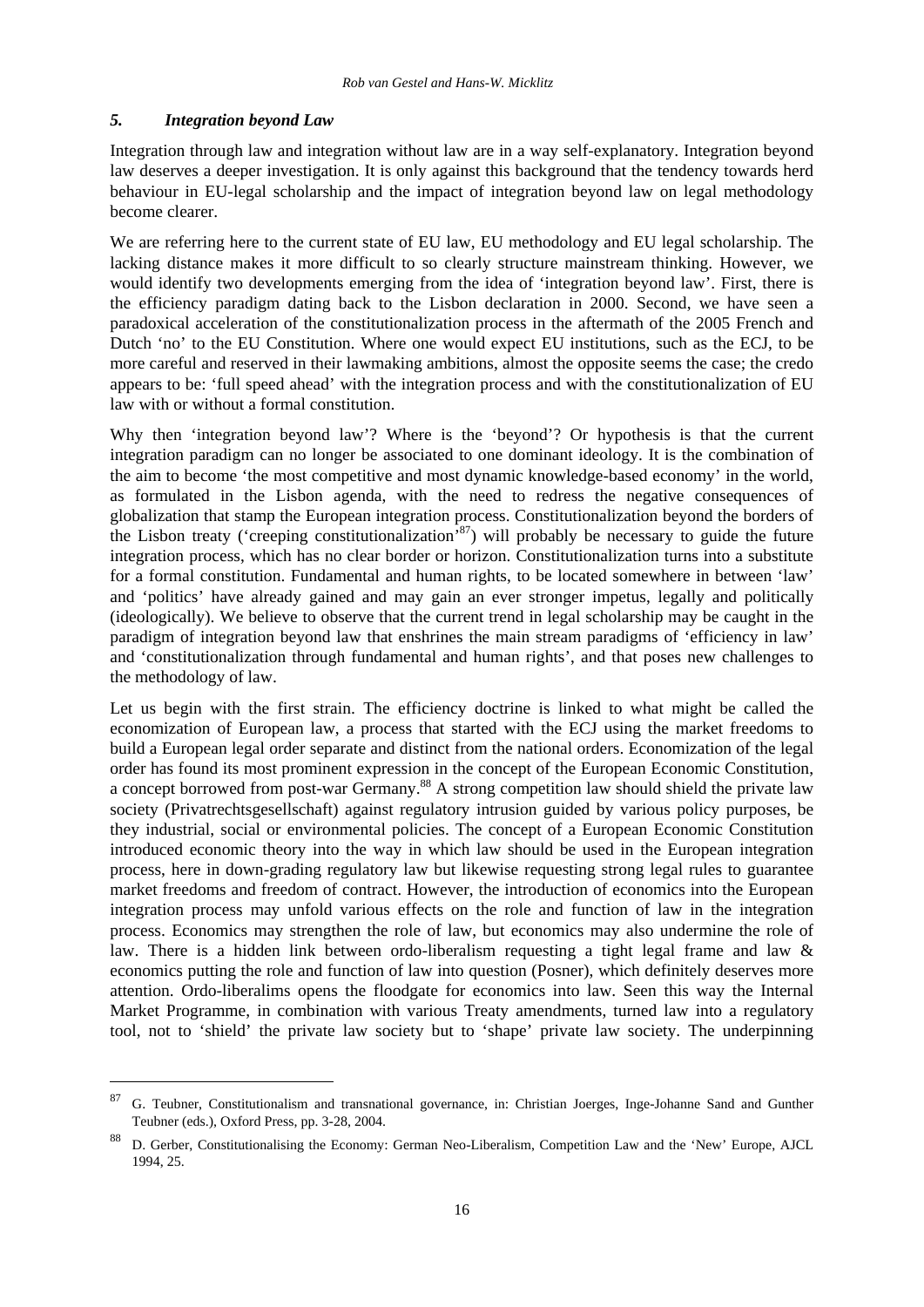### 5. *Integration beyond Law*

Integration through law and integration without law are in a way self-explanatory. Integration beyond law deserves a deeper investigation. It is only against this background that the tendency towards herd behaviour in EU-legal scholarship and the impact of integration beyond law on legal methodology become clearer.

We are referring here to the current state of EU law, EU methodology and EU legal scholarship. The lacking distance makes it more difficult to so clearly structure mainstream thinking. However, we would identify two developments emerging from the idea of 'integration beyond law'. First, there is the efficiency paradigm dating back to the Lisbon declaration in 2000. Second, we have seen a paradoxical acceleration of the constitutionalization process in the aftermath of the 2005 French and Dutch 'no' to the EU Constitution. Where one would expect EU institutions, such as the ECJ, to be more careful and reserved in their lawmaking ambitions, almost the opposite seems the case; the credo appears to be: 'full speed ahead' with the integration process and with the constitutionalization of EU law with or without a formal constitution.

Why then 'integration beyond law'? Where is the 'beyond'? Or hypothesis is that the current integration paradigm can no longer be associated to one dominant ideology. It is the combination of the aim to become 'the most competitive and most dynamic knowledge-based economy' in the world, as formulated in the Lisbon agenda, with the need to redress the negative consequences of globalization that stamp the European integration process. Constitutionalization beyond the borders of the Lisbon treaty ('creeping constitutionalization'[87]) will probably be necessary to guide the future integration process, which has no clear border or horizon. Constitutionalization turns into a substitute for a formal constitution. Fundamental and human rights, to be located somewhere in between 'law' and 'politics' have already gained and may gain an ever stronger impetus, legally and politically (ideologically). We believe to observe that the current trend in legal scholarship may be caught in the paradigm of integration beyond law that enshrines the main stream paradigms of 'efficiency in law' and 'constitutionalization through fundamental and human rights', and that poses new challenges to the methodology of law.

Let us begin with the first strain. The efficiency doctrine is linked to what might be called the economization of European law, a process that started with the ECJ using the market freedoms to build a European legal order separate and distinct from the national orders. Economization of the legal order has found its most prominent expression in the concept of the European Economic Constitution, a concept borrowed from post-war Germany.[88] A strong competition law should shield the private law society (Privatrechtsgesellschaft) against regulatory intrusion guided by various policy purposes, be they industrial, social or environmental policies. The concept of a European Economic Constitution introduced economic theory into the way in which law should be used in the European integration process, here in down-grading regulatory law but likewise requesting strong legal rules to guarantee market freedoms and freedom of contract. However, the introduction of economics into the European integration process may unfold various effects on the role and function of law in the integration process. Economics may strengthen the role of law, but economics may also undermine the role of law. There is a hidden link between ordo-liberalism requesting a tight legal frame and law & economics putting the role and function of law into question (Posner), which definitely deserves more attention. Ordo-liberalims opens the floodgate for economics into law. Seen this way the Internal Market Programme, in combination with various Treaty amendments, turned law into a regulatory tool, not to 'shield' the private law society but to 'shape' private law society. The underpinning

---

[87] G. Teubner, Constitutionalism and transnational governance, in: Christian Joerges, Inge-Johanne Sand and Gunther Teubner (eds.), Oxford Press, pp. 3-28, 2004.

[88] D. Gerber, Constitutionalising the Economy: German Neo-Liberalism, Competition Law and the 'New' Europe, AJCL 1994, 25.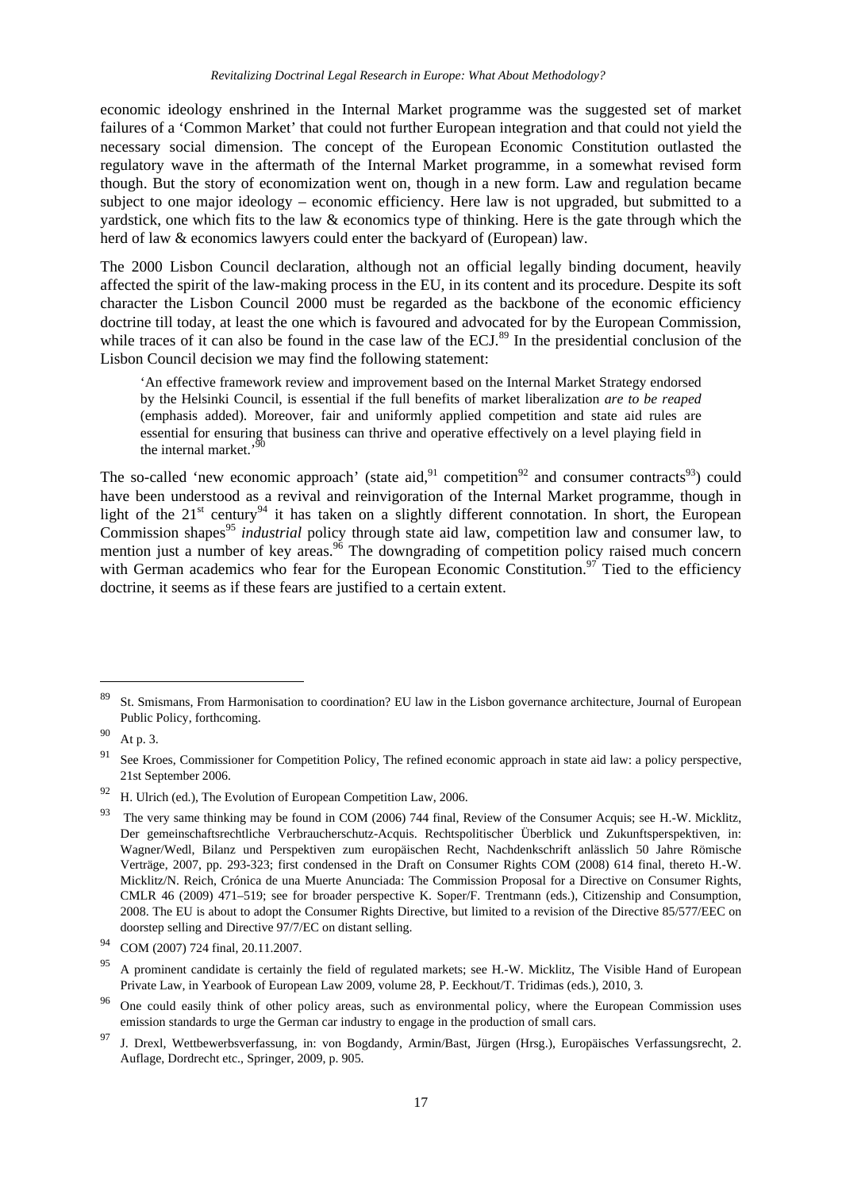economic ideology enshrined in the Internal Market programme was the suggested set of market failures of a 'Common Market' that could not further European integration and that could not yield the necessary social dimension. The concept of the European Economic Constitution outlasted the regulatory wave in the aftermath of the Internal Market programme, in a somewhat revised form though. But the story of economization went on, though in a new form. Law and regulation became subject to one major ideology – economic efficiency. Here law is not upgraded, but submitted to a yardstick, one which fits to the law & economics type of thinking. Here is the gate through which the herd of law & economics lawyers could enter the backyard of (European) law.

The 2000 Lisbon Council declaration, although not an official legally binding document, heavily affected the spirit of the law-making process in the EU, in its content and its procedure. Despite its soft character the Lisbon Council 2000 must be regarded as the backbone of the economic efficiency doctrine till today, at least the one which is favoured and advocated for by the European Commission, while traces of it can also be found in the case law of the ECJ.[89] In the presidential conclusion of the Lisbon Council decision we may find the following statement:

> 'An effective framework review and improvement based on the Internal Market Strategy endorsed by the Helsinki Council, is essential if the full benefits of market liberalization *are to be reaped* (emphasis added). Moreover, fair and uniformly applied competition and state aid rules are essential for ensuring that business can thrive and operative effectively on a level playing field in the internal market.'[90]

The so-called 'new economic approach' (state aid,[91] competition[92] and consumer contracts[93]) could have been understood as a revival and reinvigoration of the Internal Market programme, though in light of the 21st century[94] it has taken on a slightly different connotation. In short, the European Commission shapes[95] *industrial* policy through state aid law, competition law and consumer law, to mention just a number of key areas.[96] The downgrading of competition policy raised much concern with German academics who fear for the European Economic Constitution.[97] Tied to the efficiency doctrine, it seems as if these fears are justified to a certain extent.

---

[89] St. Smismans, From Harmonisation to coordination? EU law in the Lisbon governance architecture, Journal of European Public Policy, forthcoming.

[90] At p. 3.

[91] See Kroes, Commissioner for Competition Policy, The refined economic approach in state aid law: a policy perspective, 21st September 2006.

[92] H. Ulrich (ed.), The Evolution of European Competition Law, 2006.

[93] The very same thinking may be found in COM (2006) 744 final, Review of the Consumer Acquis; see H.-W. Micklitz, Der gemeinschaftsrechtliche Verbraucherschutz-Acquis. Rechtspolitischer Überblick und Zukunftsperspektiven, in: Wagner/Wedl, Bilanz und Perspektiven zum europäischen Recht, Nachdenkschrift anlässlich 50 Jahre Römische Verträge, 2007, pp. 293-323; first condensed in the Draft on Consumer Rights COM (2008) 614 final, thereto H.-W. Micklitz/N. Reich, Crónica de una Muerte Anunciada: The Commission Proposal for a Directive on Consumer Rights, CMLR 46 (2009) 471–519; see for broader perspective K. Soper/F. Trentmann (eds.), Citizenship and Consumption, 2008. The EU is about to adopt the Consumer Rights Directive, but limited to a revision of the Directive 85/577/EEC on doorstep selling and Directive 97/7/EC on distant selling.

[94] COM (2007) 724 final, 20.11.2007.

[95] A prominent candidate is certainly the field of regulated markets; see H.-W. Micklitz, The Visible Hand of European Private Law, in Yearbook of European Law 2009, volume 28, P. Eeckhout/T. Tridimas (eds.), 2010, 3.

[96] One could easily think of other policy areas, such as environmental policy, where the European Commission uses emission standards to urge the German car industry to engage in the production of small cars.

[97] J. Drexl, Wettbewerbsverfassung, in: von Bogdandy, Armin/Bast, Jürgen (Hrsg.), Europäisches Verfassungsrecht, 2. Auflage, Dordrecht etc., Springer, 2009, p. 905.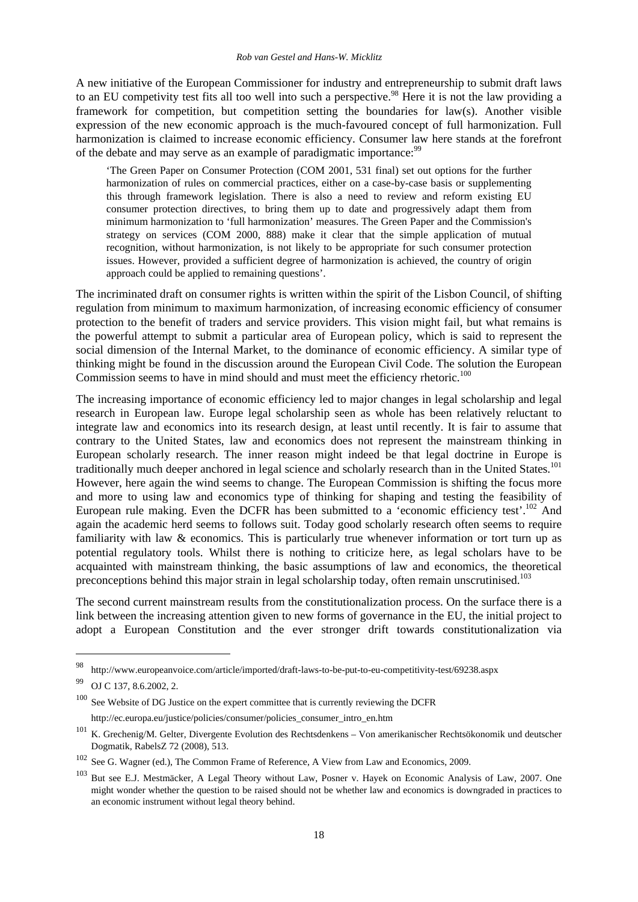A new initiative of the European Commissioner for industry and entrepreneurship to submit draft laws to an EU competivity test fits all too well into such a perspective.[98] Here it is not the law providing a framework for competition, but competition setting the boundaries for law(s). Another visible expression of the new economic approach is the much-favoured concept of full harmonization. Full harmonization is claimed to increase economic efficiency. Consumer law here stands at the forefront of the debate and may serve as an example of paradigmatic importance:[99]

> 'The Green Paper on Consumer Protection (COM 2001, 531 final) set out options for the further harmonization of rules on commercial practices, either on a case-by-case basis or supplementing this through framework legislation. There is also a need to review and reform existing EU consumer protection directives, to bring them up to date and progressively adapt them from minimum harmonization to 'full harmonization' measures. The Green Paper and the Commission's strategy on services (COM 2000, 888) make it clear that the simple application of mutual recognition, without harmonization, is not likely to be appropriate for such consumer protection issues. However, provided a sufficient degree of harmonization is achieved, the country of origin approach could be applied to remaining questions'.

The incriminated draft on consumer rights is written within the spirit of the Lisbon Council, of shifting regulation from minimum to maximum harmonization, of increasing economic efficiency of consumer protection to the benefit of traders and service providers. This vision might fail, but what remains is the powerful attempt to submit a particular area of European policy, which is said to represent the social dimension of the Internal Market, to the dominance of economic efficiency. A similar type of thinking might be found in the discussion around the European Civil Code. The solution the European Commission seems to have in mind should and must meet the efficiency rhetoric.[100]

The increasing importance of economic efficiency led to major changes in legal scholarship and legal research in European law. Europe legal scholarship seen as whole has been relatively reluctant to integrate law and economics into its research design, at least until recently. It is fair to assume that contrary to the United States, law and economics does not represent the mainstream thinking in European scholarly research. The inner reason might indeed be that legal doctrine in Europe is traditionally much deeper anchored in legal science and scholarly research than in the United States.[101] However, here again the wind seems to change. The European Commission is shifting the focus more and more to using law and economics type of thinking for shaping and testing the feasibility of European rule making. Even the DCFR has been submitted to a 'economic efficiency test'.[102] And again the academic herd seems to follows suit. Today good scholarly research often seems to require familiarity with law & economics. This is particularly true whenever information or tort turn up as potential regulatory tools. Whilst there is nothing to criticize here, as legal scholars have to be acquainted with mainstream thinking, the basic assumptions of law and economics, the theoretical preconceptions behind this major strain in legal scholarship today, often remain unscrutinised.[103]

The second current mainstream results from the constitutionalization process. On the surface there is a link between the increasing attention given to new forms of governance in the EU, the initial project to adopt a European Constitution and the ever stronger drift towards constitutionalization via

---

[98] http://www.europeanvoice.com/article/imported/draft-laws-to-be-put-to-eu-competitivity-test/69238.aspx

[99] OJ C 137, 8.6.2002, 2.

[100] See Website of DG Justice on the expert committee that is currently reviewing the DCFR http://ec.europa.eu/justice/policies/consumer/policies_consumer_intro_en.htm

[101] K. Grechenig/M. Gelter, Divergente Evolution des Rechtsdenkens – Von amerikanischer Rechtsökonomik und deutscher Dogmatik, RabelsZ 72 (2008), 513.

[102] See G. Wagner (ed.), The Common Frame of Reference, A View from Law and Economics, 2009.

[103] But see E.J. Mestmäcker, A Legal Theory without Law, Posner v. Hayek on Economic Analysis of Law, 2007. One might wonder whether the question to be raised should not be whether law and economics is downgraded in practices to an economic instrument without legal theory behind.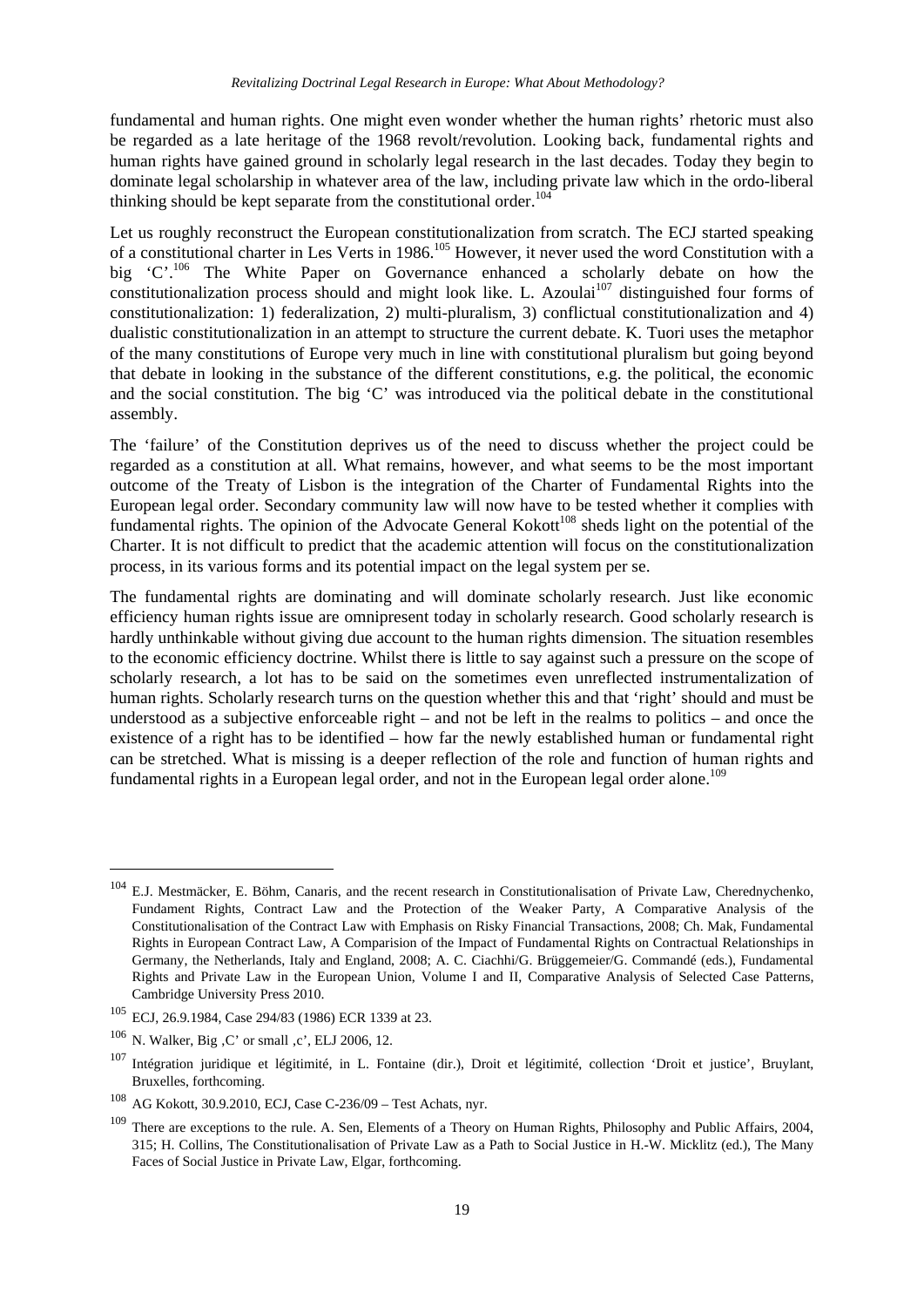fundamental and human rights. One might even wonder whether the human rights' rhetoric must also be regarded as a late heritage of the 1968 revolt/revolution. Looking back, fundamental rights and human rights have gained ground in scholarly legal research in the last decades. Today they begin to dominate legal scholarship in whatever area of the law, including private law which in the ordo-liberal thinking should be kept separate from the constitutional order.[104]

Let us roughly reconstruct the European constitutionalization from scratch. The ECJ started speaking of a constitutional charter in Les Verts in 1986.[105] However, it never used the word Constitution with a big 'C'.[106] The White Paper on Governance enhanced a scholarly debate on how the constitutionalization process should and might look like. L. Azoulai[107] distinguished four forms of constitutionalization: 1) federalization, 2) multi-pluralism, 3) conflictual constitutionalization and 4) dualistic constitutionalization in an attempt to structure the current debate. K. Tuori uses the metaphor of the many constitutions of Europe very much in line with constitutional pluralism but going beyond that debate in looking in the substance of the different constitutions, e.g. the political, the economic and the social constitution. The big 'C' was introduced via the political debate in the constitutional assembly.

The 'failure' of the Constitution deprives us of the need to discuss whether the project could be regarded as a constitution at all. What remains, however, and what seems to be the most important outcome of the Treaty of Lisbon is the integration of the Charter of Fundamental Rights into the European legal order. Secondary community law will now have to be tested whether it complies with fundamental rights. The opinion of the Advocate General Kokott[108] sheds light on the potential of the Charter. It is not difficult to predict that the academic attention will focus on the constitutionalization process, in its various forms and its potential impact on the legal system per se.

The fundamental rights are dominating and will dominate scholarly research. Just like economic efficiency human rights issue are omnipresent today in scholarly research. Good scholarly research is hardly unthinkable without giving due account to the human rights dimension. The situation resembles to the economic efficiency doctrine. Whilst there is little to say against such a pressure on the scope of scholarly research, a lot has to be said on the sometimes even unreflected instrumentalization of human rights. Scholarly research turns on the question whether this and that 'right' should and must be understood as a subjective enforceable right – and not be left in the realms to politics – and once the existence of a right has to be identified – how far the newly established human or fundamental right can be stretched. What is missing is a deeper reflection of the role and function of human rights and fundamental rights in a European legal order, and not in the European legal order alone.[109]

---

[104] E.J. Mestmäcker, E. Böhm, Canaris, and the recent research in Constitutionalisation of Private Law, Cherednychenko, Fundament Rights, Contract Law and the Protection of the Weaker Party, A Comparative Analysis of the Constitutionalisation of the Contract Law with Emphasis on Risky Financial Transactions, 2008; Ch. Mak, Fundamental Rights in European Contract Law, A Comparision of the Impact of Fundamental Rights on Contractual Relationships in Germany, the Netherlands, Italy and England, 2008; A. C. Ciachhi/G. Brüggemeier/G. Commandé (eds.), Fundamental Rights and Private Law in the European Union, Volume I and II, Comparative Analysis of Selected Case Patterns, Cambridge University Press 2010.

[105] ECJ, 26.9.1984, Case 294/83 (1986) ECR 1339 at 23.

[106] N. Walker, Big ,C' or small ,c', ELJ 2006, 12.

[107] Intégration juridique et légitimité, in L. Fontaine (dir.), Droit et légitimité, collection 'Droit et justice', Bruylant, Bruxelles, forthcoming.

[108] AG Kokott, 30.9.2010, ECJ, Case C-236/09 – Test Achats, nyr.

[109] There are exceptions to the rule. A. Sen, Elements of a Theory on Human Rights, Philosophy and Public Affairs, 2004, 315; H. Collins, The Constitutionalisation of Private Law as a Path to Social Justice in H.-W. Micklitz (ed.), The Many Faces of Social Justice in Private Law, Elgar, forthcoming.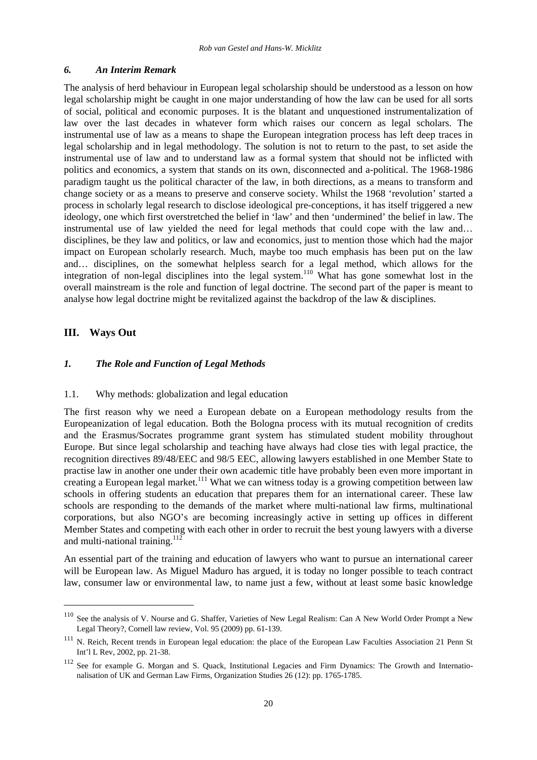### *6. An Interim Remark*

The analysis of herd behaviour in European legal scholarship should be understood as a lesson on how legal scholarship might be caught in one major understanding of how the law can be used for all sorts of social, political and economic purposes. It is the blatant and unquestioned instrumentalization of law over the last decades in whatever form which raises our concern as legal scholars. The instrumental use of law as a means to shape the European integration process has left deep traces in legal scholarship and in legal methodology. The solution is not to return to the past, to set aside the instrumental use of law and to understand law as a formal system that should not be inflicted with politics and economics, a system that stands on its own, disconnected and a-political. The 1968-1986 paradigm taught us the political character of the law, in both directions, as a means to transform and change society or as a means to preserve and conserve society. Whilst the 1968 'revolution' started a process in scholarly legal research to disclose ideological pre-conceptions, it has itself triggered a new ideology, one which first overstretched the belief in 'law' and then 'undermined' the belief in law. The instrumental use of law yielded the need for legal methods that could cope with the law and… disciplines, be they law and politics, or law and economics, just to mention those which had the major impact on European scholarly research. Much, maybe too much emphasis has been put on the law and… disciplines, on the somewhat helpless search for a legal method, which allows for the integration of non-legal disciplines into the legal system.[110] What has gone somewhat lost in the overall mainstream is the role and function of legal doctrine. The second part of the paper is meant to analyse how legal doctrine might be revitalized against the backdrop of the law & disciplines.

## III. Ways Out

### *1. The Role and Function of Legal Methods*

#### 1.1. Why methods: globalization and legal education

The first reason why we need a European debate on a European methodology results from the Europeanization of legal education. Both the Bologna process with its mutual recognition of credits and the Erasmus/Socrates programme grant system has stimulated student mobility throughout Europe. But since legal scholarship and teaching have always had close ties with legal practice, the recognition directives 89/48/EEC and 98/5 EEC, allowing lawyers established in one Member State to practise law in another one under their own academic title have probably been even more important in creating a European legal market.[111] What we can witness today is a growing competition between law schools in offering students an education that prepares them for an international career. These law schools are responding to the demands of the market where multi-national law firms, multinational corporations, but also NGO's are becoming increasingly active in setting up offices in different Member States and competing with each other in order to recruit the best young lawyers with a diverse and multi-national training.[112]

An essential part of the training and education of lawyers who want to pursue an international career will be European law. As Miguel Maduro has argued, it is today no longer possible to teach contract law, consumer law or environmental law, to name just a few, without at least some basic knowledge

---

[110] See the analysis of V. Nourse and G. Shaffer, Varieties of New Legal Realism: Can A New World Order Prompt a New Legal Theory?, Cornell law review, Vol. 95 (2009) pp. 61-139.

[111] N. Reich, Recent trends in European legal education: the place of the European Law Faculties Association 21 Penn St Int'l L Rev, 2002, pp. 21-38.

[112] See for example G. Morgan and S. Quack, Institutional Legacies and Firm Dynamics: The Growth and Internationalisation of UK and German Law Firms, Organization Studies 26 (12): pp. 1765-1785.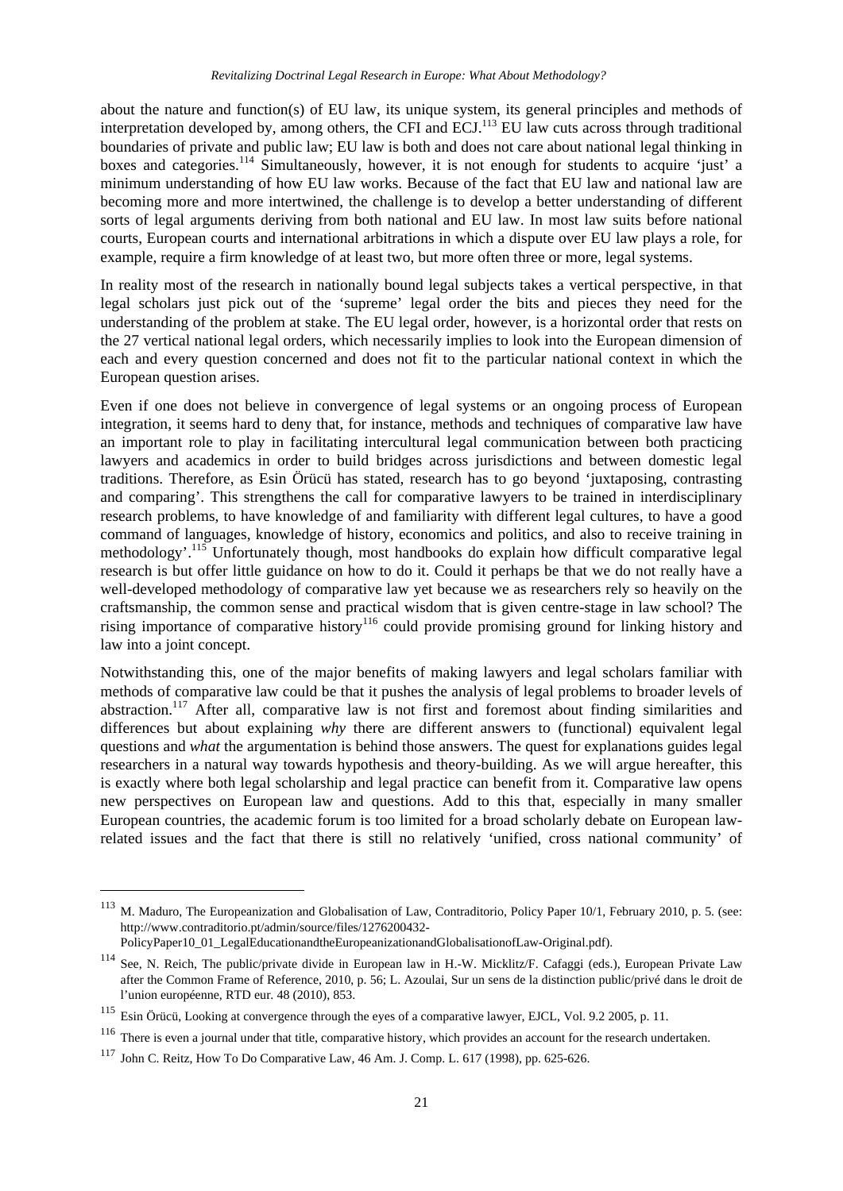about the nature and function(s) of EU law, its unique system, its general principles and methods of interpretation developed by, among others, the CFI and ECJ.[113] EU law cuts across through traditional boundaries of private and public law; EU law is both and does not care about national legal thinking in boxes and categories.[114] Simultaneously, however, it is not enough for students to acquire 'just' a minimum understanding of how EU law works. Because of the fact that EU law and national law are becoming more and more intertwined, the challenge is to develop a better understanding of different sorts of legal arguments deriving from both national and EU law. In most law suits before national courts, European courts and international arbitrations in which a dispute over EU law plays a role, for example, require a firm knowledge of at least two, but more often three or more, legal systems.

In reality most of the research in nationally bound legal subjects takes a vertical perspective, in that legal scholars just pick out of the 'supreme' legal order the bits and pieces they need for the understanding of the problem at stake. The EU legal order, however, is a horizontal order that rests on the 27 vertical national legal orders, which necessarily implies to look into the European dimension of each and every question concerned and does not fit to the particular national context in which the European question arises.

Even if one does not believe in convergence of legal systems or an ongoing process of European integration, it seems hard to deny that, for instance, methods and techniques of comparative law have an important role to play in facilitating intercultural legal communication between both practicing lawyers and academics in order to build bridges across jurisdictions and between domestic legal traditions. Therefore, as Esin Örücü has stated, research has to go beyond 'juxtaposing, contrasting and comparing'. This strengthens the call for comparative lawyers to be trained in interdisciplinary research problems, to have knowledge of and familiarity with different legal cultures, to have a good command of languages, knowledge of history, economics and politics, and also to receive training in methodology'.[115] Unfortunately though, most handbooks do explain how difficult comparative legal research is but offer little guidance on how to do it. Could it perhaps be that we do not really have a well-developed methodology of comparative law yet because we as researchers rely so heavily on the craftsmanship, the common sense and practical wisdom that is given centre-stage in law school? The rising importance of comparative history[116] could provide promising ground for linking history and law into a joint concept.

Notwithstanding this, one of the major benefits of making lawyers and legal scholars familiar with methods of comparative law could be that it pushes the analysis of legal problems to broader levels of abstraction.[117] After all, comparative law is not first and foremost about finding similarities and differences but about explaining *why* there are different answers to (functional) equivalent legal questions and *what* the argumentation is behind those answers. The quest for explanations guides legal researchers in a natural way towards hypothesis and theory-building. As we will argue hereafter, this is exactly where both legal scholarship and legal practice can benefit from it. Comparative law opens new perspectives on European law and questions. Add to this that, especially in many smaller European countries, the academic forum is too limited for a broad scholarly debate on European law-related issues and the fact that there is still no relatively 'unified, cross national community' of

---

[113] M. Maduro, The Europeanization and Globalisation of Law, Contraditorio, Policy Paper 10/1, February 2010, p. 5. (see: http://www.contraditorio.pt/admin/source/files/1276200432-PolicyPaper10_01_LegalEducationandtheEuropeanizationandGlobalisationofLaw-Original.pdf).

[114] See, N. Reich, The public/private divide in European law in H.-W. Micklitz/F. Cafaggi (eds.), European Private Law after the Common Frame of Reference, 2010, p. 56; L. Azoulai, Sur un sens de la distinction public/privé dans le droit de l'union européenne, RTD eur. 48 (2010), 853.

[115] Esin Örücü, Looking at convergence through the eyes of a comparative lawyer, EJCL, Vol. 9.2 2005, p. 11.

[116] There is even a journal under that title, comparative history, which provides an account for the research undertaken.

[117] John C. Reitz, How To Do Comparative Law, 46 Am. J. Comp. L. 617 (1998), pp. 625-626.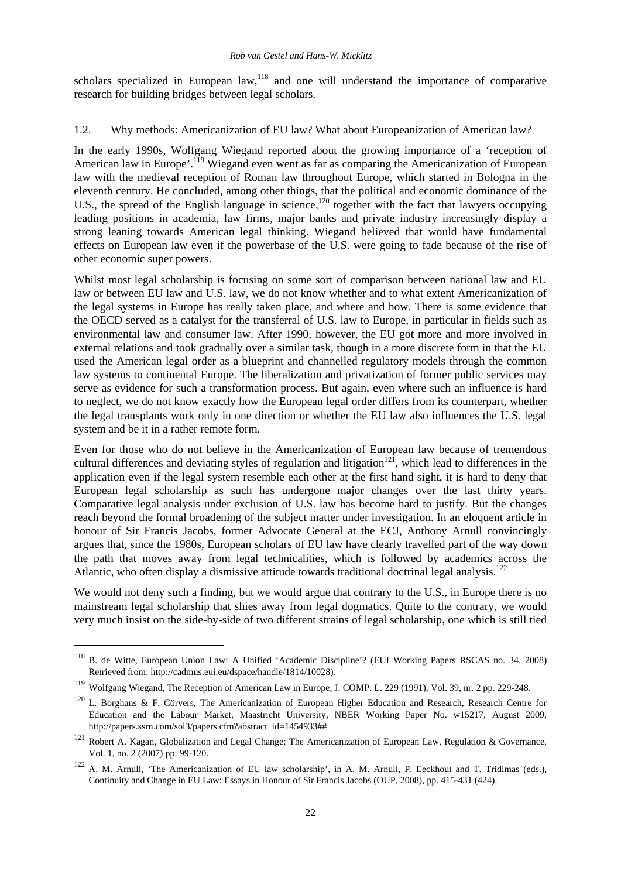scholars specialized in European law,[118] and one will understand the importance of comparative research for building bridges between legal scholars.

### 1.2. Why methods: Americanization of EU law? What about Europeanization of American law?

In the early 1990s, Wolfgang Wiegand reported about the growing importance of a 'reception of American law in Europe'.[119] Wiegand even went as far as comparing the Americanization of European law with the medieval reception of Roman law throughout Europe, which started in Bologna in the eleventh century. He concluded, among other things, that the political and economic dominance of the U.S., the spread of the English language in science,[120] together with the fact that lawyers occupying leading positions in academia, law firms, major banks and private industry increasingly display a strong leaning towards American legal thinking. Wiegand believed that would have fundamental effects on European law even if the powerbase of the U.S. were going to fade because of the rise of other economic super powers.

Whilst most legal scholarship is focusing on some sort of comparison between national law and EU law or between EU law and U.S. law, we do not know whether and to what extent Americanization of the legal systems in Europe has really taken place, and where and how. There is some evidence that the OECD served as a catalyst for the transferral of U.S. law to Europe, in particular in fields such as environmental law and consumer law. After 1990, however, the EU got more and more involved in external relations and took gradually over a similar task, though in a more discrete form in that the EU used the American legal order as a blueprint and channelled regulatory models through the common law systems to continental Europe. The liberalization and privatization of former public services may serve as evidence for such a transformation process. But again, even where such an influence is hard to neglect, we do not know exactly how the European legal order differs from its counterpart, whether the legal transplants work only in one direction or whether the EU law also influences the U.S. legal system and be it in a rather remote form.

Even for those who do not believe in the Americanization of European law because of tremendous cultural differences and deviating styles of regulation and litigation[121], which lead to differences in the application even if the legal system resemble each other at the first hand sight, it is hard to deny that European legal scholarship as such has undergone major changes over the last thirty years. Comparative legal analysis under exclusion of U.S. law has become hard to justify. But the changes reach beyond the formal broadening of the subject matter under investigation. In an eloquent article in honour of Sir Francis Jacobs, former Advocate General at the ECJ, Anthony Arnull convincingly argues that, since the 1980s, European scholars of EU law have clearly travelled part of the way down the path that moves away from legal technicalities, which is followed by academics across the Atlantic, who often display a dismissive attitude towards traditional doctrinal legal analysis.[122]

We would not deny such a finding, but we would argue that contrary to the U.S., in Europe there is no mainstream legal scholarship that shies away from legal dogmatics. Quite to the contrary, we would very much insist on the side-by-side of two different strains of legal scholarship, one which is still tied

---

[118] B. de Witte, European Union Law: A Unified 'Academic Discipline'? (EUI Working Papers RSCAS no. 34, 2008) Retrieved from: http://cadmus.eui.eu/dspace/handle/1814/10028).

[119] Wolfgang Wiegand, The Reception of American Law in Europe, J. COMP. L. 229 (1991), Vol. 39, nr. 2 pp. 229-248.

[120] L. Borghans & F. Cörvers, The Americanization of European Higher Education and Research, Research Centre for Education and the Labour Market, Maastricht University, NBER Working Paper No. w15217, August 2009, http://papers.ssrn.com/sol3/papers.cfm?abstract_id=1454933##

[121] Robert A. Kagan, Globalization and Legal Change: The Americanization of European Law, Regulation & Governance, Vol. 1, no. 2 (2007) pp. 99-120.

[122] A. M. Arnull, 'The Americanization of EU law scholarship', in A. M. Arnull, P. Eeckhout and T. Tridimas (eds.), Continuity and Change in EU Law: Essays in Honour of Sir Francis Jacobs (OUP, 2008), pp. 415-431 (424).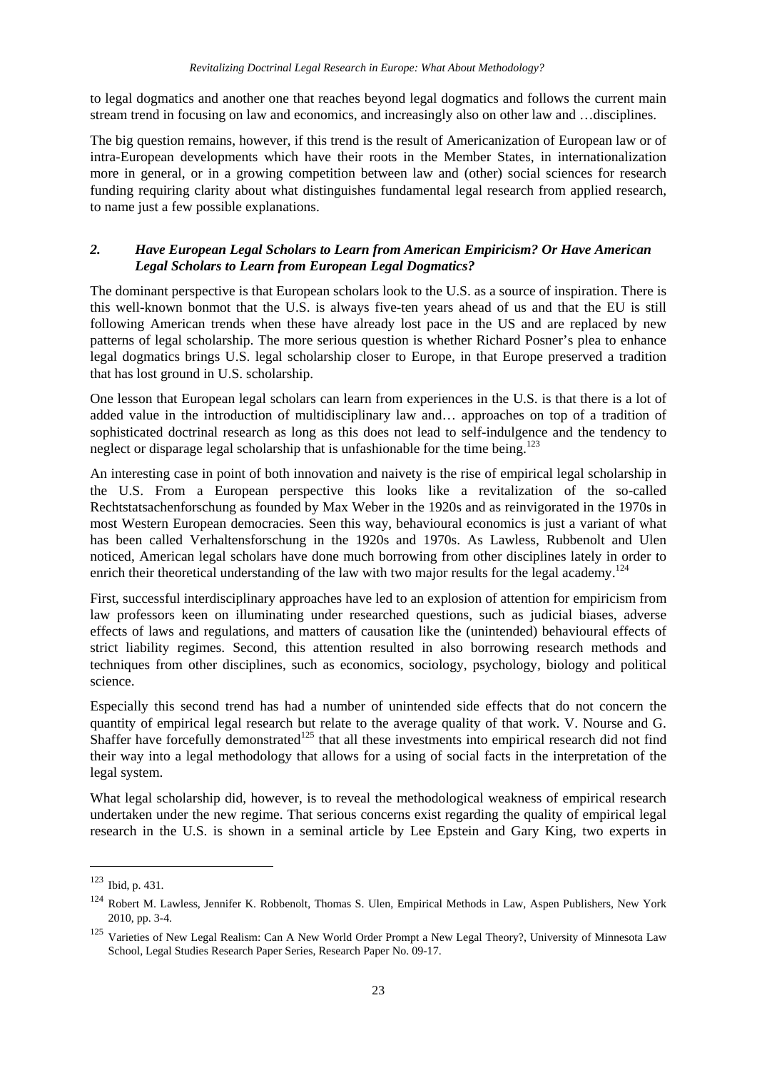to legal dogmatics and another one that reaches beyond legal dogmatics and follows the current main stream trend in focusing on law and economics, and increasingly also on other law and …disciplines.

The big question remains, however, if this trend is the result of Americanization of European law or of intra-European developments which have their roots in the Member States, in internationalization more in general, or in a growing competition between law and (other) social sciences for research funding requiring clarity about what distinguishes fundamental legal research from applied research, to name just a few possible explanations.

### *2. Have European Legal Scholars to Learn from American Empiricism? Or Have American Legal Scholars to Learn from European Legal Dogmatics?*

The dominant perspective is that European scholars look to the U.S. as a source of inspiration. There is this well-known bonmot that the U.S. is always five-ten years ahead of us and that the EU is still following American trends when these have already lost pace in the US and are replaced by new patterns of legal scholarship. The more serious question is whether Richard Posner's plea to enhance legal dogmatics brings U.S. legal scholarship closer to Europe, in that Europe preserved a tradition that has lost ground in U.S. scholarship.

One lesson that European legal scholars can learn from experiences in the U.S. is that there is a lot of added value in the introduction of multidisciplinary law and… approaches on top of a tradition of sophisticated doctrinal research as long as this does not lead to self-indulgence and the tendency to neglect or disparage legal scholarship that is unfashionable for the time being.[123]

An interesting case in point of both innovation and naivety is the rise of empirical legal scholarship in the U.S. From a European perspective this looks like a revitalization of the so-called Rechtstatsachenforschung as founded by Max Weber in the 1920s and as reinvigorated in the 1970s in most Western European democracies. Seen this way, behavioural economics is just a variant of what has been called Verhaltensforschung in the 1920s and 1970s. As Lawless, Rubbenolt and Ulen noticed, American legal scholars have done much borrowing from other disciplines lately in order to enrich their theoretical understanding of the law with two major results for the legal academy.[124]

First, successful interdisciplinary approaches have led to an explosion of attention for empiricism from law professors keen on illuminating under researched questions, such as judicial biases, adverse effects of laws and regulations, and matters of causation like the (unintended) behavioural effects of strict liability regimes. Second, this attention resulted in also borrowing research methods and techniques from other disciplines, such as economics, sociology, psychology, biology and political science.

Especially this second trend has had a number of unintended side effects that do not concern the quantity of empirical legal research but relate to the average quality of that work. V. Nourse and G. Shaffer have forcefully demonstrated[125] that all these investments into empirical research did not find their way into a legal methodology that allows for a using of social facts in the interpretation of the legal system.

What legal scholarship did, however, is to reveal the methodological weakness of empirical research undertaken under the new regime. That serious concerns exist regarding the quality of empirical legal research in the U.S. is shown in a seminal article by Lee Epstein and Gary King, two experts in

---

[123] Ibid, p. 431.

[124] Robert M. Lawless, Jennifer K. Robbenolt, Thomas S. Ulen, Empirical Methods in Law, Aspen Publishers, New York 2010, pp. 3-4.

[125] Varieties of New Legal Realism: Can A New World Order Prompt a New Legal Theory?, University of Minnesota Law School, Legal Studies Research Paper Series, Research Paper No. 09-17.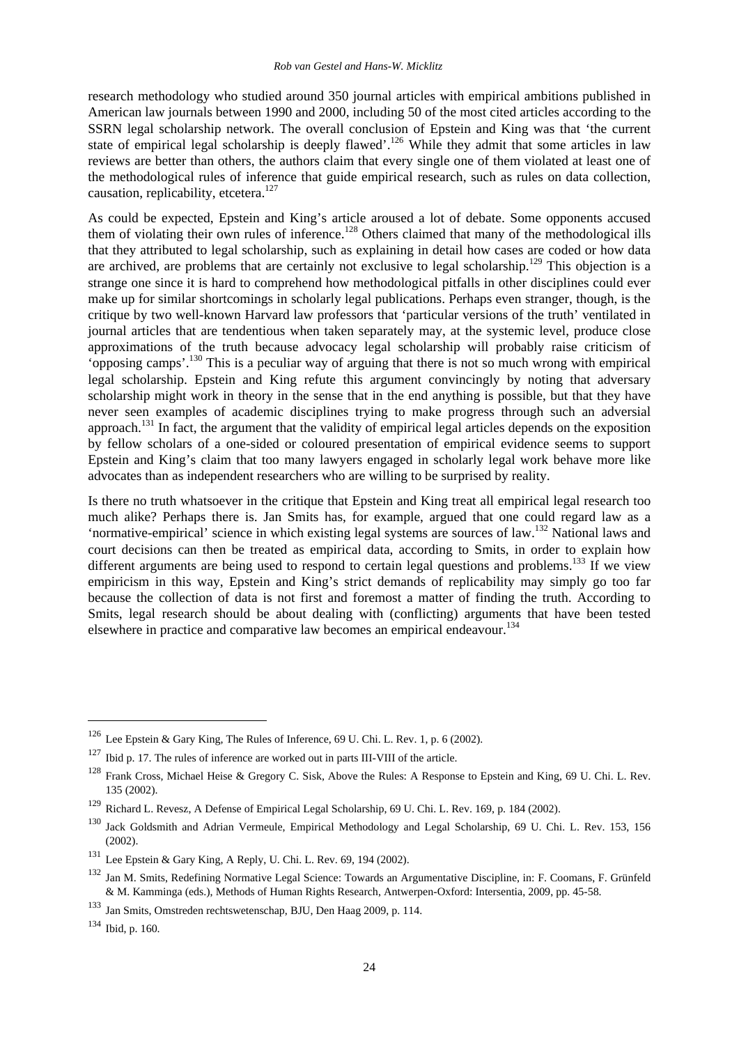research methodology who studied around 350 journal articles with empirical ambitions published in American law journals between 1990 and 2000, including 50 of the most cited articles according to the SSRN legal scholarship network. The overall conclusion of Epstein and King was that 'the current state of empirical legal scholarship is deeply flawed'.[126] While they admit that some articles in law reviews are better than others, the authors claim that every single one of them violated at least one of the methodological rules of inference that guide empirical research, such as rules on data collection, causation, replicability, etcetera.[127]

As could be expected, Epstein and King's article aroused a lot of debate. Some opponents accused them of violating their own rules of inference.[128] Others claimed that many of the methodological ills that they attributed to legal scholarship, such as explaining in detail how cases are coded or how data are archived, are problems that are certainly not exclusive to legal scholarship.[129] This objection is a strange one since it is hard to comprehend how methodological pitfalls in other disciplines could ever make up for similar shortcomings in scholarly legal publications. Perhaps even stranger, though, is the critique by two well-known Harvard law professors that 'particular versions of the truth' ventilated in journal articles that are tendentious when taken separately may, at the systemic level, produce close approximations of the truth because advocacy legal scholarship will probably raise criticism of 'opposing camps'.[130] This is a peculiar way of arguing that there is not so much wrong with empirical legal scholarship. Epstein and King refute this argument convincingly by noting that adversary scholarship might work in theory in the sense that in the end anything is possible, but that they have never seen examples of academic disciplines trying to make progress through such an adversial approach.[131] In fact, the argument that the validity of empirical legal articles depends on the exposition by fellow scholars of a one-sided or coloured presentation of empirical evidence seems to support Epstein and King's claim that too many lawyers engaged in scholarly legal work behave more like advocates than as independent researchers who are willing to be surprised by reality.

Is there no truth whatsoever in the critique that Epstein and King treat all empirical legal research too much alike? Perhaps there is. Jan Smits has, for example, argued that one could regard law as a 'normative-empirical' science in which existing legal systems are sources of law.[132] National laws and court decisions can then be treated as empirical data, according to Smits, in order to explain how different arguments are being used to respond to certain legal questions and problems.[133] If we view empiricism in this way, Epstein and King's strict demands of replicability may simply go too far because the collection of data is not first and foremost a matter of finding the truth. According to Smits, legal research should be about dealing with (conflicting) arguments that have been tested elsewhere in practice and comparative law becomes an empirical endeavour.[134]

---

[126] Lee Epstein & Gary King, The Rules of Inference, 69 U. Chi. L. Rev. 1, p. 6 (2002).

[127] Ibid p. 17. The rules of inference are worked out in parts III-VIII of the article.

[128] Frank Cross, Michael Heise & Gregory C. Sisk, Above the Rules: A Response to Epstein and King, 69 U. Chi. L. Rev. 135 (2002).

[129] Richard L. Revesz, A Defense of Empirical Legal Scholarship, 69 U. Chi. L. Rev. 169, p. 184 (2002).

[130] Jack Goldsmith and Adrian Vermeule, Empirical Methodology and Legal Scholarship, 69 U. Chi. L. Rev. 153, 156 (2002).

[131] Lee Epstein & Gary King, A Reply, U. Chi. L. Rev. 69, 194 (2002).

[132] Jan M. Smits, Redefining Normative Legal Science: Towards an Argumentative Discipline, in: F. Coomans, F. Grünfeld & M. Kamminga (eds.), Methods of Human Rights Research, Antwerpen-Oxford: Intersentia, 2009, pp. 45-58.

[133] Jan Smits, Omstreden rechtswetenschap, BJU, Den Haag 2009, p. 114.

[134] Ibid, p. 160.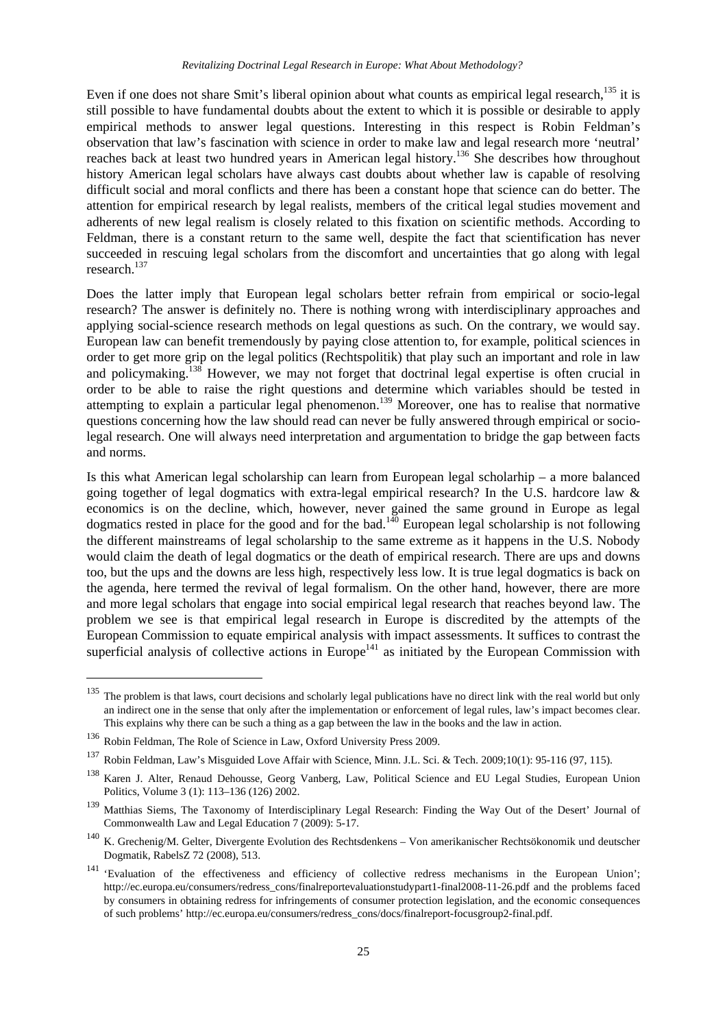Even if one does not share Smit's liberal opinion about what counts as empirical legal research,[135] it is still possible to have fundamental doubts about the extent to which it is possible or desirable to apply empirical methods to answer legal questions. Interesting in this respect is Robin Feldman's observation that law's fascination with science in order to make law and legal research more 'neutral' reaches back at least two hundred years in American legal history.[136] She describes how throughout history American legal scholars have always cast doubts about whether law is capable of resolving difficult social and moral conflicts and there has been a constant hope that science can do better. The attention for empirical research by legal realists, members of the critical legal studies movement and adherents of new legal realism is closely related to this fixation on scientific methods. According to Feldman, there is a constant return to the same well, despite the fact that scientification has never succeeded in rescuing legal scholars from the discomfort and uncertainties that go along with legal research.[137]

Does the latter imply that European legal scholars better refrain from empirical or socio-legal research? The answer is definitely no. There is nothing wrong with interdisciplinary approaches and applying social-science research methods on legal questions as such. On the contrary, we would say. European law can benefit tremendously by paying close attention to, for example, political sciences in order to get more grip on the legal politics (Rechtspolitik) that play such an important and role in law and policymaking.[138] However, we may not forget that doctrinal legal expertise is often crucial in order to be able to raise the right questions and determine which variables should be tested in attempting to explain a particular legal phenomenon.[139] Moreover, one has to realise that normative questions concerning how the law should read can never be fully answered through empirical or socio-legal research. One will always need interpretation and argumentation to bridge the gap between facts and norms.

Is this what American legal scholarship can learn from European legal scholarhip – a more balanced going together of legal dogmatics with extra-legal empirical research? In the U.S. hardcore law & economics is on the decline, which, however, never gained the same ground in Europe as legal dogmatics rested in place for the good and for the bad.[140] European legal scholarship is not following the different mainstreams of legal scholarship to the same extreme as it happens in the U.S. Nobody would claim the death of legal dogmatics or the death of empirical research. There are ups and downs too, but the ups and the downs are less high, respectively less low. It is true legal dogmatics is back on the agenda, here termed the revival of legal formalism. On the other hand, however, there are more and more legal scholars that engage into social empirical legal research that reaches beyond law. The problem we see is that empirical legal research in Europe is discredited by the attempts of the European Commission to equate empirical analysis with impact assessments. It suffices to contrast the superficial analysis of collective actions in Europe[141] as initiated by the European Commission with

---

[135] The problem is that laws, court decisions and scholarly legal publications have no direct link with the real world but only an indirect one in the sense that only after the implementation or enforcement of legal rules, law's impact becomes clear. This explains why there can be such a thing as a gap between the law in the books and the law in action.

[136] Robin Feldman, The Role of Science in Law, Oxford University Press 2009.

[137] Robin Feldman, Law's Misguided Love Affair with Science, Minn. J.L. Sci. & Tech. 2009;10(1): 95-116 (97, 115).

[138] Karen J. Alter, Renaud Dehousse, Georg Vanberg, Law, Political Science and EU Legal Studies, European Union Politics, Volume 3 (1): 113–136 (126) 2002.

[139] Matthias Siems, The Taxonomy of Interdisciplinary Legal Research: Finding the Way Out of the Desert' Journal of Commonwealth Law and Legal Education 7 (2009): 5-17.

[140] K. Grechenig/M. Gelter, Divergente Evolution des Rechtsdenkens – Von amerikanischer Rechtsökonomik und deutscher Dogmatik, RabelsZ 72 (2008), 513.

[141] 'Evaluation of the effectiveness and efficiency of collective redress mechanisms in the European Union'; http://ec.europa.eu/consumers/redress_cons/finalreportevaluationstudypart1-final2008-11-26.pdf and the problems faced by consumers in obtaining redress for infringements of consumer protection legislation, and the economic consequences of such problems' http://ec.europa.eu/consumers/redress_cons/docs/finalreport-focusgroup2-final.pdf.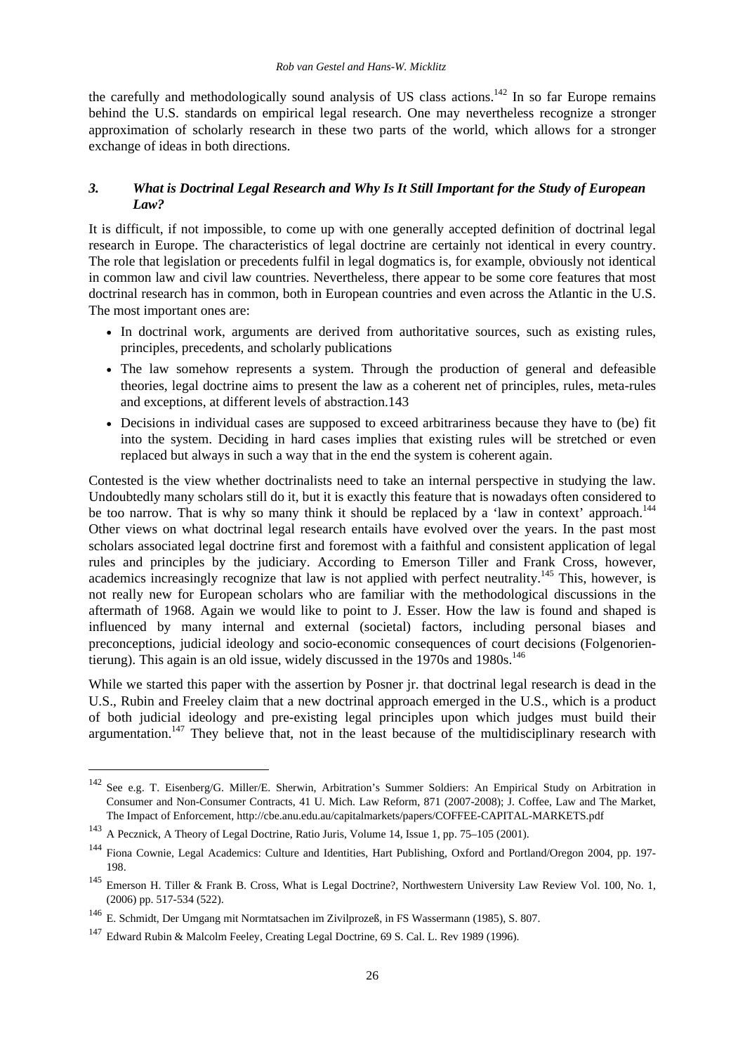the carefully and methodologically sound analysis of US class actions.[142] In so far Europe remains behind the U.S. standards on empirical legal research. One may nevertheless recognize a stronger approximation of scholarly research in these two parts of the world, which allows for a stronger exchange of ideas in both directions.

### *3. What is Doctrinal Legal Research and Why Is It Still Important for the Study of European Law?*

It is difficult, if not impossible, to come up with one generally accepted definition of doctrinal legal research in Europe. The characteristics of legal doctrine are certainly not identical in every country. The role that legislation or precedents fulfil in legal dogmatics is, for example, obviously not identical in common law and civil law countries. Nevertheless, there appear to be some core features that most doctrinal research has in common, both in European countries and even across the Atlantic in the U.S. The most important ones are:

- In doctrinal work, arguments are derived from authoritative sources, such as existing rules, principles, precedents, and scholarly publications
- The law somehow represents a system. Through the production of general and defeasible theories, legal doctrine aims to present the law as a coherent net of principles, rules, meta-rules and exceptions, at different levels of abstraction.143
- Decisions in individual cases are supposed to exceed arbitrariness because they have to (be) fit into the system. Deciding in hard cases implies that existing rules will be stretched or even replaced but always in such a way that in the end the system is coherent again.

Contested is the view whether doctrinalists need to take an internal perspective in studying the law. Undoubtedly many scholars still do it, but it is exactly this feature that is nowadays often considered to be too narrow. That is why so many think it should be replaced by a 'law in context' approach.[144] Other views on what doctrinal legal research entails have evolved over the years. In the past most scholars associated legal doctrine first and foremost with a faithful and consistent application of legal rules and principles by the judiciary. According to Emerson Tiller and Frank Cross, however, academics increasingly recognize that law is not applied with perfect neutrality.[145] This, however, is not really new for European scholars who are familiar with the methodological discussions in the aftermath of 1968. Again we would like to point to J. Esser. How the law is found and shaped is influenced by many internal and external (societal) factors, including personal biases and preconceptions, judicial ideology and socio-economic consequences of court decisions (Folgenorientierung). This again is an old issue, widely discussed in the 1970s and 1980s.[146]

While we started this paper with the assertion by Posner jr. that doctrinal legal research is dead in the U.S., Rubin and Freeley claim that a new doctrinal approach emerged in the U.S., which is a product of both judicial ideology and pre-existing legal principles upon which judges must build their argumentation.[147] They believe that, not in the least because of the multidisciplinary research with

---

[142] See e.g. T. Eisenberg/G. Miller/E. Sherwin, Arbitration's Summer Soldiers: An Empirical Study on Arbitration in Consumer and Non-Consumer Contracts, 41 U. Mich. Law Reform, 871 (2007-2008); J. Coffee, Law and The Market, The Impact of Enforcement, http://cbe.anu.edu.au/capitalmarkets/papers/COFFEE-CAPITAL-MARKETS.pdf

[143] A Pecznick, A Theory of Legal Doctrine, Ratio Juris, Volume 14, Issue 1, pp. 75–105 (2001).

[144] Fiona Cownie, Legal Academics: Culture and Identities, Hart Publishing, Oxford and Portland/Oregon 2004, pp. 197-198.

[145] Emerson H. Tiller & Frank B. Cross, What is Legal Doctrine?, Northwestern University Law Review Vol. 100, No. 1, (2006) pp. 517-534 (522).

[146] E. Schmidt, Der Umgang mit Normtatsachen im Zivilprozeß, in FS Wassermann (1985), S. 807.

[147] Edward Rubin & Malcolm Feeley, Creating Legal Doctrine, 69 S. Cal. L. Rev 1989 (1996).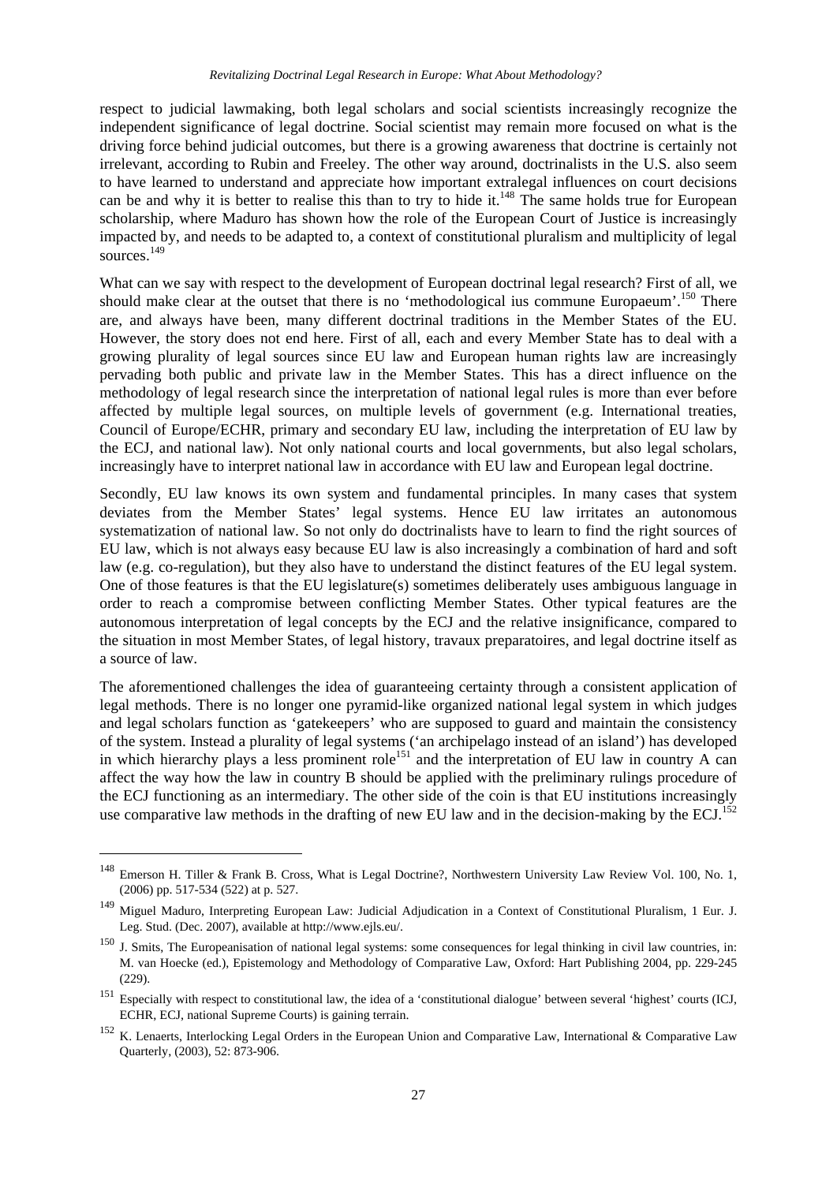respect to judicial lawmaking, both legal scholars and social scientists increasingly recognize the independent significance of legal doctrine. Social scientist may remain more focused on what is the driving force behind judicial outcomes, but there is a growing awareness that doctrine is certainly not irrelevant, according to Rubin and Freeley. The other way around, doctrinalists in the U.S. also seem to have learned to understand and appreciate how important extralegal influences on court decisions can be and why it is better to realise this than to try to hide it.[148] The same holds true for European scholarship, where Maduro has shown how the role of the European Court of Justice is increasingly impacted by, and needs to be adapted to, a context of constitutional pluralism and multiplicity of legal sources.[149]

What can we say with respect to the development of European doctrinal legal research? First of all, we should make clear at the outset that there is no 'methodological ius commune Europaeum'.[150] There are, and always have been, many different doctrinal traditions in the Member States of the EU. However, the story does not end here. First of all, each and every Member State has to deal with a growing plurality of legal sources since EU law and European human rights law are increasingly pervading both public and private law in the Member States. This has a direct influence on the methodology of legal research since the interpretation of national legal rules is more than ever before affected by multiple legal sources, on multiple levels of government (e.g. International treaties, Council of Europe/ECHR, primary and secondary EU law, including the interpretation of EU law by the ECJ, and national law). Not only national courts and local governments, but also legal scholars, increasingly have to interpret national law in accordance with EU law and European legal doctrine.

Secondly, EU law knows its own system and fundamental principles. In many cases that system deviates from the Member States' legal systems. Hence EU law irritates an autonomous systematization of national law. So not only do doctrinalists have to learn to find the right sources of EU law, which is not always easy because EU law is also increasingly a combination of hard and soft law (e.g. co-regulation), but they also have to understand the distinct features of the EU legal system. One of those features is that the EU legislature(s) sometimes deliberately uses ambiguous language in order to reach a compromise between conflicting Member States. Other typical features are the autonomous interpretation of legal concepts by the ECJ and the relative insignificance, compared to the situation in most Member States, of legal history, travaux preparatoires, and legal doctrine itself as a source of law.

The aforementioned challenges the idea of guaranteeing certainty through a consistent application of legal methods. There is no longer one pyramid-like organized national legal system in which judges and legal scholars function as 'gatekeepers' who are supposed to guard and maintain the consistency of the system. Instead a plurality of legal systems ('an archipelago instead of an island') has developed in which hierarchy plays a less prominent role[151] and the interpretation of EU law in country A can affect the way how the law in country B should be applied with the preliminary rulings procedure of the ECJ functioning as an intermediary. The other side of the coin is that EU institutions increasingly use comparative law methods in the drafting of new EU law and in the decision-making by the ECJ.[152]

---

[148] Emerson H. Tiller & Frank B. Cross, What is Legal Doctrine?, Northwestern University Law Review Vol. 100, No. 1, (2006) pp. 517-534 (522) at p. 527.

[149] Miguel Maduro, Interpreting European Law: Judicial Adjudication in a Context of Constitutional Pluralism, 1 Eur. J. Leg. Stud. (Dec. 2007), available at http://www.ejls.eu/.

[150] J. Smits, The Europeanisation of national legal systems: some consequences for legal thinking in civil law countries, in: M. van Hoecke (ed.), Epistemology and Methodology of Comparative Law, Oxford: Hart Publishing 2004, pp. 229-245 (229).

[151] Especially with respect to constitutional law, the idea of a 'constitutional dialogue' between several 'highest' courts (ICJ, ECHR, ECJ, national Supreme Courts) is gaining terrain.

[152] K. Lenaerts, Interlocking Legal Orders in the European Union and Comparative Law, International & Comparative Law Quarterly, (2003), 52: 873-906.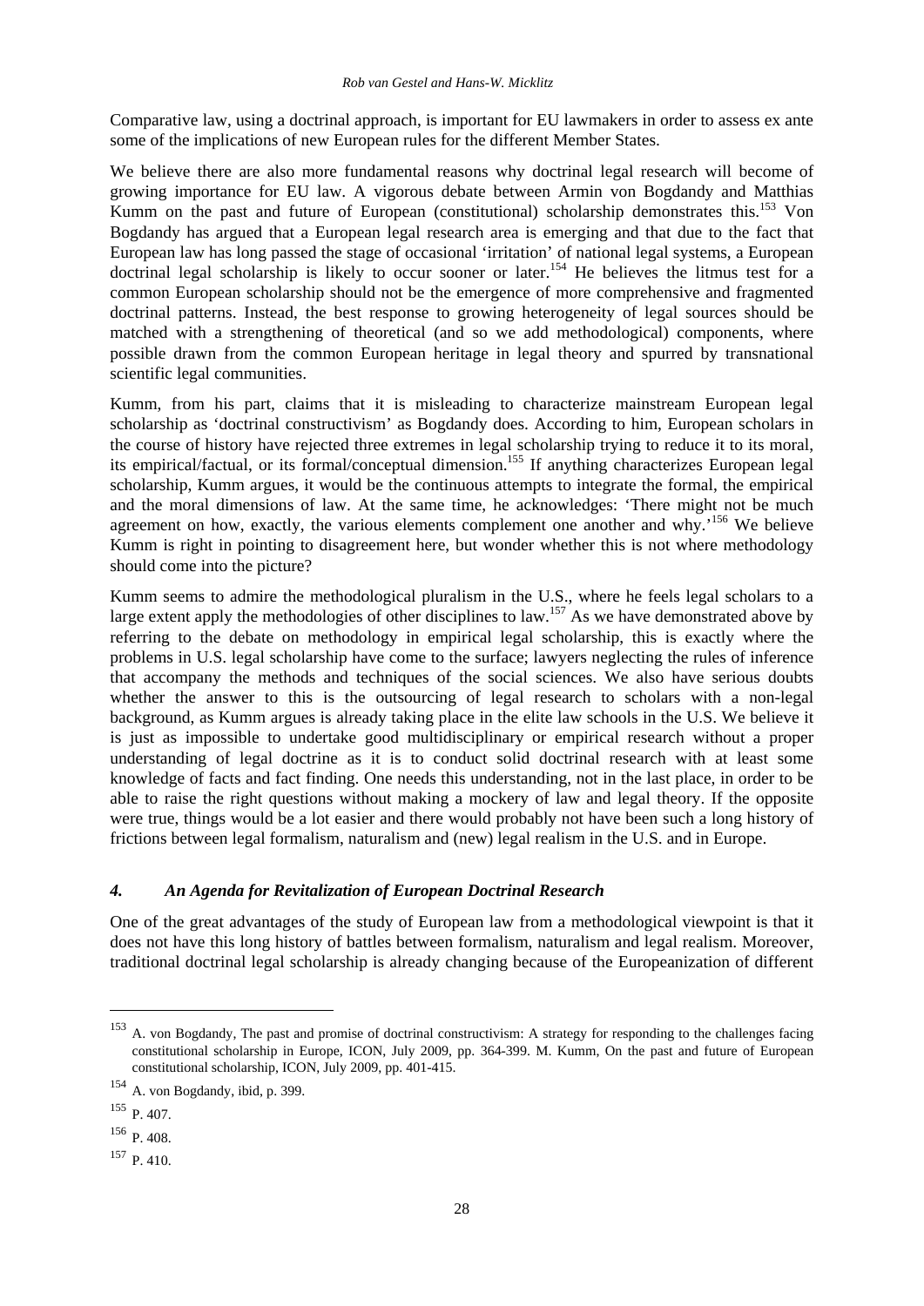Comparative law, using a doctrinal approach, is important for EU lawmakers in order to assess ex ante some of the implications of new European rules for the different Member States.

We believe there are also more fundamental reasons why doctrinal legal research will become of growing importance for EU law. A vigorous debate between Armin von Bogdandy and Matthias Kumm on the past and future of European (constitutional) scholarship demonstrates this.[153] Von Bogdandy has argued that a European legal research area is emerging and that due to the fact that European law has long passed the stage of occasional 'irritation' of national legal systems, a European doctrinal legal scholarship is likely to occur sooner or later.[154] He believes the litmus test for a common European scholarship should not be the emergence of more comprehensive and fragmented doctrinal patterns. Instead, the best response to growing heterogeneity of legal sources should be matched with a strengthening of theoretical (and so we add methodological) components, where possible drawn from the common European heritage in legal theory and spurred by transnational scientific legal communities.

Kumm, from his part, claims that it is misleading to characterize mainstream European legal scholarship as 'doctrinal constructivism' as Bogdandy does. According to him, European scholars in the course of history have rejected three extremes in legal scholarship trying to reduce it to its moral, its empirical/factual, or its formal/conceptual dimension.[155] If anything characterizes European legal scholarship, Kumm argues, it would be the continuous attempts to integrate the formal, the empirical and the moral dimensions of law. At the same time, he acknowledges: 'There might not be much agreement on how, exactly, the various elements complement one another and why.'[156] We believe Kumm is right in pointing to disagreement here, but wonder whether this is not where methodology should come into the picture?

Kumm seems to admire the methodological pluralism in the U.S., where he feels legal scholars to a large extent apply the methodologies of other disciplines to law.[157] As we have demonstrated above by referring to the debate on methodology in empirical legal scholarship, this is exactly where the problems in U.S. legal scholarship have come to the surface; lawyers neglecting the rules of inference that accompany the methods and techniques of the social sciences. We also have serious doubts whether the answer to this is the outsourcing of legal research to scholars with a non-legal background, as Kumm argues is already taking place in the elite law schools in the U.S. We believe it is just as impossible to undertake good multidisciplinary or empirical research without a proper understanding of legal doctrine as it is to conduct solid doctrinal research with at least some knowledge of facts and fact finding. One needs this understanding, not in the last place, in order to be able to raise the right questions without making a mockery of law and legal theory. If the opposite were true, things would be a lot easier and there would probably not have been such a long history of frictions between legal formalism, naturalism and (new) legal realism in the U.S. and in Europe.

## *4. An Agenda for Revitalization of European Doctrinal Research*

One of the great advantages of the study of European law from a methodological viewpoint is that it does not have this long history of battles between formalism, naturalism and legal realism. Moreover, traditional doctrinal legal scholarship is already changing because of the Europeanization of different

---

[153] A. von Bogdandy, The past and promise of doctrinal constructivism: A strategy for responding to the challenges facing constitutional scholarship in Europe, ICON, July 2009, pp. 364-399. M. Kumm, On the past and future of European constitutional scholarship, ICON, July 2009, pp. 401-415.

[154] A. von Bogdandy, ibid, p. 399.

[155] P. 407.

[156] P. 408.

[157] P. 410.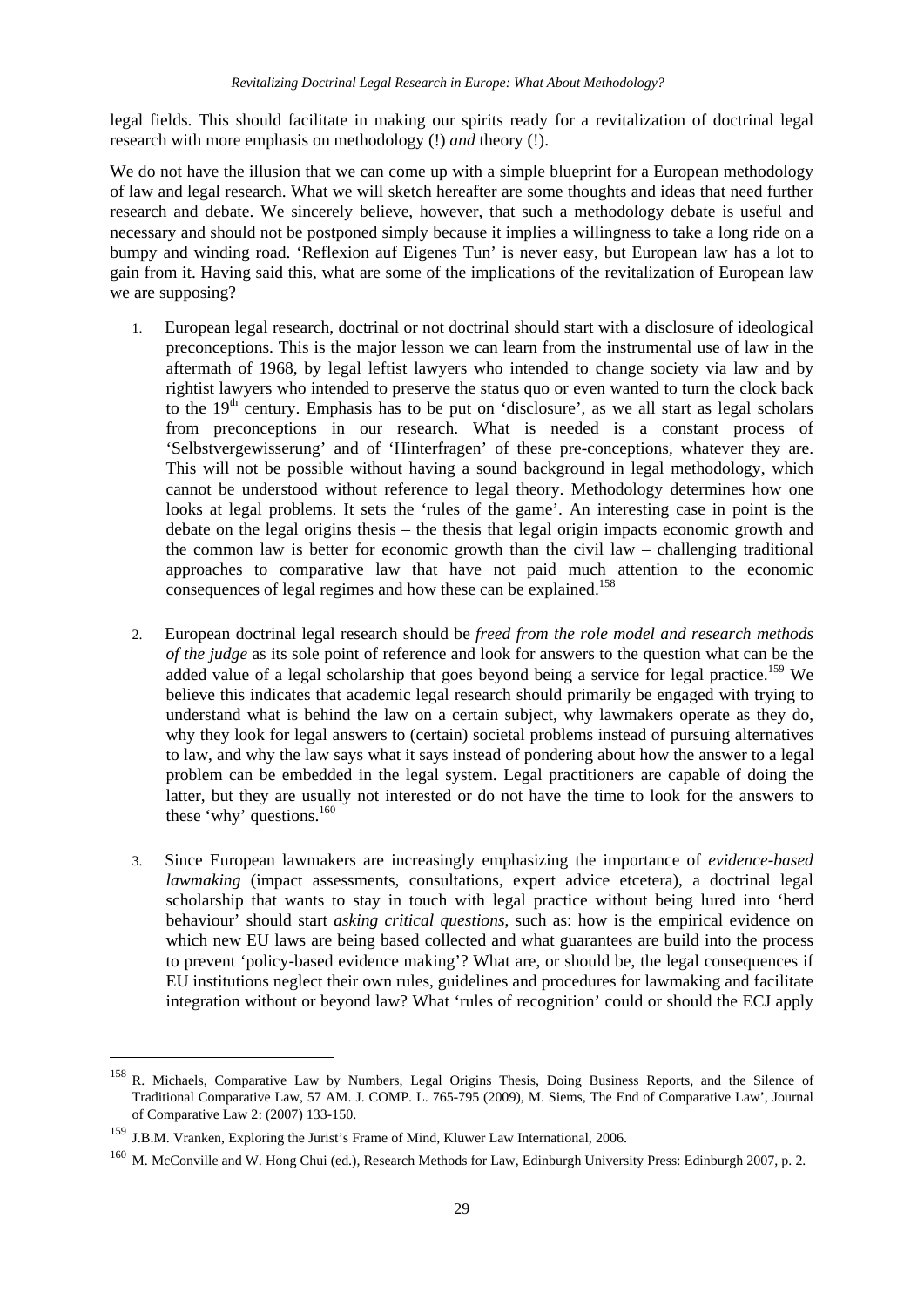legal fields. This should facilitate in making our spirits ready for a revitalization of doctrinal legal research with more emphasis on methodology (!) *and* theory (!).

We do not have the illusion that we can come up with a simple blueprint for a European methodology of law and legal research. What we will sketch hereafter are some thoughts and ideas that need further research and debate. We sincerely believe, however, that such a methodology debate is useful and necessary and should not be postponed simply because it implies a willingness to take a long ride on a bumpy and winding road. 'Reflexion auf Eigenes Tun' is never easy, but European law has a lot to gain from it. Having said this, what are some of the implications of the revitalization of European law we are supposing?

1. European legal research, doctrinal or not doctrinal should start with a disclosure of ideological preconceptions. This is the major lesson we can learn from the instrumental use of law in the aftermath of 1968, by legal leftist lawyers who intended to change society via law and by rightist lawyers who intended to preserve the status quo or even wanted to turn the clock back to the 19th century. Emphasis has to be put on 'disclosure', as we all start as legal scholars from preconceptions in our research. What is needed is a constant process of 'Selbstvergewisserung' and of 'Hinterfragen' of these pre-conceptions, whatever they are. This will not be possible without having a sound background in legal methodology, which cannot be understood without reference to legal theory. Methodology determines how one looks at legal problems. It sets the 'rules of the game'. An interesting case in point is the debate on the legal origins thesis – the thesis that legal origin impacts economic growth and the common law is better for economic growth than the civil law – challenging traditional approaches to comparative law that have not paid much attention to the economic consequences of legal regimes and how these can be explained.[158]

2. European doctrinal legal research should be *freed from the role model and research methods of the judge* as its sole point of reference and look for answers to the question what can be the added value of a legal scholarship that goes beyond being a service for legal practice.[159] We believe this indicates that academic legal research should primarily be engaged with trying to understand what is behind the law on a certain subject, why lawmakers operate as they do, why they look for legal answers to (certain) societal problems instead of pursuing alternatives to law, and why the law says what it says instead of pondering about how the answer to a legal problem can be embedded in the legal system. Legal practitioners are capable of doing the latter, but they are usually not interested or do not have the time to look for the answers to these 'why' questions.[160]

3. Since European lawmakers are increasingly emphasizing the importance of *evidence-based lawmaking* (impact assessments, consultations, expert advice etcetera), a doctrinal legal scholarship that wants to stay in touch with legal practice without being lured into 'herd behaviour' should start *asking critical questions*, such as: how is the empirical evidence on which new EU laws are being based collected and what guarantees are build into the process to prevent 'policy-based evidence making'? What are, or should be, the legal consequences if EU institutions neglect their own rules, guidelines and procedures for lawmaking and facilitate integration without or beyond law? What 'rules of recognition' could or should the ECJ apply

---

[158] R. Michaels, Comparative Law by Numbers, Legal Origins Thesis, Doing Business Reports, and the Silence of Traditional Comparative Law, 57 AM. J. COMP. L. 765-795 (2009), M. Siems, The End of Comparative Law', Journal of Comparative Law 2: (2007) 133-150.

[159] J.B.M. Vranken, Exploring the Jurist's Frame of Mind, Kluwer Law International, 2006.

[160] M. McConville and W. Hong Chui (ed.), Research Methods for Law, Edinburgh University Press: Edinburgh 2007, p. 2.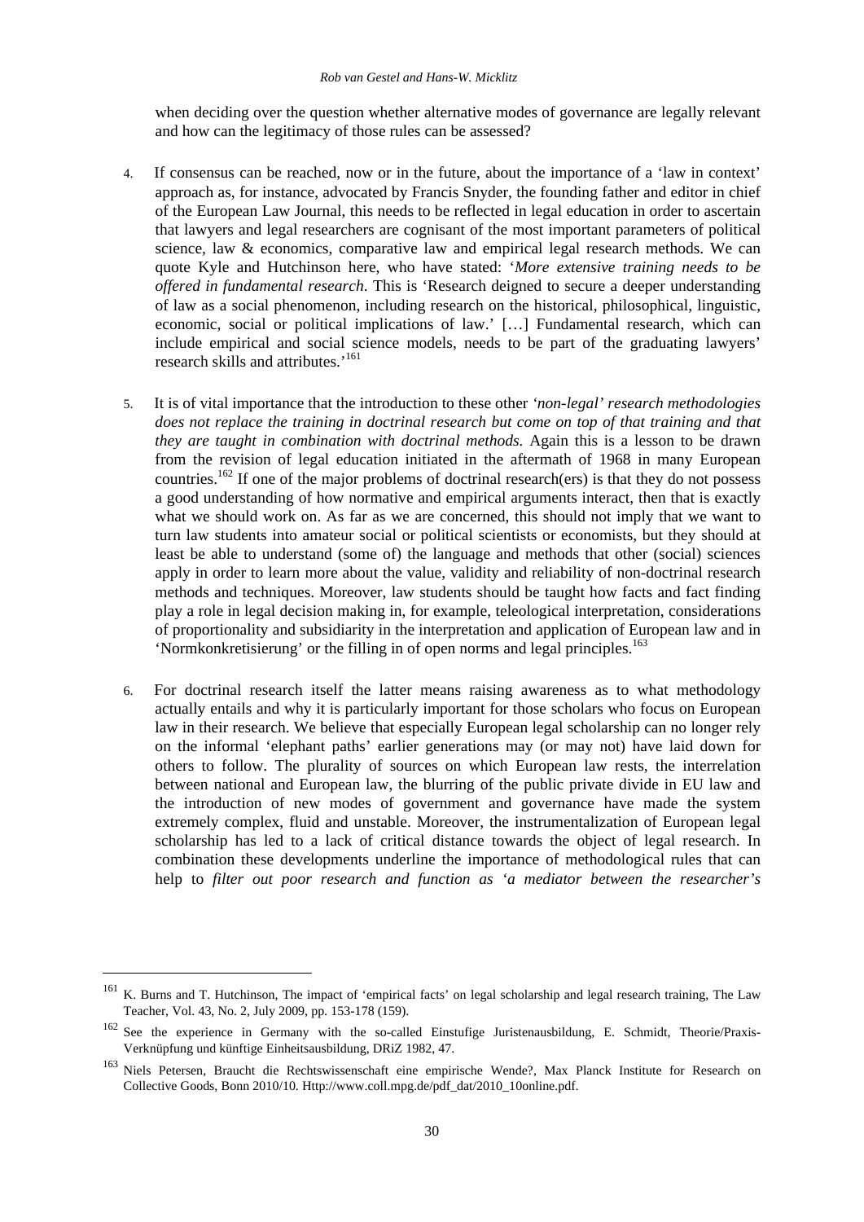when deciding over the question whether alternative modes of governance are legally relevant and how can the legitimacy of those rules can be assessed?

4. If consensus can be reached, now or in the future, about the importance of a 'law in context' approach as, for instance, advocated by Francis Snyder, the founding father and editor in chief of the European Law Journal, this needs to be reflected in legal education in order to ascertain that lawyers and legal researchers are cognisant of the most important parameters of political science, law & economics, comparative law and empirical legal research methods. We can quote Kyle and Hutchinson here, who have stated: '*More extensive training needs to be offered in fundamental research*. This is 'Research deigned to secure a deeper understanding of law as a social phenomenon, including research on the historical, philosophical, linguistic, economic, social or political implications of law.' […] Fundamental research, which can include empirical and social science models, needs to be part of the graduating lawyers' research skills and attributes.'[161]

5. It is of vital importance that the introduction to these other *'non-legal' research methodologies does not replace the training in doctrinal research but come on top of that training and that they are taught in combination with doctrinal methods.* Again this is a lesson to be drawn from the revision of legal education initiated in the aftermath of 1968 in many European countries.[162] If one of the major problems of doctrinal research(ers) is that they do not possess a good understanding of how normative and empirical arguments interact, then that is exactly what we should work on. As far as we are concerned, this should not imply that we want to turn law students into amateur social or political scientists or economists, but they should at least be able to understand (some of) the language and methods that other (social) sciences apply in order to learn more about the value, validity and reliability of non-doctrinal research methods and techniques. Moreover, law students should be taught how facts and fact finding play a role in legal decision making in, for example, teleological interpretation, considerations of proportionality and subsidiarity in the interpretation and application of European law and in 'Normkonkretisierung' or the filling in of open norms and legal principles.[163]

6. For doctrinal research itself the latter means raising awareness as to what methodology actually entails and why it is particularly important for those scholars who focus on European law in their research. We believe that especially European legal scholarship can no longer rely on the informal 'elephant paths' earlier generations may (or may not) have laid down for others to follow. The plurality of sources on which European law rests, the interrelation between national and European law, the blurring of the public private divide in EU law and the introduction of new modes of government and governance have made the system extremely complex, fluid and unstable. Moreover, the instrumentalization of European legal scholarship has led to a lack of critical distance towards the object of legal research. In combination these developments underline the importance of methodological rules that can help to *filter out poor research and function as 'a mediator between the researcher's*

---

[161] K. Burns and T. Hutchinson, The impact of 'empirical facts' on legal scholarship and legal research training, The Law Teacher, Vol. 43, No. 2, July 2009, pp. 153-178 (159).

[162] See the experience in Germany with the so-called Einstufige Juristenausbildung, E. Schmidt, Theorie/Praxis-Verknüpfung und künftige Einheitsausbildung, DRiZ 1982, 47.

[163] Niels Petersen, Braucht die Rechtswissenschaft eine empirische Wende?, Max Planck Institute for Research on Collective Goods, Bonn 2010/10. Http://www.coll.mpg.de/pdf_dat/2010_10online.pdf.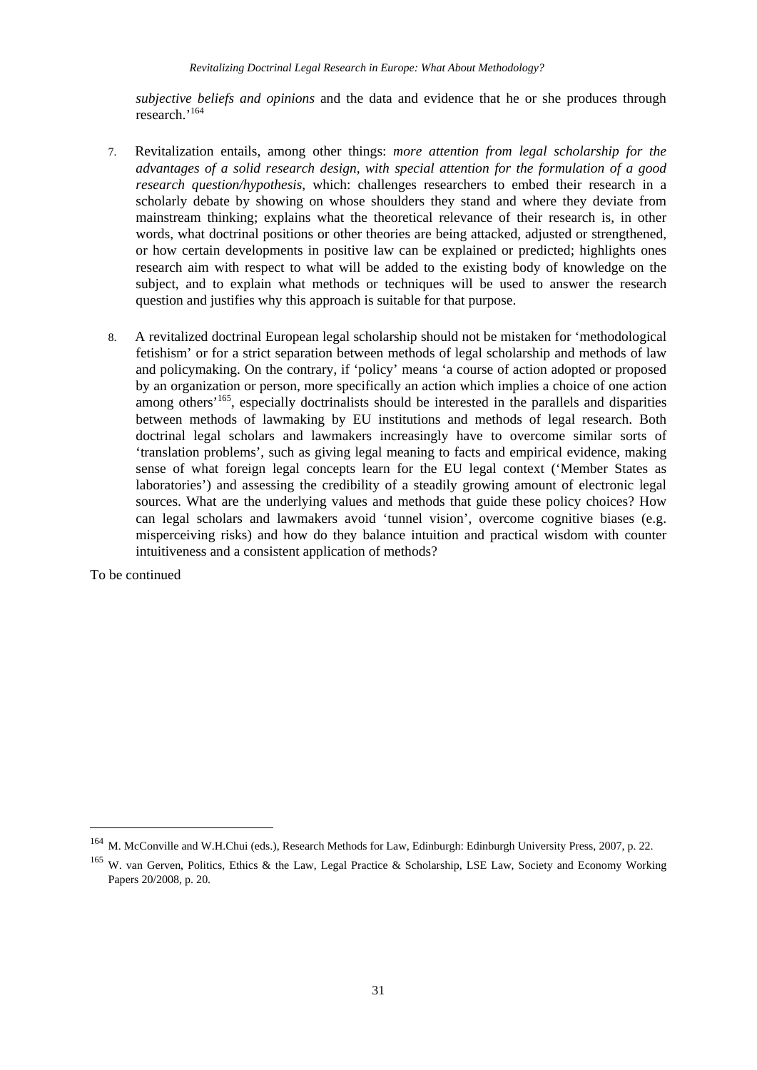*subjective beliefs and opinions* and the data and evidence that he or she produces through research.'[164]

7. Revitalization entails, among other things: *more attention from legal scholarship for the advantages of a solid research design, with special attention for the formulation of a good research question/hypothesis*, which: challenges researchers to embed their research in a scholarly debate by showing on whose shoulders they stand and where they deviate from mainstream thinking; explains what the theoretical relevance of their research is, in other words, what doctrinal positions or other theories are being attacked, adjusted or strengthened, or how certain developments in positive law can be explained or predicted; highlights ones research aim with respect to what will be added to the existing body of knowledge on the subject, and to explain what methods or techniques will be used to answer the research question and justifies why this approach is suitable for that purpose.

8. A revitalized doctrinal European legal scholarship should not be mistaken for 'methodological fetishism' or for a strict separation between methods of legal scholarship and methods of law and policymaking. On the contrary, if 'policy' means 'a course of action adopted or proposed by an organization or person, more specifically an action which implies a choice of one action among others'[165], especially doctrinalists should be interested in the parallels and disparities between methods of lawmaking by EU institutions and methods of legal research. Both doctrinal legal scholars and lawmakers increasingly have to overcome similar sorts of 'translation problems', such as giving legal meaning to facts and empirical evidence, making sense of what foreign legal concepts learn for the EU legal context ('Member States as laboratories') and assessing the credibility of a steadily growing amount of electronic legal sources. What are the underlying values and methods that guide these policy choices? How can legal scholars and lawmakers avoid 'tunnel vision', overcome cognitive biases (e.g. misperceiving risks) and how do they balance intuition and practical wisdom with counter intuitiveness and a consistent application of methods?

To be continued

---

[164] M. McConville and W.H.Chui (eds.), Research Methods for Law, Edinburgh: Edinburgh University Press, 2007, p. 22.

[165] W. van Gerven, Politics, Ethics & the Law, Legal Practice & Scholarship, LSE Law, Society and Economy Working Papers 20/2008, p. 20.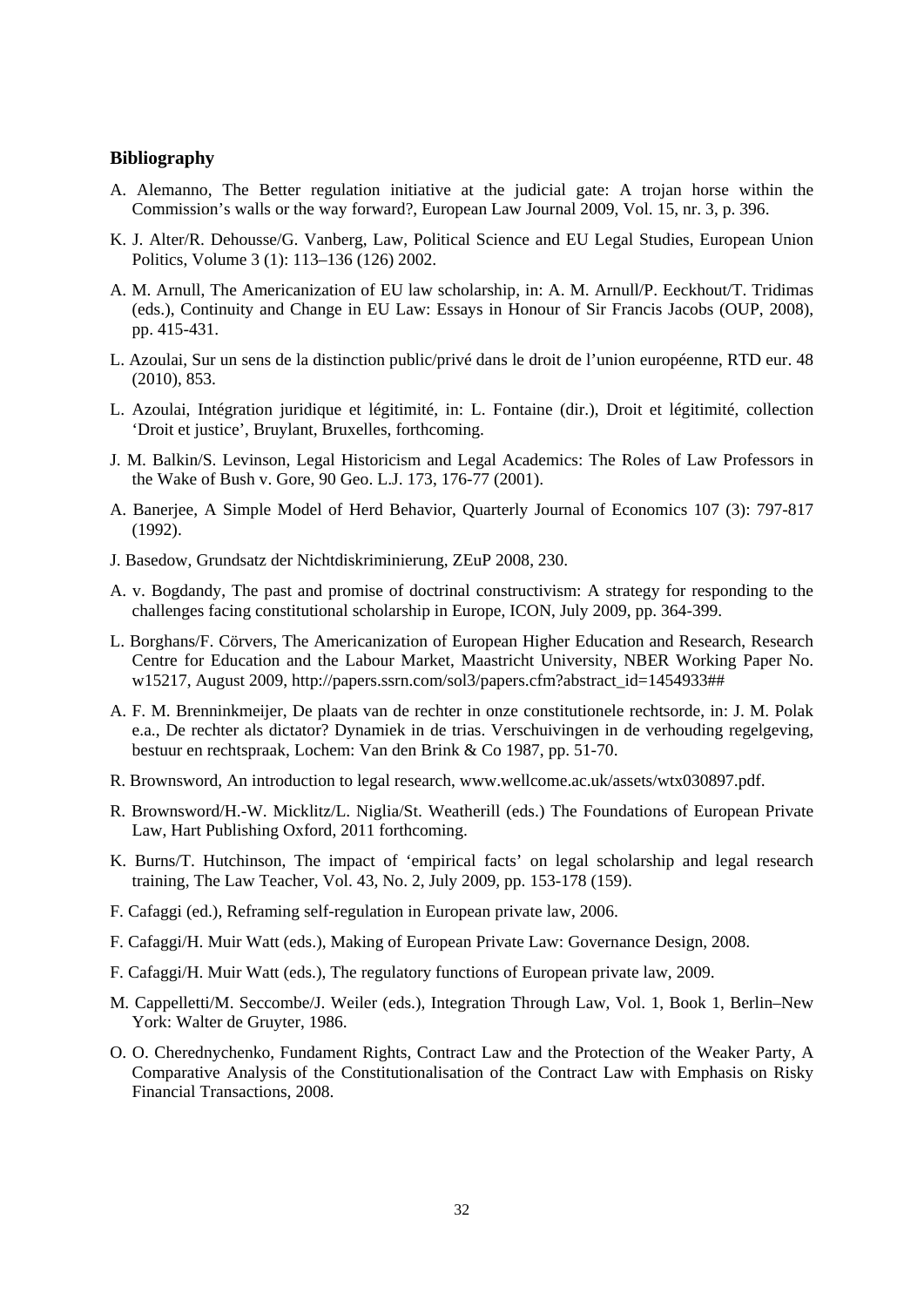**Bibliography**

A. Alemanno, The Better regulation initiative at the judicial gate: A trojan horse within the Commission's walls or the way forward?, European Law Journal 2009, Vol. 15, nr. 3, p. 396.

K. J. Alter/R. Dehousse/G. Vanberg, Law, Political Science and EU Legal Studies, European Union Politics, Volume 3 (1): 113–136 (126) 2002.

A. M. Arnull, The Americanization of EU law scholarship, in: A. M. Arnull/P. Eeckhout/T. Tridimas (eds.), Continuity and Change in EU Law: Essays in Honour of Sir Francis Jacobs (OUP, 2008), pp. 415-431.

L. Azoulai, Sur un sens de la distinction public/privé dans le droit de l'union européenne, RTD eur. 48 (2010), 853.

L. Azoulai, Intégration juridique et légitimité, in: L. Fontaine (dir.), Droit et légitimité, collection 'Droit et justice', Bruylant, Bruxelles, forthcoming.

J. M. Balkin/S. Levinson, Legal Historicism and Legal Academics: The Roles of Law Professors in the Wake of Bush v. Gore, 90 Geo. L.J. 173, 176-77 (2001).

A. Banerjee, A Simple Model of Herd Behavior, Quarterly Journal of Economics 107 (3): 797-817 (1992).

J. Basedow, Grundsatz der Nichtdiskriminierung, ZEuP 2008, 230.

A. v. Bogdandy, The past and promise of doctrinal constructivism: A strategy for responding to the challenges facing constitutional scholarship in Europe, ICON, July 2009, pp. 364-399.

L. Borghans/F. Cörvers, The Americanization of European Higher Education and Research, Research Centre for Education and the Labour Market, Maastricht University, NBER Working Paper No. w15217, August 2009, http://papers.ssrn.com/sol3/papers.cfm?abstract_id=1454933##

A. F. M. Brenninkmeijer, De plaats van de rechter in onze constitutionele rechtsorde, in: J. M. Polak e.a., De rechter als dictator? Dynamiek in de trias. Verschuivingen in de verhouding regelgeving, bestuur en rechtspraak, Lochem: Van den Brink & Co 1987, pp. 51-70.

R. Brownsword, An introduction to legal research, www.wellcome.ac.uk/assets/wtx030897.pdf.

R. Brownsword/H.-W. Micklitz/L. Niglia/St. Weatherill (eds.) The Foundations of European Private Law, Hart Publishing Oxford, 2011 forthcoming.

K. Burns/T. Hutchinson, The impact of 'empirical facts' on legal scholarship and legal research training, The Law Teacher, Vol. 43, No. 2, July 2009, pp. 153-178 (159).

F. Cafaggi (ed.), Reframing self-regulation in European private law, 2006.

F. Cafaggi/H. Muir Watt (eds.), Making of European Private Law: Governance Design, 2008.

F. Cafaggi/H. Muir Watt (eds.), The regulatory functions of European private law, 2009.

M. Cappelletti/M. Seccombe/J. Weiler (eds.), Integration Through Law, Vol. 1, Book 1, Berlin–New York: Walter de Gruyter, 1986.

O. O. Cherednychenko, Fundament Rights, Contract Law and the Protection of the Weaker Party, A Comparative Analysis of the Constitutionalisation of the Contract Law with Emphasis on Risky Financial Transactions, 2008.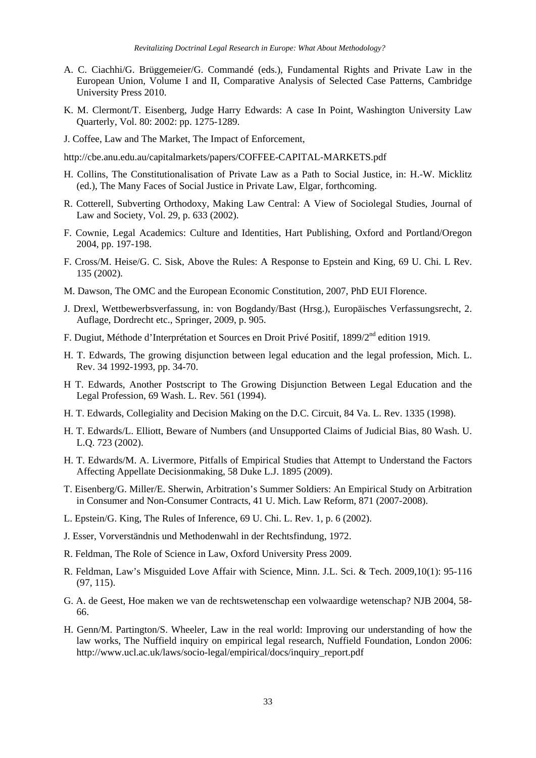A. C. Ciachhi/G. Brüggemeier/G. Commandé (eds.), Fundamental Rights and Private Law in the European Union, Volume I and II, Comparative Analysis of Selected Case Patterns, Cambridge University Press 2010.

K. M. Clermont/T. Eisenberg, Judge Harry Edwards: A case In Point, Washington University Law Quarterly, Vol. 80: 2002: pp. 1275-1289.

J. Coffee, Law and The Market, The Impact of Enforcement,

http://cbe.anu.edu.au/capitalmarkets/papers/COFFEE-CAPITAL-MARKETS.pdf

H. Collins, The Constitutionalisation of Private Law as a Path to Social Justice, in: H.-W. Micklitz (ed.), The Many Faces of Social Justice in Private Law, Elgar, forthcoming.

R. Cotterell, Subverting Orthodoxy, Making Law Central: A View of Sociolegal Studies, Journal of Law and Society, Vol. 29, p. 633 (2002).

F. Cownie, Legal Academics: Culture and Identities, Hart Publishing, Oxford and Portland/Oregon 2004, pp. 197-198.

F. Cross/M. Heise/G. C. Sisk, Above the Rules: A Response to Epstein and King, 69 U. Chi. L Rev. 135 (2002).

M. Dawson, The OMC and the European Economic Constitution, 2007, PhD EUI Florence.

J. Drexl, Wettbewerbsverfassung, in: von Bogdandy/Bast (Hrsg.), Europäisches Verfassungsrecht, 2. Auflage, Dordrecht etc., Springer, 2009, p. 905.

F. Dugiut, Méthode d'Interprétation et Sources en Droit Privé Positif, 1899/2nd edition 1919.

H. T. Edwards, The growing disjunction between legal education and the legal profession, Mich. L. Rev. 34 1992-1993, pp. 34-70.

H T. Edwards, Another Postscript to The Growing Disjunction Between Legal Education and the Legal Profession, 69 Wash. L. Rev. 561 (1994).

H. T. Edwards, Collegiality and Decision Making on the D.C. Circuit, 84 Va. L. Rev. 1335 (1998).

H. T. Edwards/L. Elliott, Beware of Numbers (and Unsupported Claims of Judicial Bias, 80 Wash. U. L.Q. 723 (2002).

H. T. Edwards/M. A. Livermore, Pitfalls of Empirical Studies that Attempt to Understand the Factors Affecting Appellate Decisionmaking, 58 Duke L.J. 1895 (2009).

T. Eisenberg/G. Miller/E. Sherwin, Arbitration's Summer Soldiers: An Empirical Study on Arbitration in Consumer and Non-Consumer Contracts, 41 U. Mich. Law Reform, 871 (2007-2008).

L. Epstein/G. King, The Rules of Inference, 69 U. Chi. L. Rev. 1, p. 6 (2002).

J. Esser, Vorverständnis und Methodenwahl in der Rechtsfindung, 1972.

R. Feldman, The Role of Science in Law, Oxford University Press 2009.

R. Feldman, Law's Misguided Love Affair with Science, Minn. J.L. Sci. & Tech. 2009,10(1): 95-116 (97, 115).

G. A. de Geest, Hoe maken we van de rechtswetenschap een volwaardige wetenschap? NJB 2004, 58-66.

H. Genn/M. Partington/S. Wheeler, Law in the real world: Improving our understanding of how the law works, The Nuffield inquiry on empirical legal research, Nuffield Foundation, London 2006: http://www.ucl.ac.uk/laws/socio-legal/empirical/docs/inquiry_report.pdf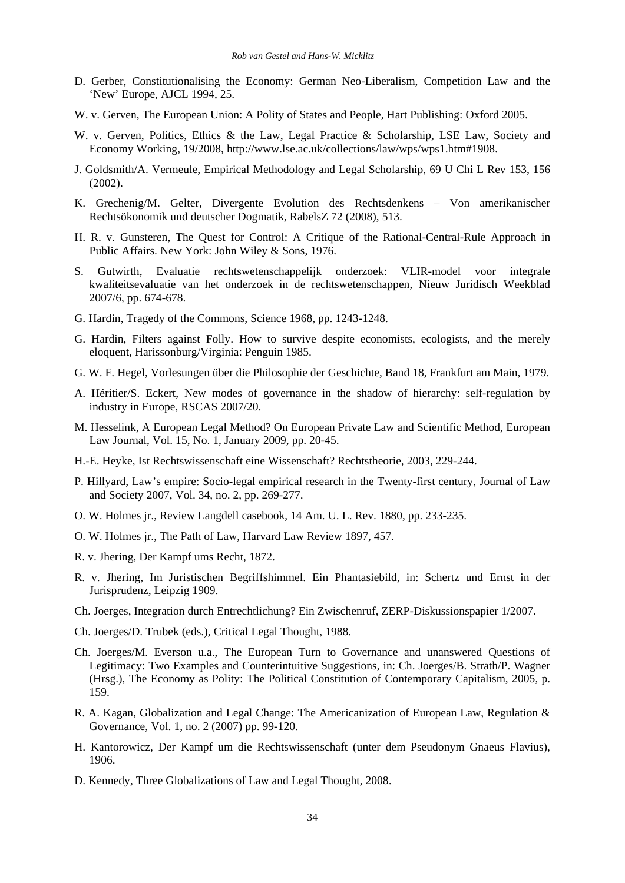D. Gerber, Constitutionalising the Economy: German Neo-Liberalism, Competition Law and the 'New' Europe, AJCL 1994, 25.

W. v. Gerven, The European Union: A Polity of States and People, Hart Publishing: Oxford 2005.

W. v. Gerven, Politics, Ethics & the Law, Legal Practice & Scholarship, LSE Law, Society and Economy Working, 19/2008, http://www.lse.ac.uk/collections/law/wps/wps1.htm#1908.

J. Goldsmith/A. Vermeule, Empirical Methodology and Legal Scholarship, 69 U Chi L Rev 153, 156 (2002).

K. Grechenig/M. Gelter, Divergente Evolution des Rechtsdenkens – Von amerikanischer Rechtsökonomik und deutscher Dogmatik, RabelsZ 72 (2008), 513.

H. R. v. Gunsteren, The Quest for Control: A Critique of the Rational-Central-Rule Approach in Public Affairs. New York: John Wiley & Sons, 1976.

S. Gutwirth, Evaluatie rechtswetenschappelijk onderzoek: VLIR-model voor integrale kwaliteitsevaluatie van het onderzoek in de rechtswetenschappen, Nieuw Juridisch Weekblad 2007/6, pp. 674-678.

G. Hardin, Tragedy of the Commons, Science 1968, pp. 1243-1248.

G. Hardin, Filters against Folly. How to survive despite economists, ecologists, and the merely eloquent, Harissonburg/Virginia: Penguin 1985.

G. W. F. Hegel, Vorlesungen über die Philosophie der Geschichte, Band 18, Frankfurt am Main, 1979.

A. Héritier/S. Eckert, New modes of governance in the shadow of hierarchy: self-regulation by industry in Europe, RSCAS 2007/20.

M. Hesselink, A European Legal Method? On European Private Law and Scientific Method, European Law Journal, Vol. 15, No. 1, January 2009, pp. 20-45.

H.-E. Heyke, Ist Rechtswissenschaft eine Wissenschaft? Rechtstheorie, 2003, 229-244.

P. Hillyard, Law's empire: Socio-legal empirical research in the Twenty-first century, Journal of Law and Society 2007, Vol. 34, no. 2, pp. 269-277.

O. W. Holmes jr., Review Langdell casebook, 14 Am. U. L. Rev. 1880, pp. 233-235.

O. W. Holmes jr., The Path of Law, Harvard Law Review 1897, 457.

R. v. Jhering, Der Kampf ums Recht, 1872.

R. v. Jhering, Im Juristischen Begriffshimmel. Ein Phantasiebild, in: Schertz und Ernst in der Jurisprudenz, Leipzig 1909.

Ch. Joerges, Integration durch Entrechtlichung? Ein Zwischenruf, ZERP-Diskussionspapier 1/2007.

Ch. Joerges/D. Trubek (eds.), Critical Legal Thought, 1988.

Ch. Joerges/M. Everson u.a., The European Turn to Governance and unanswered Questions of Legitimacy: Two Examples and Counterintuitive Suggestions, in: Ch. Joerges/B. Strath/P. Wagner (Hrsg.), The Economy as Polity: The Political Constitution of Contemporary Capitalism, 2005, p. 159.

R. A. Kagan, Globalization and Legal Change: The Americanization of European Law, Regulation & Governance, Vol. 1, no. 2 (2007) pp. 99-120.

H. Kantorowicz, Der Kampf um die Rechtswissenschaft (unter dem Pseudonym Gnaeus Flavius), 1906.

D. Kennedy, Three Globalizations of Law and Legal Thought, 2008.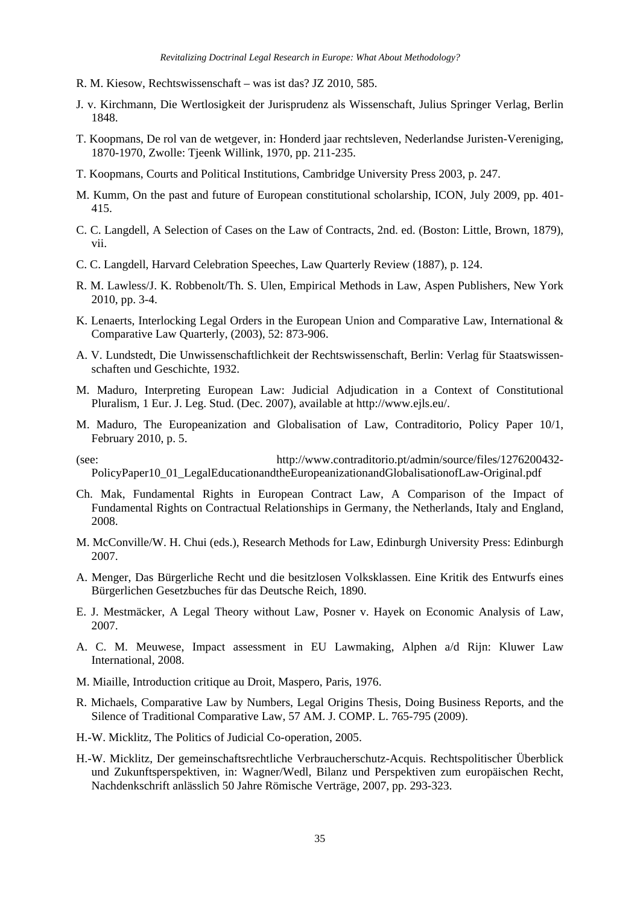R. M. Kiesow, Rechtswissenschaft – was ist das? JZ 2010, 585.

J. v. Kirchmann, Die Wertlosigkeit der Jurisprudenz als Wissenschaft, Julius Springer Verlag, Berlin 1848.

T. Koopmans, De rol van de wetgever, in: Honderd jaar rechtsleven, Nederlandse Juristen-Vereniging, 1870-1970, Zwolle: Tjeenk Willink, 1970, pp. 211-235.

T. Koopmans, Courts and Political Institutions, Cambridge University Press 2003, p. 247.

M. Kumm, On the past and future of European constitutional scholarship, ICON, July 2009, pp. 401-415.

C. C. Langdell, A Selection of Cases on the Law of Contracts, 2nd. ed. (Boston: Little, Brown, 1879), vii.

C. C. Langdell, Harvard Celebration Speeches, Law Quarterly Review (1887), p. 124.

R. M. Lawless/J. K. Robbenolt/Th. S. Ulen, Empirical Methods in Law, Aspen Publishers, New York 2010, pp. 3-4.

K. Lenaerts, Interlocking Legal Orders in the European Union and Comparative Law, International & Comparative Law Quarterly, (2003), 52: 873-906.

A. V. Lundstedt, Die Unwissenschaftlichkeit der Rechtswissenschaft, Berlin: Verlag für Staatswissenschaften und Geschichte, 1932.

M. Maduro, Interpreting European Law: Judicial Adjudication in a Context of Constitutional Pluralism, 1 Eur. J. Leg. Stud. (Dec. 2007), available at http://www.ejls.eu/.

M. Maduro, The Europeanization and Globalisation of Law, Contraditorio, Policy Paper 10/1, February 2010, p. 5.

(see: http://www.contraditorio.pt/admin/source/files/1276200432-PolicyPaper10_01_LegalEducationandtheEuropeanizationandGlobalisationofLaw-Original.pdf

Ch. Mak, Fundamental Rights in European Contract Law, A Comparison of the Impact of Fundamental Rights on Contractual Relationships in Germany, the Netherlands, Italy and England, 2008.

M. McConville/W. H. Chui (eds.), Research Methods for Law, Edinburgh University Press: Edinburgh 2007.

A. Menger, Das Bürgerliche Recht und die besitzlosen Volksklassen. Eine Kritik des Entwurfs eines Bürgerlichen Gesetzbuches für das Deutsche Reich, 1890.

E. J. Mestmäcker, A Legal Theory without Law, Posner v. Hayek on Economic Analysis of Law, 2007.

A. C. M. Meuwese, Impact assessment in EU Lawmaking, Alphen a/d Rijn: Kluwer Law International, 2008.

M. Miaille, Introduction critique au Droit, Maspero, Paris, 1976.

R. Michaels, Comparative Law by Numbers, Legal Origins Thesis, Doing Business Reports, and the Silence of Traditional Comparative Law, 57 AM. J. COMP. L. 765-795 (2009).

H.-W. Micklitz, The Politics of Judicial Co-operation, 2005.

H.-W. Micklitz, Der gemeinschaftsrechtliche Verbraucherschutz-Acquis. Rechtspolitischer Überblick und Zukunftsperspektiven, in: Wagner/Wedl, Bilanz und Perspektiven zum europäischen Recht, Nachdenkschrift anlässlich 50 Jahre Römische Verträge, 2007, pp. 293-323.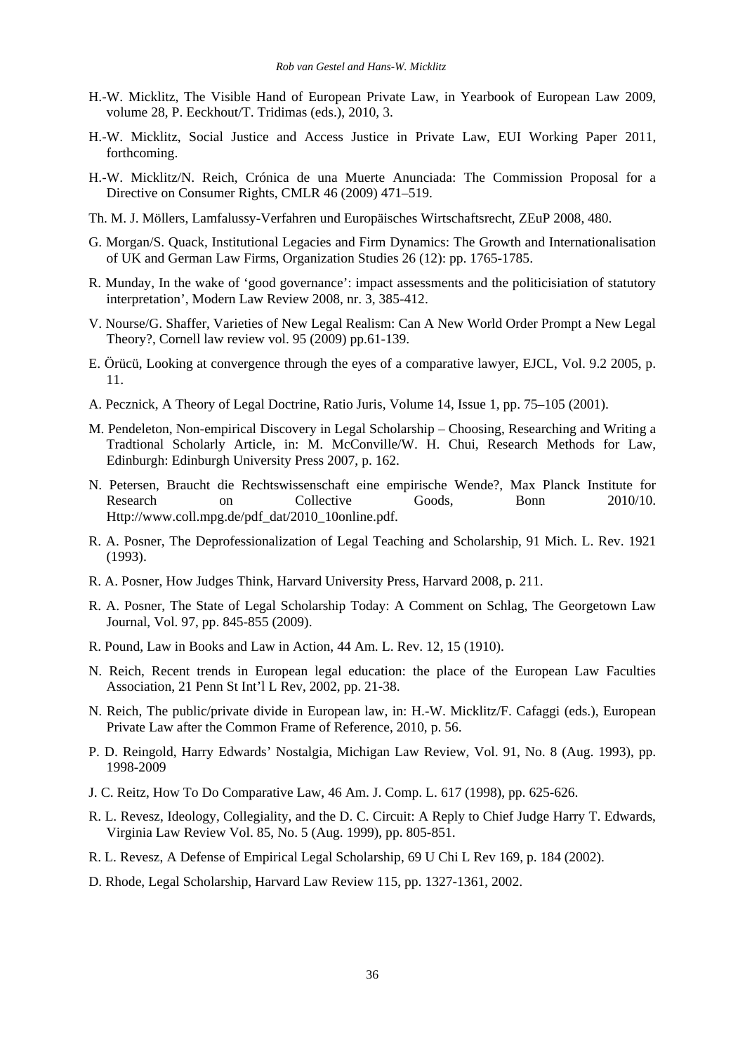H.-W. Micklitz, The Visible Hand of European Private Law, in Yearbook of European Law 2009, volume 28, P. Eeckhout/T. Tridimas (eds.), 2010, 3.

H.-W. Micklitz, Social Justice and Access Justice in Private Law, EUI Working Paper 2011, forthcoming.

H.-W. Micklitz/N. Reich, Crónica de una Muerte Anunciada: The Commission Proposal for a Directive on Consumer Rights, CMLR 46 (2009) 471–519.

Th. M. J. Möllers, Lamfalussy-Verfahren und Europäisches Wirtschaftsrecht, ZEuP 2008, 480.

G. Morgan/S. Quack, Institutional Legacies and Firm Dynamics: The Growth and Internationalisation of UK and German Law Firms, Organization Studies 26 (12): pp. 1765-1785.

R. Munday, In the wake of 'good governance': impact assessments and the politicisiation of statutory interpretation', Modern Law Review 2008, nr. 3, 385-412.

V. Nourse/G. Shaffer, Varieties of New Legal Realism: Can A New World Order Prompt a New Legal Theory?, Cornell law review vol. 95 (2009) pp.61-139.

E. Örücü, Looking at convergence through the eyes of a comparative lawyer, EJCL, Vol. 9.2 2005, p. 11.

A. Pecznick, A Theory of Legal Doctrine, Ratio Juris, Volume 14, Issue 1, pp. 75–105 (2001).

M. Pendeleton, Non-empirical Discovery in Legal Scholarship – Choosing, Researching and Writing a Tradtional Scholarly Article, in: M. McConville/W. H. Chui, Research Methods for Law, Edinburgh: Edinburgh University Press 2007, p. 162.

N. Petersen, Braucht die Rechtswissenschaft eine empirische Wende?, Max Planck Institute for Research on Collective Goods, Bonn 2010/10. Http://www.coll.mpg.de/pdf_dat/2010_10online.pdf.

R. A. Posner, The Deprofessionalization of Legal Teaching and Scholarship, 91 Mich. L. Rev. 1921 (1993).

R. A. Posner, How Judges Think, Harvard University Press, Harvard 2008, p. 211.

R. A. Posner, The State of Legal Scholarship Today: A Comment on Schlag, The Georgetown Law Journal, Vol. 97, pp. 845-855 (2009).

R. Pound, Law in Books and Law in Action, 44 Am. L. Rev. 12, 15 (1910).

N. Reich, Recent trends in European legal education: the place of the European Law Faculties Association, 21 Penn St Int'l L Rev, 2002, pp. 21-38.

N. Reich, The public/private divide in European law, in: H.-W. Micklitz/F. Cafaggi (eds.), European Private Law after the Common Frame of Reference, 2010, p. 56.

P. D. Reingold, Harry Edwards' Nostalgia, Michigan Law Review, Vol. 91, No. 8 (Aug. 1993), pp. 1998-2009

J. C. Reitz, How To Do Comparative Law, 46 Am. J. Comp. L. 617 (1998), pp. 625-626.

R. L. Revesz, Ideology, Collegiality, and the D. C. Circuit: A Reply to Chief Judge Harry T. Edwards, Virginia Law Review Vol. 85, No. 5 (Aug. 1999), pp. 805-851.

R. L. Revesz, A Defense of Empirical Legal Scholarship, 69 U Chi L Rev 169, p. 184 (2002).

D. Rhode, Legal Scholarship, Harvard Law Review 115, pp. 1327-1361, 2002.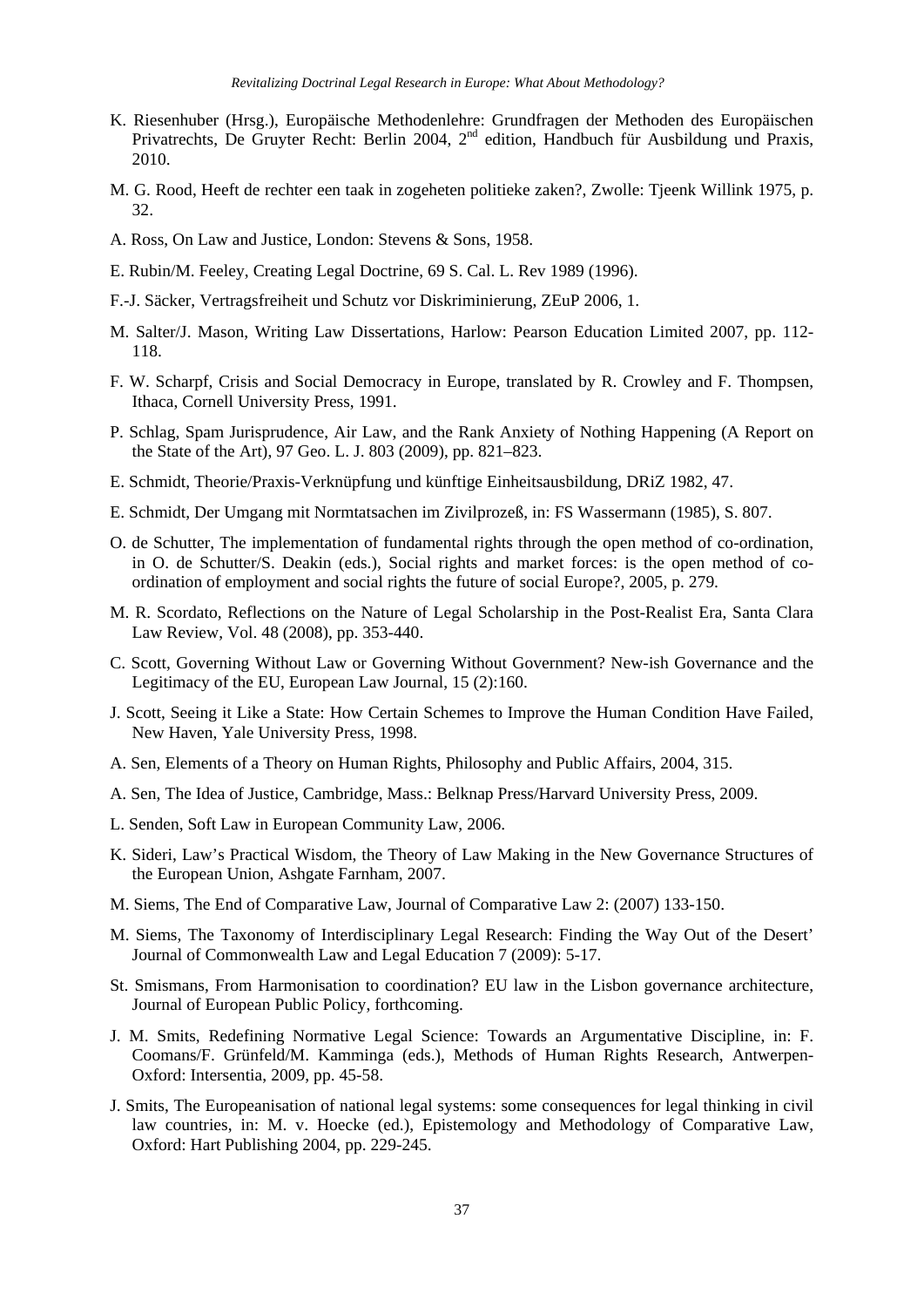K. Riesenhuber (Hrsg.), Europäische Methodenlehre: Grundfragen der Methoden des Europäischen Privatrechts, De Gruyter Recht: Berlin 2004, 2nd edition, Handbuch für Ausbildung und Praxis, 2010.

M. G. Rood, Heeft de rechter een taak in zogeheten politieke zaken?, Zwolle: Tjeenk Willink 1975, p. 32.

A. Ross, On Law and Justice, London: Stevens & Sons, 1958.

E. Rubin/M. Feeley, Creating Legal Doctrine, 69 S. Cal. L. Rev 1989 (1996).

F.-J. Säcker, Vertragsfreiheit und Schutz vor Diskriminierung, ZEuP 2006, 1.

M. Salter/J. Mason, Writing Law Dissertations, Harlow: Pearson Education Limited 2007, pp. 112-118.

F. W. Scharpf, Crisis and Social Democracy in Europe, translated by R. Crowley and F. Thompsen, Ithaca, Cornell University Press, 1991.

P. Schlag, Spam Jurisprudence, Air Law, and the Rank Anxiety of Nothing Happening (A Report on the State of the Art), 97 Geo. L. J. 803 (2009), pp. 821–823.

E. Schmidt, Theorie/Praxis-Verknüpfung und künftige Einheitsausbildung, DRiZ 1982, 47.

E. Schmidt, Der Umgang mit Normtatsachen im Zivilprozeß, in: FS Wassermann (1985), S. 807.

O. de Schutter, The implementation of fundamental rights through the open method of co-ordination, in O. de Schutter/S. Deakin (eds.), Social rights and market forces: is the open method of co-ordination of employment and social rights the future of social Europe?, 2005, p. 279.

M. R. Scordato, Reflections on the Nature of Legal Scholarship in the Post-Realist Era, Santa Clara Law Review, Vol. 48 (2008), pp. 353-440.

C. Scott, Governing Without Law or Governing Without Government? New-ish Governance and the Legitimacy of the EU, European Law Journal, 15 (2):160.

J. Scott, Seeing it Like a State: How Certain Schemes to Improve the Human Condition Have Failed, New Haven, Yale University Press, 1998.

A. Sen, Elements of a Theory on Human Rights, Philosophy and Public Affairs, 2004, 315.

A. Sen, The Idea of Justice, Cambridge, Mass.: Belknap Press/Harvard University Press, 2009.

L. Senden, Soft Law in European Community Law, 2006.

K. Sideri, Law's Practical Wisdom, the Theory of Law Making in the New Governance Structures of the European Union, Ashgate Farnham, 2007.

M. Siems, The End of Comparative Law, Journal of Comparative Law 2: (2007) 133-150.

M. Siems, The Taxonomy of Interdisciplinary Legal Research: Finding the Way Out of the Desert' Journal of Commonwealth Law and Legal Education 7 (2009): 5-17.

St. Smismans, From Harmonisation to coordination? EU law in the Lisbon governance architecture, Journal of European Public Policy, forthcoming.

J. M. Smits, Redefining Normative Legal Science: Towards an Argumentative Discipline, in: F. Coomans/F. Grünfeld/M. Kamminga (eds.), Methods of Human Rights Research, Antwerpen-Oxford: Intersentia, 2009, pp. 45-58.

J. Smits, The Europeanisation of national legal systems: some consequences for legal thinking in civil law countries, in: M. v. Hoecke (ed.), Epistemology and Methodology of Comparative Law, Oxford: Hart Publishing 2004, pp. 229-245.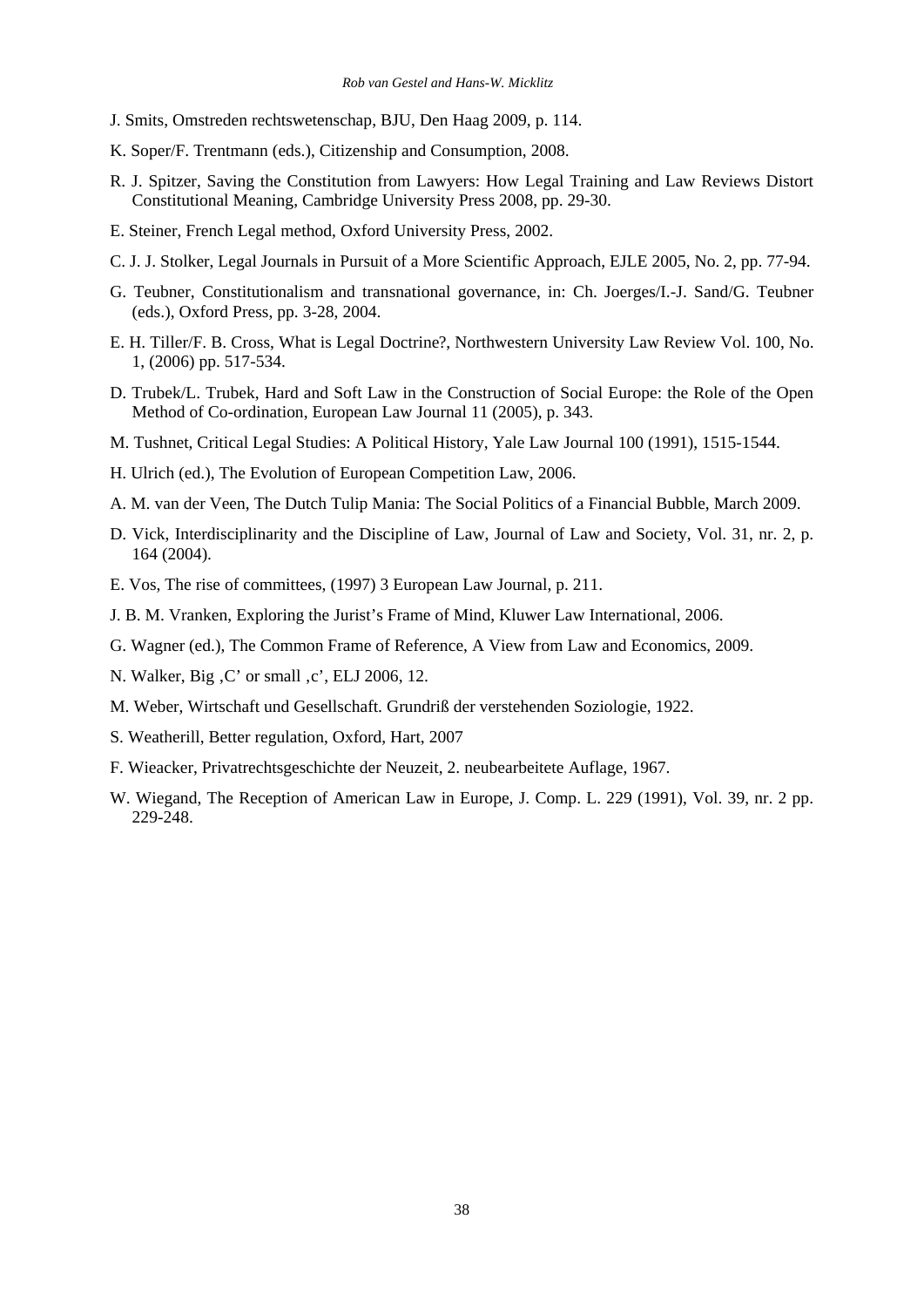J. Smits, Omstreden rechtswetenschap, BJU, Den Haag 2009, p. 114.

K. Soper/F. Trentmann (eds.), Citizenship and Consumption, 2008.

R. J. Spitzer, Saving the Constitution from Lawyers: How Legal Training and Law Reviews Distort Constitutional Meaning, Cambridge University Press 2008, pp. 29-30.

E. Steiner, French Legal method, Oxford University Press, 2002.

C. J. J. Stolker, Legal Journals in Pursuit of a More Scientific Approach, EJLE 2005, No. 2, pp. 77-94.

G. Teubner, Constitutionalism and transnational governance, in: Ch. Joerges/I.-J. Sand/G. Teubner (eds.), Oxford Press, pp. 3-28, 2004.

E. H. Tiller/F. B. Cross, What is Legal Doctrine?, Northwestern University Law Review Vol. 100, No. 1, (2006) pp. 517-534.

D. Trubek/L. Trubek, Hard and Soft Law in the Construction of Social Europe: the Role of the Open Method of Co-ordination, European Law Journal 11 (2005), p. 343.

M. Tushnet, Critical Legal Studies: A Political History, Yale Law Journal 100 (1991), 1515-1544.

H. Ulrich (ed.), The Evolution of European Competition Law, 2006.

A. M. van der Veen, The Dutch Tulip Mania: The Social Politics of a Financial Bubble, March 2009.

D. Vick, Interdisciplinarity and the Discipline of Law, Journal of Law and Society, Vol. 31, nr. 2, p. 164 (2004).

E. Vos, The rise of committees, (1997) 3 European Law Journal, p. 211.

J. B. M. Vranken, Exploring the Jurist's Frame of Mind, Kluwer Law International, 2006.

G. Wagner (ed.), The Common Frame of Reference, A View from Law and Economics, 2009.

N. Walker, Big ‚C' or small ‚c', ELJ 2006, 12.

M. Weber, Wirtschaft und Gesellschaft. Grundriß der verstehenden Soziologie, 1922.

S. Weatherill, Better regulation, Oxford, Hart, 2007

F. Wieacker, Privatrechtsgeschichte der Neuzeit, 2. neubearbeitete Auflage, 1967.

W. Wiegand, The Reception of American Law in Europe, J. Comp. L. 229 (1991), Vol. 39, nr. 2 pp. 229-248.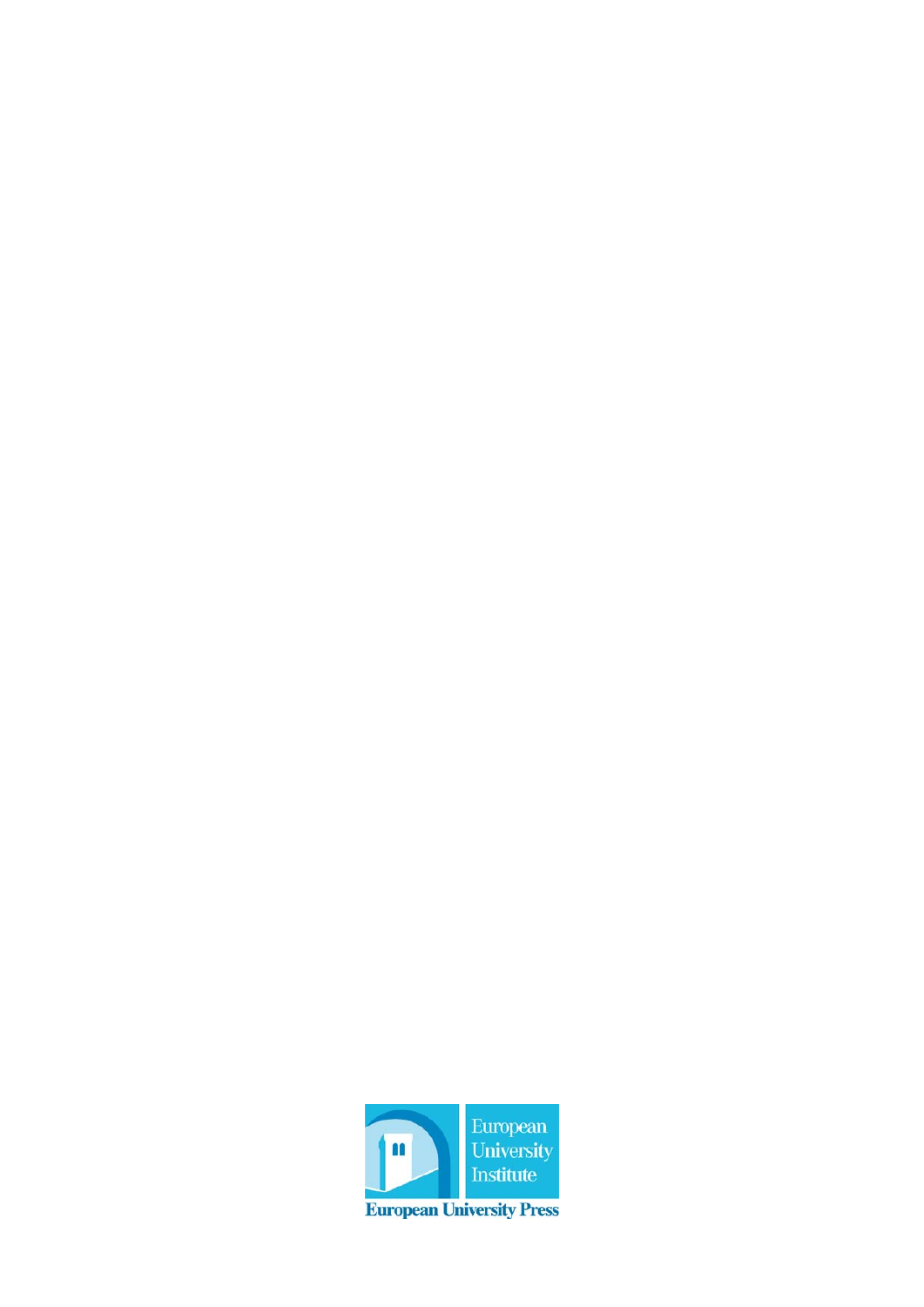European University Institute

European University Press